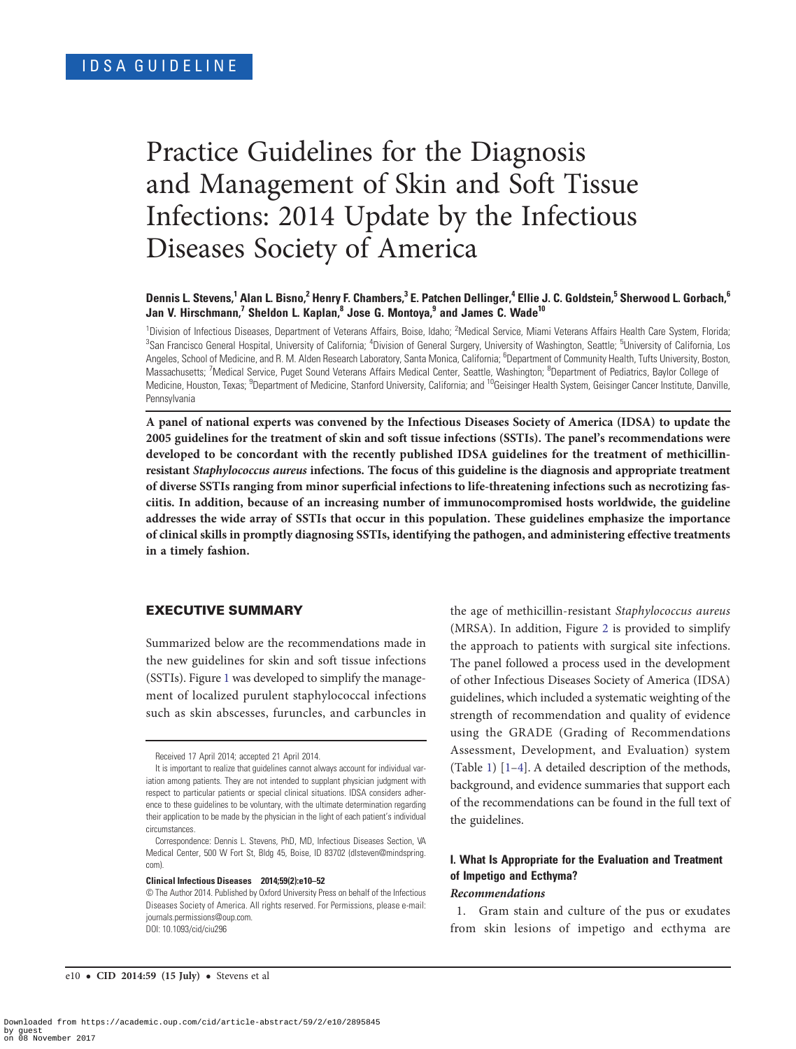IDSA GUIDELINE

# Practice Guidelines for the Diagnosis and Management of Skin and Soft Tissue Infections: 2014 Update by the Infectious Diseases Society of America

**Dennis L. Stevens,[1] Alan L. Bisno,[2] Henry F. Chambers,[3] E. Patchen Dellinger,[4] Ellie J. C. Goldstein,[5] Sherwood L. Gorbach,[6] Jan V. Hirschmann,[7] Sheldon L. Kaplan,[8] Jose G. Montoya,[9] and James C. Wade[10]**

[1]Division of Infectious Diseases, Department of Veterans Affairs, Boise, Idaho; [2]Medical Service, Miami Veterans Affairs Health Care System, Florida; [3]San Francisco General Hospital, University of California; [4]Division of General Surgery, University of Washington, Seattle; [5]University of California, Los Angeles, School of Medicine, and R. M. Alden Research Laboratory, Santa Monica, California; [6]Department of Community Health, Tufts University, Boston, Massachusetts; [7]Medical Service, Puget Sound Veterans Affairs Medical Center, Seattle, Washington; [8]Department of Pediatrics, Baylor College of Medicine, Houston, Texas; [9]Department of Medicine, Stanford University, California; and [10]Geisinger Health System, Geisinger Cancer Institute, Danville, Pennsylvania

**A panel of national experts was convened by the Infectious Diseases Society of America (IDSA) to update the 2005 guidelines for the treatment of skin and soft tissue infections (SSTIs). The panel's recommendations were developed to be concordant with the recently published IDSA guidelines for the treatment of methicillin-resistant *Staphylococcus aureus* infections. The focus of this guideline is the diagnosis and appropriate treatment of diverse SSTIs ranging from minor superficial infections to life-threatening infections such as necrotizing fasciitis. In addition, because of an increasing number of immunocompromised hosts worldwide, the guideline addresses the wide array of SSTIs that occur in this population. These guidelines emphasize the importance of clinical skills in promptly diagnosing SSTIs, identifying the pathogen, and administering effective treatments in a timely fashion.**

## EXECUTIVE SUMMARY

Summarized below are the recommendations made in the new guidelines for skin and soft tissue infections (SSTIs). Figure 1 was developed to simplify the management of localized purulent staphylococcal infections such as skin abscesses, furuncles, and carbuncles in the age of methicillin-resistant *Staphylococcus aureus* (MRSA). In addition, Figure 2 is provided to simplify the approach to patients with surgical site infections. The panel followed a process used in the development of other Infectious Diseases Society of America (IDSA) guidelines, which included a systematic weighting of the strength of recommendation and quality of evidence using the GRADE (Grading of Recommendations Assessment, Development, and Evaluation) system (Table 1) [1–4]. A detailed description of the methods, background, and evidence summaries that support each of the recommendations can be found in the full text of the guidelines.

### I. What Is Appropriate for the Evaluation and Treatment of Impetigo and Ecthyma?

*Recommendations*

1. Gram stain and culture of the pus or exudates from skin lesions of impetigo and ecthyma are

Received 17 April 2014; accepted 21 April 2014.

It is important to realize that guidelines cannot always account for individual variation among patients. They are not intended to supplant physician judgment with respect to particular patients or special clinical situations. IDSA considers adherence to these guidelines to be voluntary, with the ultimate determination regarding their application to be made by the physician in the light of each patient's individual circumstances.

Correspondence: Dennis L. Stevens, PhD, MD, Infectious Diseases Section, VA Medical Center, 500 W Fort St, Bldg 45, Boise, ID 83702 (dlsteven@mindspring.com).

**Clinical Infectious Diseases 2014;59(2):e10–52**

© The Author 2014. Published by Oxford University Press on behalf of the Infectious Diseases Society of America. All rights reserved. For Permissions, please e-mail: journals.permissions@oup.com.

DOI: 10.1093/cid/ciu296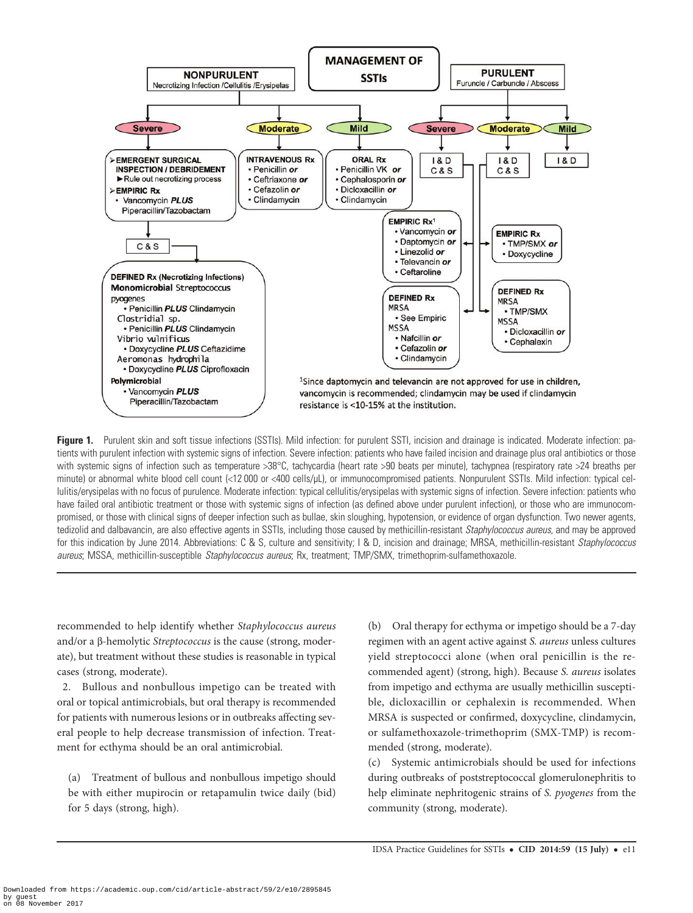**MANAGEMENT OF SSTIs**

**NONPURULENT**
Necrotizing Infection /Cellulitis /Erysipelas

**Severe**
- EMERGENT SURGICAL INSPECTION / DEBRIDEMENT
  - Rule out necrotizing process
- EMPIRIC Rx
  - Vancomycin *PLUS* Piperacillin/Tazobactam

C & S

**DEFINED Rx (Necrotizing Infections)**

**Monomicrobial** Streptococcus pyogenes
- Penicillin *PLUS* Clindamycin

Clostridial sp.
- Penicillin *PLUS* Clindamycin

Vibrio vulnificus
- Doxycycline *PLUS* Ceftazidime

Aeromonas hydrophila
- Doxycycline *PLUS* Ciprofloxacin

**Polymicrobial**
- Vancomycin *PLUS* Piperacillin/Tazobactam

**Moderate**

INTRAVENOUS Rx
- Penicillin *or*
- Ceftriaxone *or*
- Cefazolin *or*
- Clindamycin

**Mild**

ORAL Rx
- Penicillin VK *or*
- Cephalosporin *or*
- Dicloxacillin *or*
- Clindamycin

**PURULENT**
Furuncle / Carbuncle / Abscess

**Severe**

I & D
C & S

EMPIRIC Rx[1]
- Vancomycin *or*
- Daptomycin *or*
- Linezolid *or*
- Televancin *or*
- Ceftaroline

DEFINED Rx
MRSA
- See Empiric

MSSA
- Nafcillin *or*
- Cefazolin *or*
- Clindamycin

**Moderate**

I & D
C & S

EMPIRIC Rx
- TMP/SMX *or*
- Doxycycline

DEFINED Rx
MRSA
- TMP/SMX

MSSA
- Dicloxacillin *or*
- Cephalexin

**Mild**

I & D

[1]Since daptomycin and televancin are not approved for use in children, vancomycin is recommended; clindamycin may be used if clindamycin resistance is <10-15% at the institution.

**Figure 1.** Purulent skin and soft tissue infections (SSTIs). Mild infection: for purulent SSTI, incision and drainage is indicated. Moderate infection: patients with purulent infection with systemic signs of infection. Severe infection: patients who have failed incision and drainage plus oral antibiotics or those with systemic signs of infection such as temperature >38°C, tachycardia (heart rate >90 beats per minute), tachypnea (respiratory rate >24 breaths per minute) or abnormal white blood cell count (<12 000 or <400 cells/µL), or immunocompromised patients. Nonpurulent SSTIs. Mild infection: typical cellulitis/erysipelas with no focus of purulence. Moderate infection: typical cellulitis/erysipelas with systemic signs of infection. Severe infection: patients who have failed oral antibiotic treatment or those with systemic signs of infection (as defined above under purulent infection), or those who are immunocompromised, or those with clinical signs of deeper infection such as bullae, skin sloughing, hypotension, or evidence of organ dysfunction. Two newer agents, tedizolid and dalbavancin, are also effective agents in SSTIs, including those caused by methicillin-resistant *Staphylococcus aureus*, and may be approved for this indication by June 2014. Abbreviations: C & S, culture and sensitivity; I & D, incision and drainage; MRSA, methicillin-resistant *Staphylococcus aureus*; MSSA, methicillin-susceptible *Staphylococcus aureus*; Rx, treatment; TMP/SMX, trimethoprim-sulfamethoxazole.

recommended to help identify whether *Staphylococcus aureus* and/or a β-hemolytic *Streptococcus* is the cause (strong, moderate), but treatment without these studies is reasonable in typical cases (strong, moderate).

2. Bullous and nonbullous impetigo can be treated with oral or topical antimicrobials, but oral therapy is recommended for patients with numerous lesions or in outbreaks affecting several people to help decrease transmission of infection. Treatment for ecthyma should be an oral antimicrobial.

(a) Treatment of bullous and nonbullous impetigo should be with either mupirocin or retapamulin twice daily (bid) for 5 days (strong, high).

(b) Oral therapy for ecthyma or impetigo should be a 7-day regimen with an agent active against *S. aureus* unless cultures yield streptococci alone (when oral penicillin is the recommended agent) (strong, high). Because *S. aureus* isolates from impetigo and ecthyma are usually methicillin susceptible, dicloxacillin or cephalexin is recommended. When MRSA is suspected or confirmed, doxycycline, clindamycin, or sulfamethoxazole-trimethoprim (SMX-TMP) is recommended (strong, moderate).

(c) Systemic antimicrobials should be used for infections during outbreaks of poststreptococcal glomerulonephritis to help eliminate nephritogenic strains of *S. pyogenes* from the community (strong, moderate).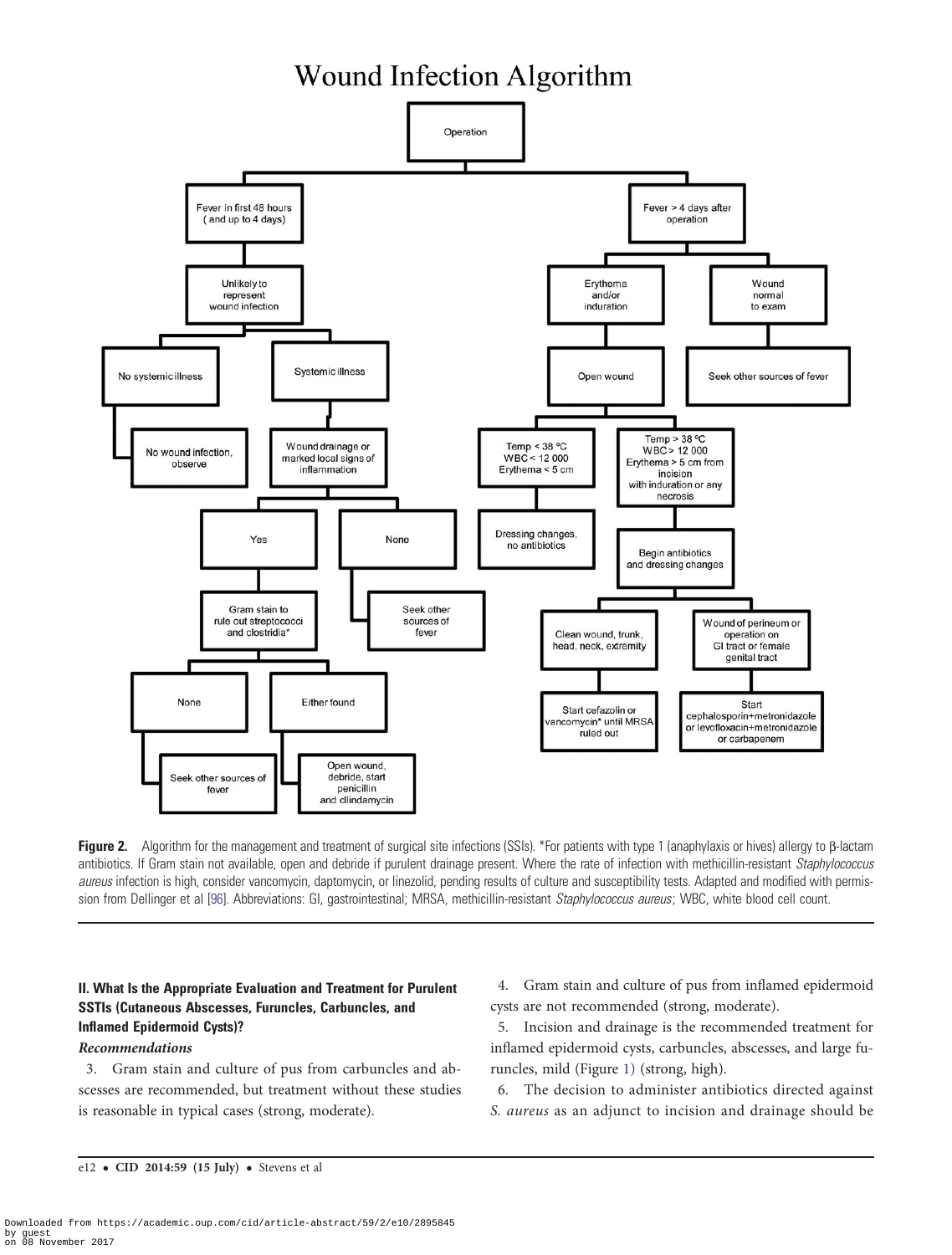## Wound Infection Algorithm

- Operation
  - Fever in first 48 hours (and up to 4 days)
    - Unlikely to represent wound infection
      - No systemic illness
        - No wound infection, observe
      - Systemic illness
        - Wound drainage or marked local signs of inflammation
          - Yes
            - Gram stain to rule out streptococci and clostridia*
              - None
                - Seek other sources of fever
              - Either found
                - Open wound, debride, start penicillin and clindamycin
          - None
            - Seek other sources of fever
  - Fever > 4 days after operation
    - Erythema and/or induration
      - Open wound
        - Temp < 38 °C, WBC < 12 000, Erythema < 5 cm
          - Dressing changes, no antibiotics
        - Temp > 38 °C, WBC > 12 000, Erythema > 5 cm from incision with induration or any necrosis
          - Begin antibiotics and dressing changes
            - Clean wound, trunk, head, neck, extremity
              - Start cefazolin or vancomycin* until MRSA ruled out
            - Wound of perineum or operation on GI tract or female genital tract
              - Start cephalosporin+metronidazole or levofloxacin+metronidazole or carbapenem
    - Wound normal to exam
      - Seek other sources of fever

**Figure 2.** Algorithm for the management and treatment of surgical site infections (SSIs). *For patients with type 1 (anaphylaxis or hives) allergy to β-lactam antibiotics. If Gram stain not available, open and debride if purulent drainage present. Where the rate of infection with methicillin-resistant *Staphylococcus aureus* infection is high, consider vancomycin, daptomycin, or linezolid, pending results of culture and susceptibility tests. Adapted and modified with permission from Dellinger et al [96]. Abbreviations: GI, gastrointestinal; MRSA, methicillin-resistant *Staphylococcus aureus*; WBC, white blood cell count.

### II. What Is the Appropriate Evaluation and Treatment for Purulent SSTIs (Cutaneous Abscesses, Furuncles, Carbuncles, and Inflamed Epidermoid Cysts)?

#### *Recommendations*

3. Gram stain and culture of pus from carbuncles and abscesses are recommended, but treatment without these studies is reasonable in typical cases (strong, moderate).

4. Gram stain and culture of pus from inflamed epidermoid cysts are not recommended (strong, moderate).

5. Incision and drainage is the recommended treatment for inflamed epidermoid cysts, carbuncles, abscesses, and large furuncles, mild (Figure 1) (strong, high).

6. The decision to administer antibiotics directed against *S. aureus* as an adjunct to incision and drainage should be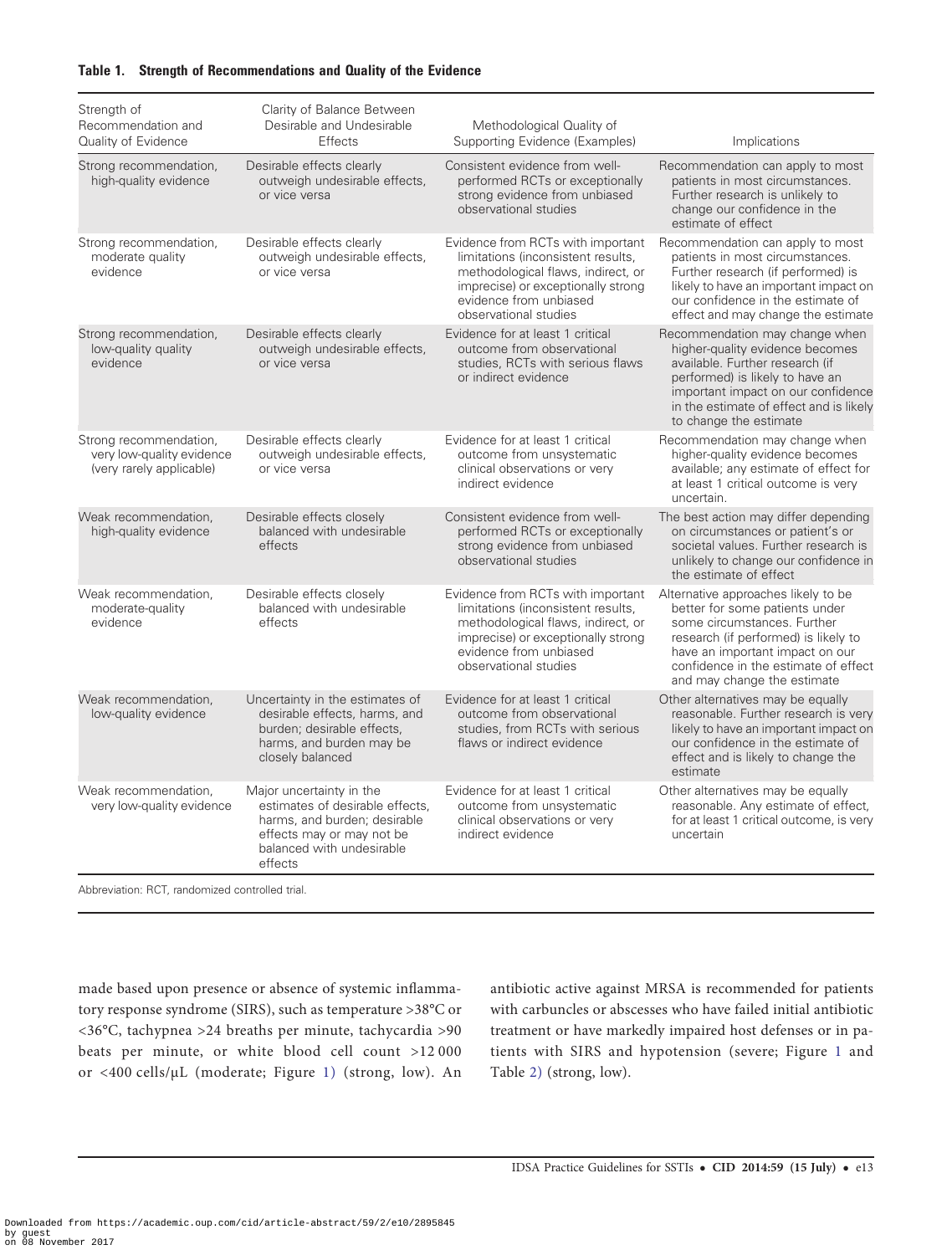**Table 1. Strength of Recommendations and Quality of the Evidence**

| Strength of Recommendation and Quality of Evidence | Clarity of Balance Between Desirable and Undesirable Effects | Methodological Quality of Supporting Evidence (Examples) | Implications |
|---|---|---|---|
| Strong recommendation, high-quality evidence | Desirable effects clearly outweigh undesirable effects, or vice versa | Consistent evidence from well-performed RCTs or exceptionally strong evidence from unbiased observational studies | Recommendation can apply to most patients in most circumstances. Further research is unlikely to change our confidence in the estimate of effect |
| Strong recommendation, moderate quality evidence | Desirable effects clearly outweigh undesirable effects, or vice versa | Evidence from RCTs with important limitations (inconsistent results, methodological flaws, indirect, or imprecise) or exceptionally strong evidence from unbiased observational studies | Recommendation can apply to most patients in most circumstances. Further research (if performed) is likely to have an important impact on our confidence in the estimate of effect and may change the estimate |
| Strong recommendation, low-quality quality evidence | Desirable effects clearly outweigh undesirable effects, or vice versa | Evidence for at least 1 critical outcome from observational studies, RCTs with serious flaws or indirect evidence | Recommendation may change when higher-quality evidence becomes available. Further research (if performed) is likely to have an important impact on our confidence in the estimate of effect and is likely to change the estimate |
| Strong recommendation, very low-quality evidence (very rarely applicable) | Desirable effects clearly outweigh undesirable effects, or vice versa | Evidence for at least 1 critical outcome from unsystematic clinical observations or very indirect evidence | Recommendation may change when higher-quality evidence becomes available; any estimate of effect for at least 1 critical outcome is very uncertain. |
| Weak recommendation, high-quality evidence | Desirable effects closely balanced with undesirable effects | Consistent evidence from well-performed RCTs or exceptionally strong evidence from unbiased observational studies | The best action may differ depending on circumstances or patient's or societal values. Further research is unlikely to change our confidence in the estimate of effect |
| Weak recommendation, moderate-quality evidence | Desirable effects closely balanced with undesirable effects | Evidence from RCTs with important limitations (inconsistent results, methodological flaws, indirect, or imprecise) or exceptionally strong evidence from unbiased observational studies | Alternative approaches likely to be better for some patients under some circumstances. Further research (if performed) is likely to have an important impact on our confidence in the estimate of effect and may change the estimate |
| Weak recommendation, low-quality evidence | Uncertainty in the estimates of desirable effects, harms, and burden; desirable effects, harms, and burden may be closely balanced | Evidence for at least 1 critical outcome from observational studies, from RCTs with serious flaws or indirect evidence | Other alternatives may be equally reasonable. Further research is very likely to have an important impact on our confidence in the estimate of effect and is likely to change the estimate |
| Weak recommendation, very low-quality evidence | Major uncertainty in the estimates of desirable effects, harms, and burden; desirable effects may or may not be balanced with undesirable effects | Evidence for at least 1 critical outcome from unsystematic clinical observations or very indirect evidence | Other alternatives may be equally reasonable. Any estimate of effect, for at least 1 critical outcome, is very uncertain |

Abbreviation: RCT, randomized controlled trial.

made based upon presence or absence of systemic inflammatory response syndrome (SIRS), such as temperature >38°C or <36°C, tachypnea >24 breaths per minute, tachycardia >90 beats per minute, or white blood cell count >12 000 or <400 cells/µL (moderate; Figure 1) (strong, low). An antibiotic active against MRSA is recommended for patients with carbuncles or abscesses who have failed initial antibiotic treatment or have markedly impaired host defenses or in patients with SIRS and hypotension (severe; Figure 1 and Table 2) (strong, low).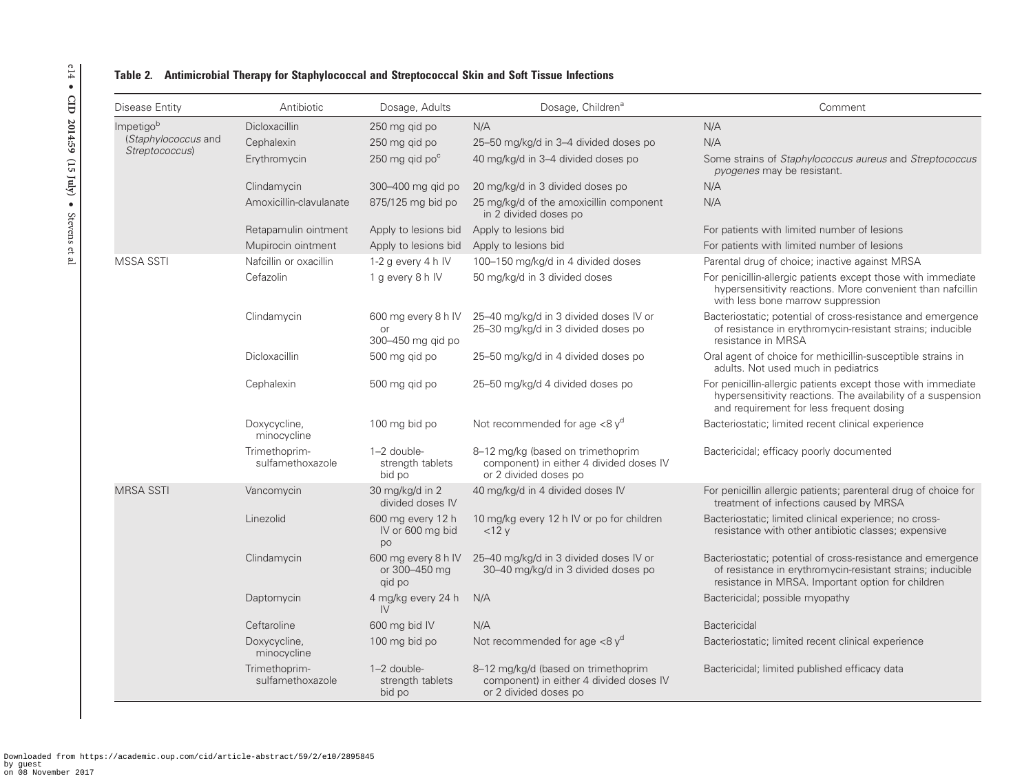**Table 2. Antimicrobial Therapy for Staphylococcal and Streptococcal Skin and Soft Tissue Infections**

| Disease Entity | Antibiotic | Dosage, Adults | Dosage, Children[a] | Comment |
|---|---|---|---|---|
| Impetigo[b] (*Staphylococcus* and *Streptococcus*) | Dicloxacillin | 250 mg qid po | N/A | N/A |
| | Cephalexin | 250 mg qid po | 25–50 mg/kg/d in 3–4 divided doses po | N/A |
| | Erythromycin | 250 mg qid po[c] | 40 mg/kg/d in 3–4 divided doses po | Some strains of *Staphylococcus aureus* and *Streptococcus pyogenes* may be resistant. |
| | Clindamycin | 300–400 mg qid po | 20 mg/kg/d in 3 divided doses po | N/A |
| | Amoxicillin-clavulanate | 875/125 mg bid po | 25 mg/kg/d of the amoxicillin component in 2 divided doses po | N/A |
| | Retapamulin ointment | Apply to lesions bid | Apply to lesions bid | For patients with limited number of lesions |
| | Mupirocin ointment | Apply to lesions bid | Apply to lesions bid | For patients with limited number of lesions |
| MSSA SSTI | Nafcillin or oxacillin | 1-2 g every 4 h IV | 100–150 mg/kg/d in 4 divided doses | Parental drug of choice; inactive against MRSA |
| | Cefazolin | 1 g every 8 h IV | 50 mg/kg/d in 3 divided doses | For penicillin-allergic patients except those with immediate hypersensitivity reactions. More convenient than nafcillin with less bone marrow suppression |
| | Clindamycin | 600 mg every 8 h IV or 300–450 mg qid po | 25–40 mg/kg/d in 3 divided doses IV or 25–30 mg/kg/d in 3 divided doses po | Bacteriostatic; potential of cross-resistance and emergence of resistance in erythromycin-resistant strains; inducible resistance in MRSA |
| | Dicloxacillin | 500 mg qid po | 25–50 mg/kg/d in 4 divided doses po | Oral agent of choice for methicillin-susceptible strains in adults. Not used much in pediatrics |
| | Cephalexin | 500 mg qid po | 25–50 mg/kg/d 4 divided doses po | For penicillin-allergic patients except those with immediate hypersensitivity reactions. The availability of a suspension and requirement for less frequent dosing |
| | Doxycycline, minocycline | 100 mg bid po | Not recommended for age <8 y[d] | Bacteriostatic; limited recent clinical experience |
| | Trimethoprim-sulfamethoxazole | 1–2 double-strength tablets bid po | 8–12 mg/kg (based on trimethoprim component) in either 4 divided doses IV or 2 divided doses po | Bactericidal; efficacy poorly documented |
| MRSA SSTI | Vancomycin | 30 mg/kg/d in 2 divided doses IV | 40 mg/kg/d in 4 divided doses IV | For penicillin allergic patients; parenteral drug of choice for treatment of infections caused by MRSA |
| | Linezolid | 600 mg every 12 h IV or 600 mg bid po | 10 mg/kg every 12 h IV or po for children <12 y | Bacteriostatic; limited clinical experience; no cross-resistance with other antibiotic classes; expensive |
| | Clindamycin | 600 mg every 8 h IV or 300–450 mg qid po | 25–40 mg/kg/d in 3 divided doses IV or 30–40 mg/kg/d in 3 divided doses po | Bacteriostatic; potential of cross-resistance and emergence of resistance in erythromycin-resistant strains; inducible resistance in MRSA. Important option for children |
| | Daptomycin | 4 mg/kg every 24 h IV | N/A | Bactericidal; possible myopathy |
| | Ceftaroline | 600 mg bid IV | N/A | Bactericidal |
| | Doxycycline, minocycline | 100 mg bid po | Not recommended for age <8 y[d] | Bacteriostatic; limited recent clinical experience |
| | Trimethoprim-sulfamethoxazole | 1–2 double-strength tablets bid po | 8–12 mg/kg/d (based on trimethoprim component) in either 4 divided doses IV or 2 divided doses po | Bactericidal; limited published efficacy data |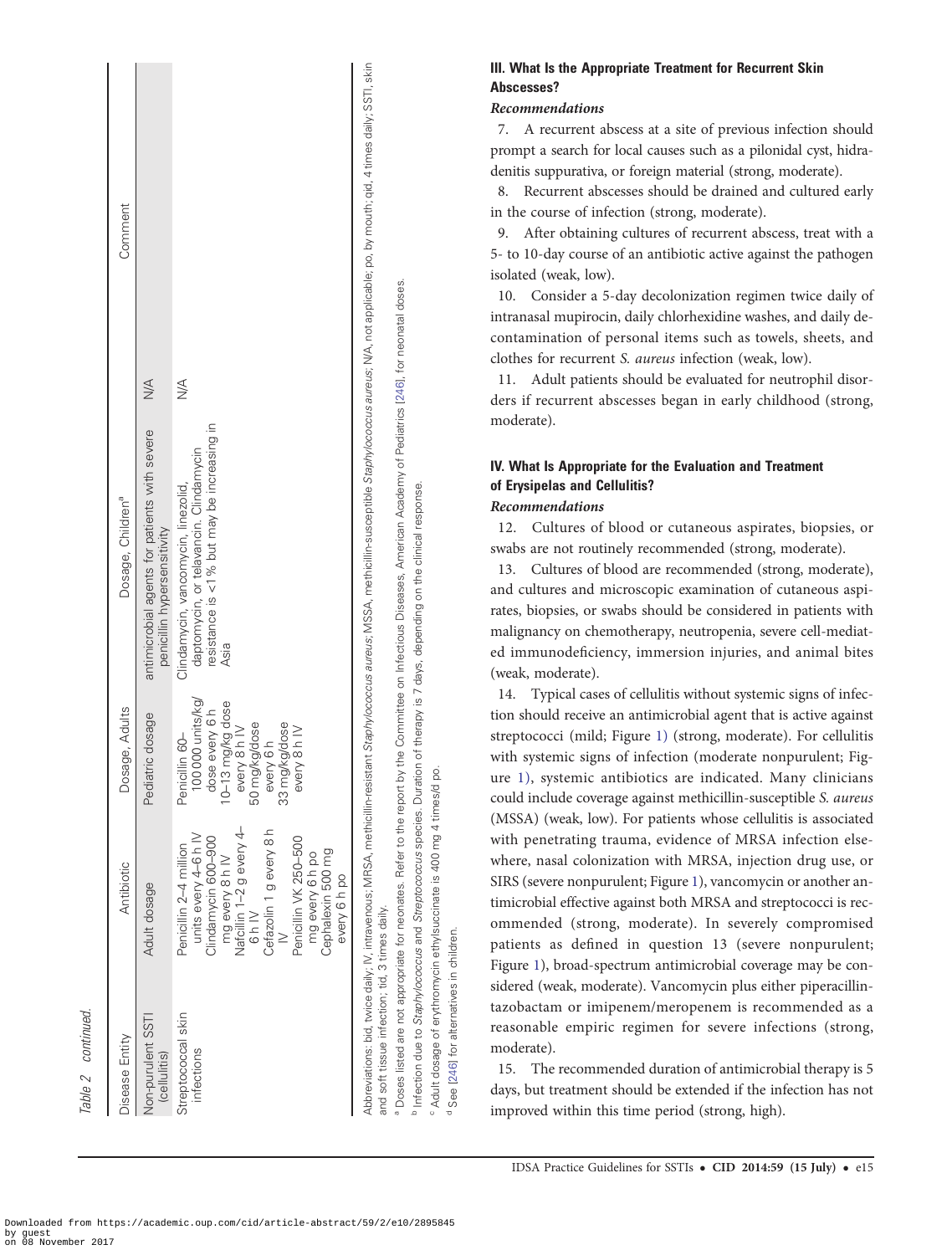Table 2 continued.

| Disease Entity | Antibiotic | Dosage, Adults | Dosage, Children[a] | Comment |
|---|---|---|---|---|
| Non-purulent SSTI (cellulitis) | Adult dosage | Pediatric dosage | antimicrobial agents for patients with severe penicillin hypersensitivity | N/A |
| Streptococcal skin infections | Penicillin 2–4 million units every 4–6 h IV<br>Clindamycin 600–900 mg every 8 h IV<br>Nafcillin 1–2 g every 4–6 h IV<br>Cefazolin 1 g every 8 h IV<br>Penicillin VK 250–500 mg every 6 h po<br>Cephalexin 500 mg every 6 h po | Penicillin 60–100 000 units/kg/dose every 6 h<br>10–13 mg/kg dose every 8 h IV<br>50 mg/kg/dose every 6 h<br>33 mg/kg/dose every 8 h IV | Clindamycin, vancomycin, linezolid, daptomycin, or telavancin. Clindamycin resistance is <1% but may be increasing in Asia | N/A |

Abbreviations: bid, twice daily; IV, intravenous; MRSA, methicillin-resistant *Staphylococcus aureus*; MSSA, methicillin-susceptible *Staphylococcus aureus*; N/A, not applicable; po, by mouth; qid, 4 times daily; SSTI, skin and soft tissue infection; tid, 3 times daily.

[a] Doses listed are not appropriate for neonates. Refer to the report by the Committee on Infectious Diseases, American Academy of Pediatrics [246], for neonatal doses.

[b] Infection due to *Staphylococcus* and *Streptococcus* species. Duration of therapy is 7 days, depending on the clinical response.

[c] Adult dosage of erythromycin ethylsuccinate is 400 mg 4 times/d po.

[d] See [246] for alternatives in children.

### III. What Is the Appropriate Treatment for Recurrent Skin Abscesses?

#### *Recommendations*

7. A recurrent abscess at a site of previous infection should prompt a search for local causes such as a pilonidal cyst, hidradenitis suppurativa, or foreign material (strong, moderate).

8. Recurrent abscesses should be drained and cultured early in the course of infection (strong, moderate).

9. After obtaining cultures of recurrent abscess, treat with a 5- to 10-day course of an antibiotic active against the pathogen isolated (weak, low).

10. Consider a 5-day decolonization regimen twice daily of intranasal mupirocin, daily chlorhexidine washes, and daily decontamination of personal items such as towels, sheets, and clothes for recurrent *S. aureus* infection (weak, low).

11. Adult patients should be evaluated for neutrophil disorders if recurrent abscesses began in early childhood (strong, moderate).

### IV. What Is Appropriate for the Evaluation and Treatment of Erysipelas and Cellulitis?

#### *Recommendations*

12. Cultures of blood or cutaneous aspirates, biopsies, or swabs are not routinely recommended (strong, moderate).

13. Cultures of blood are recommended (strong, moderate), and cultures and microscopic examination of cutaneous aspirates, biopsies, or swabs should be considered in patients with malignancy on chemotherapy, neutropenia, severe cell-mediated immunodeficiency, immersion injuries, and animal bites (weak, moderate).

14. Typical cases of cellulitis without systemic signs of infection should receive an antimicrobial agent that is active against streptococci (mild; Figure 1) (strong, moderate). For cellulitis with systemic signs of infection (moderate nonpurulent; Figure 1), systemic antibiotics are indicated. Many clinicians could include coverage against methicillin-susceptible *S. aureus* (MSSA) (weak, low). For patients whose cellulitis is associated with penetrating trauma, evidence of MRSA infection elsewhere, nasal colonization with MRSA, injection drug use, or SIRS (severe nonpurulent; Figure 1), vancomycin or another antimicrobial effective against both MRSA and streptococci is recommended (strong, moderate). In severely compromised patients as defined in question 13 (severe nonpurulent; Figure 1), broad-spectrum antimicrobial coverage may be considered (weak, moderate). Vancomycin plus either piperacillin-tazobactam or imipenem/meropenem is recommended as a reasonable empiric regimen for severe infections (strong, moderate).

15. The recommended duration of antimicrobial therapy is 5 days, but treatment should be extended if the infection has not improved within this time period (strong, high).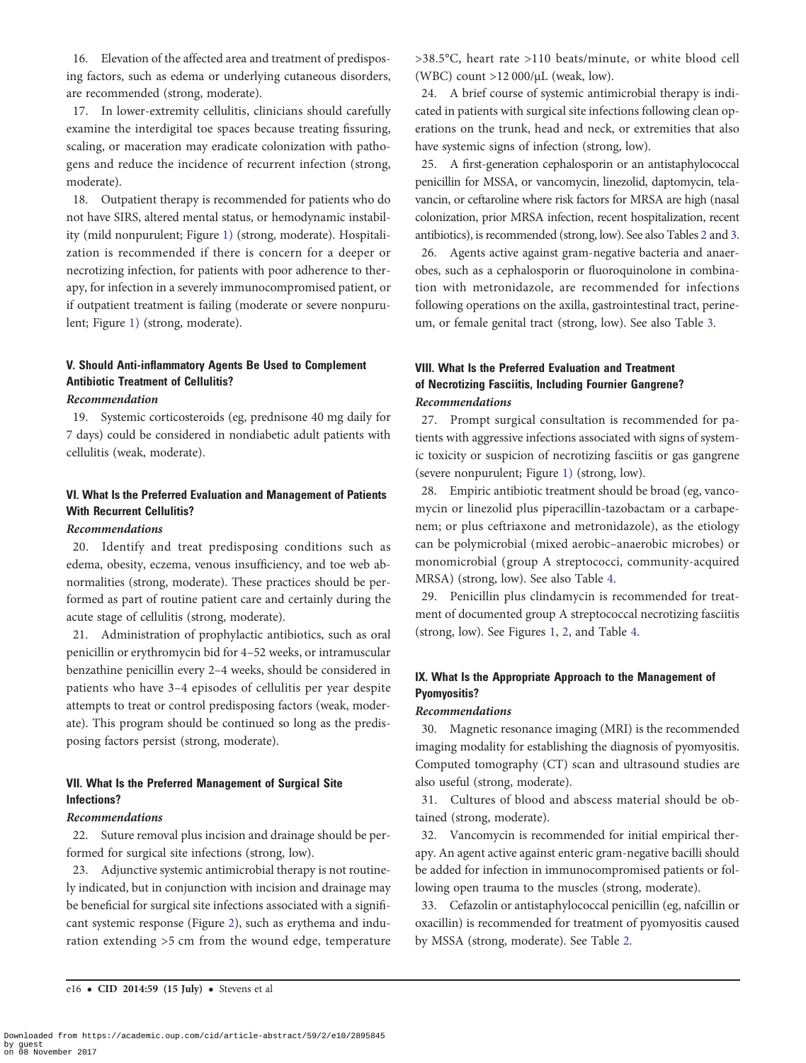16. Elevation of the affected area and treatment of predisposing factors, such as edema or underlying cutaneous disorders, are recommended (strong, moderate).

17. In lower-extremity cellulitis, clinicians should carefully examine the interdigital toe spaces because treating fissuring, scaling, or maceration may eradicate colonization with pathogens and reduce the incidence of recurrent infection (strong, moderate).

18. Outpatient therapy is recommended for patients who do not have SIRS, altered mental status, or hemodynamic instability (mild nonpurulent; Figure 1) (strong, moderate). Hospitalization is recommended if there is concern for a deeper or necrotizing infection, for patients with poor adherence to therapy, for infection in a severely immunocompromised patient, or if outpatient treatment is failing (moderate or severe nonpurulent; Figure 1) (strong, moderate).

### V. Should Anti-inflammatory Agents Be Used to Complement Antibiotic Treatment of Cellulitis?

*Recommendation*

19. Systemic corticosteroids (eg, prednisone 40 mg daily for 7 days) could be considered in nondiabetic adult patients with cellulitis (weak, moderate).

### VI. What Is the Preferred Evaluation and Management of Patients With Recurrent Cellulitis?

*Recommendations*

20. Identify and treat predisposing conditions such as edema, obesity, eczema, venous insufficiency, and toe web abnormalities (strong, moderate). These practices should be performed as part of routine patient care and certainly during the acute stage of cellulitis (strong, moderate).

21. Administration of prophylactic antibiotics, such as oral penicillin or erythromycin bid for 4–52 weeks, or intramuscular benzathine penicillin every 2–4 weeks, should be considered in patients who have 3–4 episodes of cellulitis per year despite attempts to treat or control predisposing factors (weak, moderate). This program should be continued so long as the predisposing factors persist (strong, moderate).

### VII. What Is the Preferred Management of Surgical Site Infections?

*Recommendations*

22. Suture removal plus incision and drainage should be performed for surgical site infections (strong, low).

23. Adjunctive systemic antimicrobial therapy is not routinely indicated, but in conjunction with incision and drainage may be beneficial for surgical site infections associated with a significant systemic response (Figure 2), such as erythema and induration extending >5 cm from the wound edge, temperature >38.5°C, heart rate >110 beats/minute, or white blood cell (WBC) count >12 000/µL (weak, low).

24. A brief course of systemic antimicrobial therapy is indicated in patients with surgical site infections following clean operations on the trunk, head and neck, or extremities that also have systemic signs of infection (strong, low).

25. A first-generation cephalosporin or an antistaphylococcal penicillin for MSSA, or vancomycin, linezolid, daptomycin, telavancin, or ceftaroline where risk factors for MRSA are high (nasal colonization, prior MRSA infection, recent hospitalization, recent antibiotics), is recommended (strong, low). See also Tables 2 and 3.

26. Agents active against gram-negative bacteria and anaerobes, such as a cephalosporin or fluoroquinolone in combination with metronidazole, are recommended for infections following operations on the axilla, gastrointestinal tract, perineum, or female genital tract (strong, low). See also Table 3.

### VIII. What Is the Preferred Evaluation and Treatment of Necrotizing Fasciitis, Including Fournier Gangrene?

*Recommendations*

27. Prompt surgical consultation is recommended for patients with aggressive infections associated with signs of systemic toxicity or suspicion of necrotizing fasciitis or gas gangrene (severe nonpurulent; Figure 1) (strong, low).

28. Empiric antibiotic treatment should be broad (eg, vancomycin or linezolid plus piperacillin-tazobactam or a carbapenem; or plus ceftriaxone and metronidazole), as the etiology can be polymicrobial (mixed aerobic–anaerobic microbes) or monomicrobial (group A streptococci, community-acquired MRSA) (strong, low). See also Table 4.

29. Penicillin plus clindamycin is recommended for treatment of documented group A streptococcal necrotizing fasciitis (strong, low). See Figures 1, 2, and Table 4.

### IX. What Is the Appropriate Approach to the Management of Pyomyositis?

*Recommendations*

30. Magnetic resonance imaging (MRI) is the recommended imaging modality for establishing the diagnosis of pyomyositis. Computed tomography (CT) scan and ultrasound studies are also useful (strong, moderate).

31. Cultures of blood and abscess material should be obtained (strong, moderate).

32. Vancomycin is recommended for initial empirical therapy. An agent active against enteric gram-negative bacilli should be added for infection in immunocompromised patients or following open trauma to the muscles (strong, moderate).

33. Cefazolin or antistaphylococcal penicillin (eg, nafcillin or oxacillin) is recommended for treatment of pyomyositis caused by MSSA (strong, moderate). See Table 2.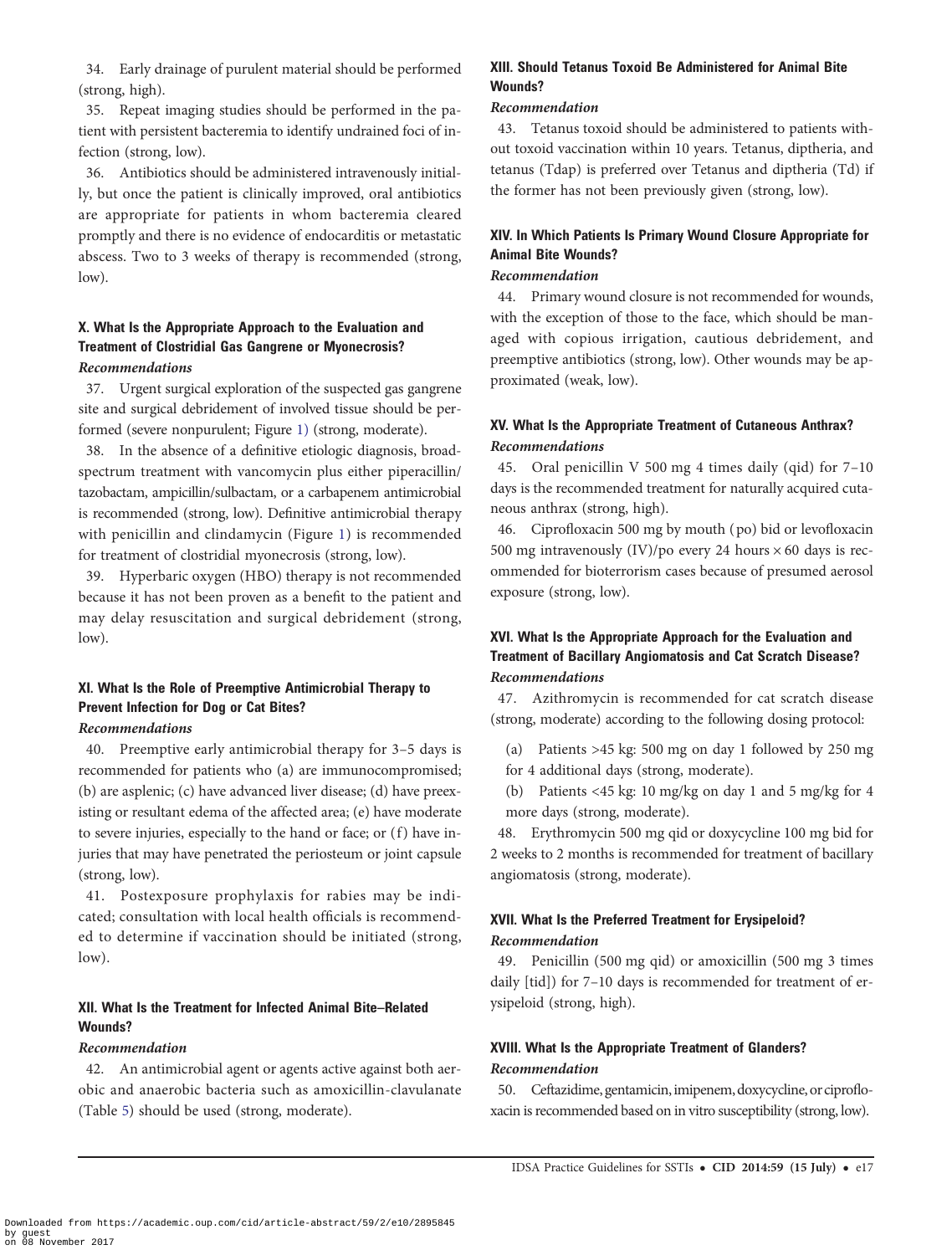34. Early drainage of purulent material should be performed (strong, high).

35. Repeat imaging studies should be performed in the patient with persistent bacteremia to identify undrained foci of infection (strong, low).

36. Antibiotics should be administered intravenously initially, but once the patient is clinically improved, oral antibiotics are appropriate for patients in whom bacteremia cleared promptly and there is no evidence of endocarditis or metastatic abscess. Two to 3 weeks of therapy is recommended (strong, low).

### X. What Is the Appropriate Approach to the Evaluation and Treatment of Clostridial Gas Gangrene or Myonecrosis?

*Recommendations*

37. Urgent surgical exploration of the suspected gas gangrene site and surgical debridement of involved tissue should be performed (severe nonpurulent; Figure 1) (strong, moderate).

38. In the absence of a definitive etiologic diagnosis, broad-spectrum treatment with vancomycin plus either piperacillin/tazobactam, ampicillin/sulbactam, or a carbapenem antimicrobial is recommended (strong, low). Definitive antimicrobial therapy with penicillin and clindamycin (Figure 1) is recommended for treatment of clostridial myonecrosis (strong, low).

39. Hyperbaric oxygen (HBO) therapy is not recommended because it has not been proven as a benefit to the patient and may delay resuscitation and surgical debridement (strong, low).

### XI. What Is the Role of Preemptive Antimicrobial Therapy to Prevent Infection for Dog or Cat Bites?

*Recommendations*

40. Preemptive early antimicrobial therapy for 3–5 days is recommended for patients who (a) are immunocompromised; (b) are asplenic; (c) have advanced liver disease; (d) have preexisting or resultant edema of the affected area; (e) have moderate to severe injuries, especially to the hand or face; or (f) have injuries that may have penetrated the periosteum or joint capsule (strong, low).

41. Postexposure prophylaxis for rabies may be indicated; consultation with local health officials is recommended to determine if vaccination should be initiated (strong, low).

### XII. What Is the Treatment for Infected Animal Bite–Related Wounds?

*Recommendation*

42. An antimicrobial agent or agents active against both aerobic and anaerobic bacteria such as amoxicillin-clavulanate (Table 5) should be used (strong, moderate).

### XIII. Should Tetanus Toxoid Be Administered for Animal Bite Wounds?

*Recommendation*

43. Tetanus toxoid should be administered to patients without toxoid vaccination within 10 years. Tetanus, diptheria, and tetanus (Tdap) is preferred over Tetanus and diptheria (Td) if the former has not been previously given (strong, low).

### XIV. In Which Patients Is Primary Wound Closure Appropriate for Animal Bite Wounds?

*Recommendation*

44. Primary wound closure is not recommended for wounds, with the exception of those to the face, which should be managed with copious irrigation, cautious debridement, and preemptive antibiotics (strong, low). Other wounds may be approximated (weak, low).

### XV. What Is the Appropriate Treatment of Cutaneous Anthrax?

*Recommendations*

45. Oral penicillin V 500 mg 4 times daily (qid) for 7–10 days is the recommended treatment for naturally acquired cutaneous anthrax (strong, high).

46. Ciprofloxacin 500 mg by mouth (po) bid or levofloxacin 500 mg intravenously (IV)/po every 24 hours × 60 days is recommended for bioterrorism cases because of presumed aerosol exposure (strong, low).

### XVI. What Is the Appropriate Approach for the Evaluation and Treatment of Bacillary Angiomatosis and Cat Scratch Disease?

*Recommendations*

47. Azithromycin is recommended for cat scratch disease (strong, moderate) according to the following dosing protocol:

(a) Patients >45 kg: 500 mg on day 1 followed by 250 mg for 4 additional days (strong, moderate).

(b) Patients <45 kg: 10 mg/kg on day 1 and 5 mg/kg for 4 more days (strong, moderate).

48. Erythromycin 500 mg qid or doxycycline 100 mg bid for 2 weeks to 2 months is recommended for treatment of bacillary angiomatosis (strong, moderate).

### XVII. What Is the Preferred Treatment for Erysipeloid?

*Recommendation*

49. Penicillin (500 mg qid) or amoxicillin (500 mg 3 times daily [tid]) for 7–10 days is recommended for treatment of erysipeloid (strong, high).

### XVIII. What Is the Appropriate Treatment of Glanders?

*Recommendation*

50. Ceftazidime, gentamicin, imipenem, doxycycline, or ciprofloxacin is recommended based on in vitro susceptibility (strong, low).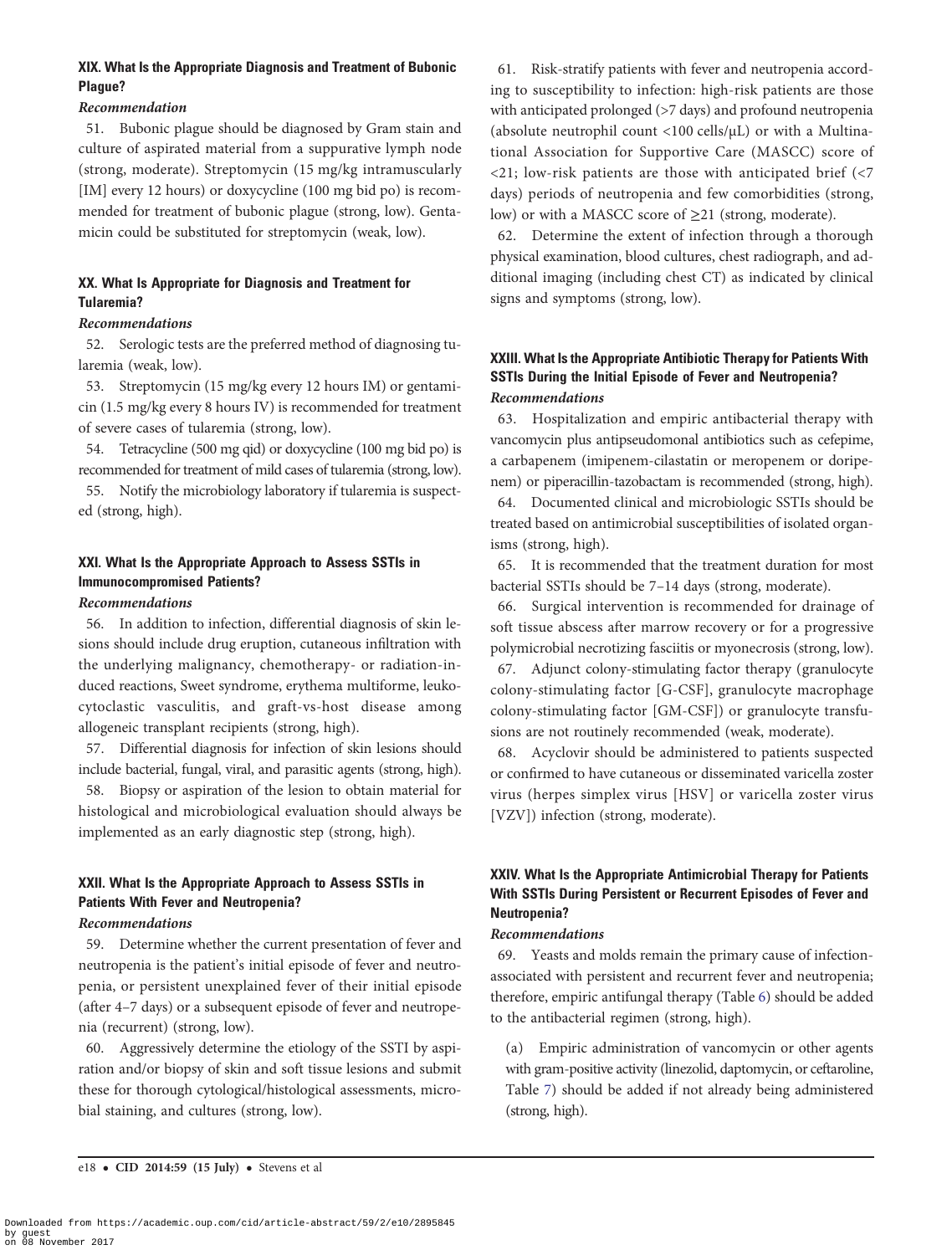### XIX. What Is the Appropriate Diagnosis and Treatment of Bubonic Plague?

*Recommendation*

51. Bubonic plague should be diagnosed by Gram stain and culture of aspirated material from a suppurative lymph node (strong, moderate). Streptomycin (15 mg/kg intramuscularly [IM] every 12 hours) or doxycycline (100 mg bid po) is recommended for treatment of bubonic plague (strong, low). Gentamicin could be substituted for streptomycin (weak, low).

### XX. What Is Appropriate for Diagnosis and Treatment for Tularemia?

*Recommendations*

52. Serologic tests are the preferred method of diagnosing tularemia (weak, low).

53. Streptomycin (15 mg/kg every 12 hours IM) or gentamicin (1.5 mg/kg every 8 hours IV) is recommended for treatment of severe cases of tularemia (strong, low).

54. Tetracycline (500 mg qid) or doxycycline (100 mg bid po) is recommended for treatment of mild cases of tularemia (strong, low).

55. Notify the microbiology laboratory if tularemia is suspected (strong, high).

### XXI. What Is the Appropriate Approach to Assess SSTIs in Immunocompromised Patients?

*Recommendations*

56. In addition to infection, differential diagnosis of skin lesions should include drug eruption, cutaneous infiltration with the underlying malignancy, chemotherapy- or radiation-induced reactions, Sweet syndrome, erythema multiforme, leukocytoclastic vasculitis, and graft-vs-host disease among allogeneic transplant recipients (strong, high).

57. Differential diagnosis for infection of skin lesions should include bacterial, fungal, viral, and parasitic agents (strong, high).

58. Biopsy or aspiration of the lesion to obtain material for histological and microbiological evaluation should always be implemented as an early diagnostic step (strong, high).

### XXII. What Is the Appropriate Approach to Assess SSTIs in Patients With Fever and Neutropenia?

*Recommendations*

59. Determine whether the current presentation of fever and neutropenia is the patient's initial episode of fever and neutropenia, or persistent unexplained fever of their initial episode (after 4–7 days) or a subsequent episode of fever and neutropenia (recurrent) (strong, low).

60. Aggressively determine the etiology of the SSTI by aspiration and/or biopsy of skin and soft tissue lesions and submit these for thorough cytological/histological assessments, microbial staining, and cultures (strong, low).

61. Risk-stratify patients with fever and neutropenia according to susceptibility to infection: high-risk patients are those with anticipated prolonged (>7 days) and profound neutropenia (absolute neutrophil count <100 cells/µL) or with a Multinational Association for Supportive Care (MASCC) score of <21; low-risk patients are those with anticipated brief (<7 days) periods of neutropenia and few comorbidities (strong, low) or with a MASCC score of ≥21 (strong, moderate).

62. Determine the extent of infection through a thorough physical examination, blood cultures, chest radiograph, and additional imaging (including chest CT) as indicated by clinical signs and symptoms (strong, low).

### XXIII. What Is the Appropriate Antibiotic Therapy for Patients With SSTIs During the Initial Episode of Fever and Neutropenia?

*Recommendations*

63. Hospitalization and empiric antibacterial therapy with vancomycin plus antipseudomonal antibiotics such as cefepime, a carbapenem (imipenem-cilastatin or meropenem or doripenem) or piperacillin-tazobactam is recommended (strong, high).

64. Documented clinical and microbiologic SSTIs should be treated based on antimicrobial susceptibilities of isolated organisms (strong, high).

65. It is recommended that the treatment duration for most bacterial SSTIs should be 7–14 days (strong, moderate).

66. Surgical intervention is recommended for drainage of soft tissue abscess after marrow recovery or for a progressive polymicrobial necrotizing fasciitis or myonecrosis (strong, low).

67. Adjunct colony-stimulating factor therapy (granulocyte colony-stimulating factor [G-CSF], granulocyte macrophage colony-stimulating factor [GM-CSF]) or granulocyte transfusions are not routinely recommended (weak, moderate).

68. Acyclovir should be administered to patients suspected or confirmed to have cutaneous or disseminated varicella zoster virus (herpes simplex virus [HSV] or varicella zoster virus [VZV]) infection (strong, moderate).

### XXIV. What Is the Appropriate Antimicrobial Therapy for Patients With SSTIs During Persistent or Recurrent Episodes of Fever and Neutropenia?

*Recommendations*

69. Yeasts and molds remain the primary cause of infection-associated with persistent and recurrent fever and neutropenia; therefore, empiric antifungal therapy (Table 6) should be added to the antibacterial regimen (strong, high).

(a) Empiric administration of vancomycin or other agents with gram-positive activity (linezolid, daptomycin, or ceftaroline, Table 7) should be added if not already being administered (strong, high).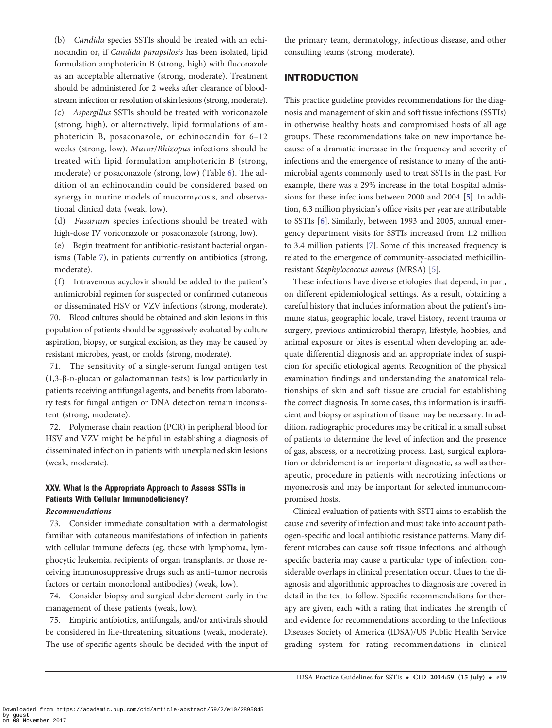(b) *Candida* species SSTIs should be treated with an echinocandin or, if *Candida parapsilosis* has been isolated, lipid formulation amphotericin B (strong, high) with fluconazole as an acceptable alternative (strong, moderate). Treatment should be administered for 2 weeks after clearance of bloodstream infection or resolution of skin lesions (strong, moderate).

(c) *Aspergillus* SSTIs should be treated with voriconazole (strong, high), or alternatively, lipid formulations of amphotericin B, posaconazole, or echinocandin for 6–12 weeks (strong, low). *Mucor*/*Rhizopus* infections should be treated with lipid formulation amphotericin B (strong, moderate) or posaconazole (strong, low) (Table 6). The addition of an echinocandin could be considered based on synergy in murine models of mucormycosis, and observational clinical data (weak, low).

(d) *Fusarium* species infections should be treated with high-dose IV voriconazole or posaconazole (strong, low).

(e) Begin treatment for antibiotic-resistant bacterial organisms (Table 7), in patients currently on antibiotics (strong, moderate).

(f) Intravenous acyclovir should be added to the patient's antimicrobial regimen for suspected or confirmed cutaneous or disseminated HSV or VZV infections (strong, moderate).

70. Blood cultures should be obtained and skin lesions in this population of patients should be aggressively evaluated by culture aspiration, biopsy, or surgical excision, as they may be caused by resistant microbes, yeast, or molds (strong, moderate).

71. The sensitivity of a single-serum fungal antigen test (1,3-β-D-glucan or galactomannan tests) is low particularly in patients receiving antifungal agents, and benefits from laboratory tests for fungal antigen or DNA detection remain inconsistent (strong, moderate).

72. Polymerase chain reaction (PCR) in peripheral blood for HSV and VZV might be helpful in establishing a diagnosis of disseminated infection in patients with unexplained skin lesions (weak, moderate).

### XXV. What Is the Appropriate Approach to Assess SSTIs in Patients With Cellular Immunodeficiency?

#### *Recommendations*

73. Consider immediate consultation with a dermatologist familiar with cutaneous manifestations of infection in patients with cellular immune defects (eg, those with lymphoma, lymphocytic leukemia, recipients of organ transplants, or those receiving immunosuppressive drugs such as anti–tumor necrosis factors or certain monoclonal antibodies) (weak, low).

74. Consider biopsy and surgical debridement early in the management of these patients (weak, low).

75. Empiric antibiotics, antifungals, and/or antivirals should be considered in life-threatening situations (weak, moderate). The use of specific agents should be decided with the input of the primary team, dermatology, infectious disease, and other consulting teams (strong, moderate).

## INTRODUCTION

This practice guideline provides recommendations for the diagnosis and management of skin and soft tissue infections (SSTIs) in otherwise healthy hosts and compromised hosts of all age groups. These recommendations take on new importance because of a dramatic increase in the frequency and severity of infections and the emergence of resistance to many of the antimicrobial agents commonly used to treat SSTIs in the past. For example, there was a 29% increase in the total hospital admissions for these infections between 2000 and 2004 [5]. In addition, 6.3 million physician's office visits per year are attributable to SSTIs [6]. Similarly, between 1993 and 2005, annual emergency department visits for SSTIs increased from 1.2 million to 3.4 million patients [7]. Some of this increased frequency is related to the emergence of community-associated methicillin-resistant *Staphylococcus aureus* (MRSA) [5].

These infections have diverse etiologies that depend, in part, on different epidemiological settings. As a result, obtaining a careful history that includes information about the patient's immune status, geographic locale, travel history, recent trauma or surgery, previous antimicrobial therapy, lifestyle, hobbies, and animal exposure or bites is essential when developing an adequate differential diagnosis and an appropriate index of suspicion for specific etiological agents. Recognition of the physical examination findings and understanding the anatomical relationships of skin and soft tissue are crucial for establishing the correct diagnosis. In some cases, this information is insufficient and biopsy or aspiration of tissue may be necessary. In addition, radiographic procedures may be critical in a small subset of patients to determine the level of infection and the presence of gas, abscess, or a necrotizing process. Last, surgical exploration or debridement is an important diagnostic, as well as therapeutic, procedure in patients with necrotizing infections or myonecrosis and may be important for selected immunocompromised hosts.

Clinical evaluation of patients with SSTI aims to establish the cause and severity of infection and must take into account pathogen-specific and local antibiotic resistance patterns. Many different microbes can cause soft tissue infections, and although specific bacteria may cause a particular type of infection, considerable overlaps in clinical presentation occur. Clues to the diagnosis and algorithmic approaches to diagnosis are covered in detail in the text to follow. Specific recommendations for therapy are given, each with a rating that indicates the strength of and evidence for recommendations according to the Infectious Diseases Society of America (IDSA)/US Public Health Service grading system for rating recommendations in clinical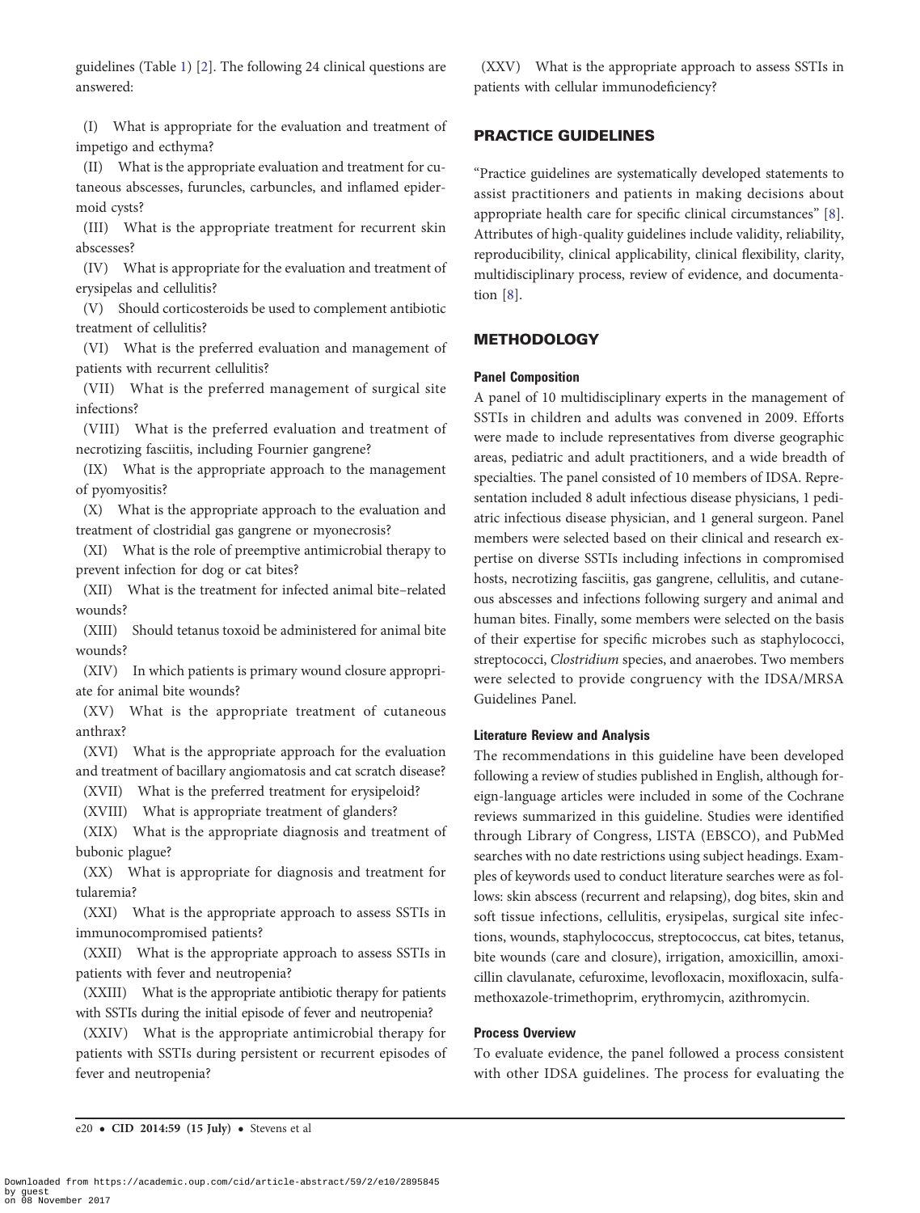guidelines (Table 1) [2]. The following 24 clinical questions are answered:

(I) What is appropriate for the evaluation and treatment of impetigo and ecthyma?

(II) What is the appropriate evaluation and treatment for cutaneous abscesses, furuncles, carbuncles, and inflamed epidermoid cysts?

(III) What is the appropriate treatment for recurrent skin abscesses?

(IV) What is appropriate for the evaluation and treatment of erysipelas and cellulitis?

(V) Should corticosteroids be used to complement antibiotic treatment of cellulitis?

(VI) What is the preferred evaluation and management of patients with recurrent cellulitis?

(VII) What is the preferred management of surgical site infections?

(VIII) What is the preferred evaluation and treatment of necrotizing fasciitis, including Fournier gangrene?

(IX) What is the appropriate approach to the management of pyomyositis?

(X) What is the appropriate approach to the evaluation and treatment of clostridial gas gangrene or myonecrosis?

(XI) What is the role of preemptive antimicrobial therapy to prevent infection for dog or cat bites?

(XII) What is the treatment for infected animal bite–related wounds?

(XIII) Should tetanus toxoid be administered for animal bite wounds?

(XIV) In which patients is primary wound closure appropriate for animal bite wounds?

(XV) What is the appropriate treatment of cutaneous anthrax?

(XVI) What is the appropriate approach for the evaluation and treatment of bacillary angiomatosis and cat scratch disease?

(XVII) What is the preferred treatment for erysipeloid?

(XVIII) What is appropriate treatment of glanders?

(XIX) What is the appropriate diagnosis and treatment of bubonic plague?

(XX) What is appropriate for diagnosis and treatment for tularemia?

(XXI) What is the appropriate approach to assess SSTIs in immunocompromised patients?

(XXII) What is the appropriate approach to assess SSTIs in patients with fever and neutropenia?

(XXIII) What is the appropriate antibiotic therapy for patients with SSTIs during the initial episode of fever and neutropenia?

(XXIV) What is the appropriate antimicrobial therapy for patients with SSTIs during persistent or recurrent episodes of fever and neutropenia?

(XXV) What is the appropriate approach to assess SSTIs in patients with cellular immunodeficiency?

## PRACTICE GUIDELINES

"Practice guidelines are systematically developed statements to assist practitioners and patients in making decisions about appropriate health care for specific clinical circumstances" [8]. Attributes of high-quality guidelines include validity, reliability, reproducibility, clinical applicability, clinical flexibility, clarity, multidisciplinary process, review of evidence, and documentation [8].

## METHODOLOGY

### Panel Composition

A panel of 10 multidisciplinary experts in the management of SSTIs in children and adults was convened in 2009. Efforts were made to include representatives from diverse geographic areas, pediatric and adult practitioners, and a wide breadth of specialties. The panel consisted of 10 members of IDSA. Representation included 8 adult infectious disease physicians, 1 pediatric infectious disease physician, and 1 general surgeon. Panel members were selected based on their clinical and research expertise on diverse SSTIs including infections in compromised hosts, necrotizing fasciitis, gas gangrene, cellulitis, and cutaneous abscesses and infections following surgery and animal and human bites. Finally, some members were selected on the basis of their expertise for specific microbes such as staphylococci, streptococci, *Clostridium* species, and anaerobes. Two members were selected to provide congruency with the IDSA/MRSA Guidelines Panel.

### Literature Review and Analysis

The recommendations in this guideline have been developed following a review of studies published in English, although foreign-language articles were included in some of the Cochrane reviews summarized in this guideline. Studies were identified through Library of Congress, LISTA (EBSCO), and PubMed searches with no date restrictions using subject headings. Examples of keywords used to conduct literature searches were as follows: skin abscess (recurrent and relapsing), dog bites, skin and soft tissue infections, cellulitis, erysipelas, surgical site infections, wounds, staphylococcus, streptococcus, cat bites, tetanus, bite wounds (care and closure), irrigation, amoxicillin, amoxicillin clavulanate, cefuroxime, levofloxacin, moxifloxacin, sulfamethoxazole-trimethoprim, erythromycin, azithromycin.

### Process Overview

To evaluate evidence, the panel followed a process consistent with other IDSA guidelines. The process for evaluating the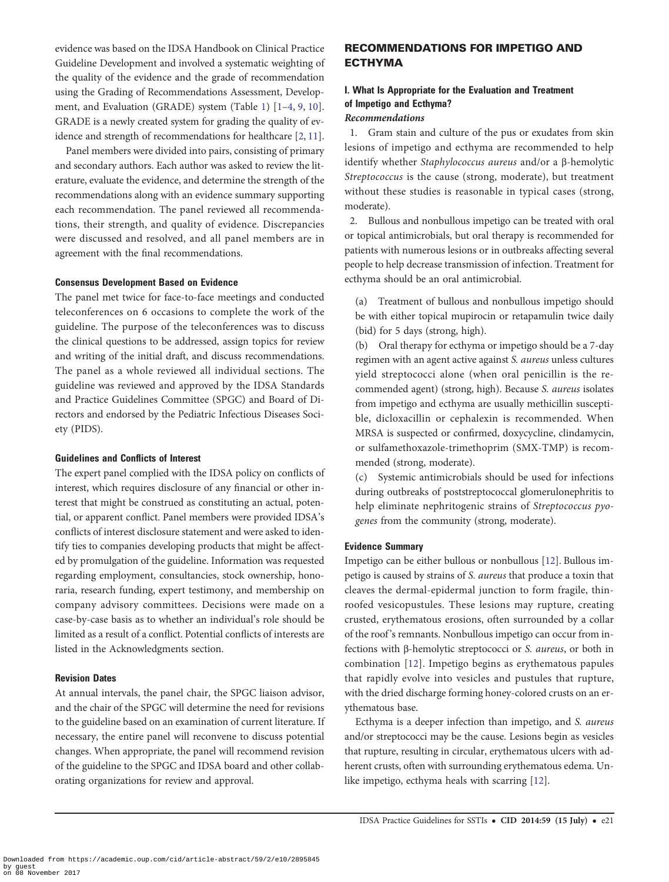evidence was based on the IDSA Handbook on Clinical Practice Guideline Development and involved a systematic weighting of the quality of the evidence and the grade of recommendation using the Grading of Recommendations Assessment, Development, and Evaluation (GRADE) system (Table 1) [1–4, 9, 10]. GRADE is a newly created system for grading the quality of evidence and strength of recommendations for healthcare [2, 11].

Panel members were divided into pairs, consisting of primary and secondary authors. Each author was asked to review the literature, evaluate the evidence, and determine the strength of the recommendations along with an evidence summary supporting each recommendation. The panel reviewed all recommendations, their strength, and quality of evidence. Discrepancies were discussed and resolved, and all panel members are in agreement with the final recommendations.

### Consensus Development Based on Evidence

The panel met twice for face-to-face meetings and conducted teleconferences on 6 occasions to complete the work of the guideline. The purpose of the teleconferences was to discuss the clinical questions to be addressed, assign topics for review and writing of the initial draft, and discuss recommendations. The panel as a whole reviewed all individual sections. The guideline was reviewed and approved by the IDSA Standards and Practice Guidelines Committee (SPGC) and Board of Directors and endorsed by the Pediatric Infectious Diseases Society (PIDS).

### Guidelines and Conflicts of Interest

The expert panel complied with the IDSA policy on conflicts of interest, which requires disclosure of any financial or other interest that might be construed as constituting an actual, potential, or apparent conflict. Panel members were provided IDSA's conflicts of interest disclosure statement and were asked to identify ties to companies developing products that might be affected by promulgation of the guideline. Information was requested regarding employment, consultancies, stock ownership, honoraria, research funding, expert testimony, and membership on company advisory committees. Decisions were made on a case-by-case basis as to whether an individual's role should be limited as a result of a conflict. Potential conflicts of interests are listed in the Acknowledgments section.

### Revision Dates

At annual intervals, the panel chair, the SPGC liaison advisor, and the chair of the SPGC will determine the need for revisions to the guideline based on an examination of current literature. If necessary, the entire panel will reconvene to discuss potential changes. When appropriate, the panel will recommend revision of the guideline to the SPGC and IDSA board and other collaborating organizations for review and approval.

## RECOMMENDATIONS FOR IMPETIGO AND ECTHYMA

### I. What Is Appropriate for the Evaluation and Treatment of Impetigo and Ecthyma?

***Recommendations***

1. Gram stain and culture of the pus or exudates from skin lesions of impetigo and ecthyma are recommended to help identify whether *Staphylococcus aureus* and/or a β-hemolytic *Streptococcus* is the cause (strong, moderate), but treatment without these studies is reasonable in typical cases (strong, moderate).

2. Bullous and nonbullous impetigo can be treated with oral or topical antimicrobials, but oral therapy is recommended for patients with numerous lesions or in outbreaks affecting several people to help decrease transmission of infection. Treatment for ecthyma should be an oral antimicrobial.

   (a) Treatment of bullous and nonbullous impetigo should be with either topical mupirocin or retapamulin twice daily (bid) for 5 days (strong, high).

   (b) Oral therapy for ecthyma or impetigo should be a 7-day regimen with an agent active against *S. aureus* unless cultures yield streptococci alone (when oral penicillin is the recommended agent) (strong, high). Because *S. aureus* isolates from impetigo and ecthyma are usually methicillin susceptible, dicloxacillin or cephalexin is recommended. When MRSA is suspected or confirmed, doxycycline, clindamycin, or sulfamethoxazole-trimethoprim (SMX-TMP) is recommended (strong, moderate).

   (c) Systemic antimicrobials should be used for infections during outbreaks of poststreptococcal glomerulonephritis to help eliminate nephritogenic strains of *Streptococcus pyogenes* from the community (strong, moderate).

### Evidence Summary

Impetigo can be either bullous or nonbullous [12]. Bullous impetigo is caused by strains of *S. aureus* that produce a toxin that cleaves the dermal-epidermal junction to form fragile, thin-roofed vesicopustules. These lesions may rupture, creating crusted, erythematous erosions, often surrounded by a collar of the roof's remnants. Nonbullous impetigo can occur from infections with β-hemolytic streptococci or *S. aureus*, or both in combination [12]. Impetigo begins as erythematous papules that rapidly evolve into vesicles and pustules that rupture, with the dried discharge forming honey-colored crusts on an erythematous base.

Ecthyma is a deeper infection than impetigo, and *S. aureus* and/or streptococci may be the cause. Lesions begin as vesicles that rupture, resulting in circular, erythematous ulcers with adherent crusts, often with surrounding erythematous edema. Unlike impetigo, ecthyma heals with scarring [12].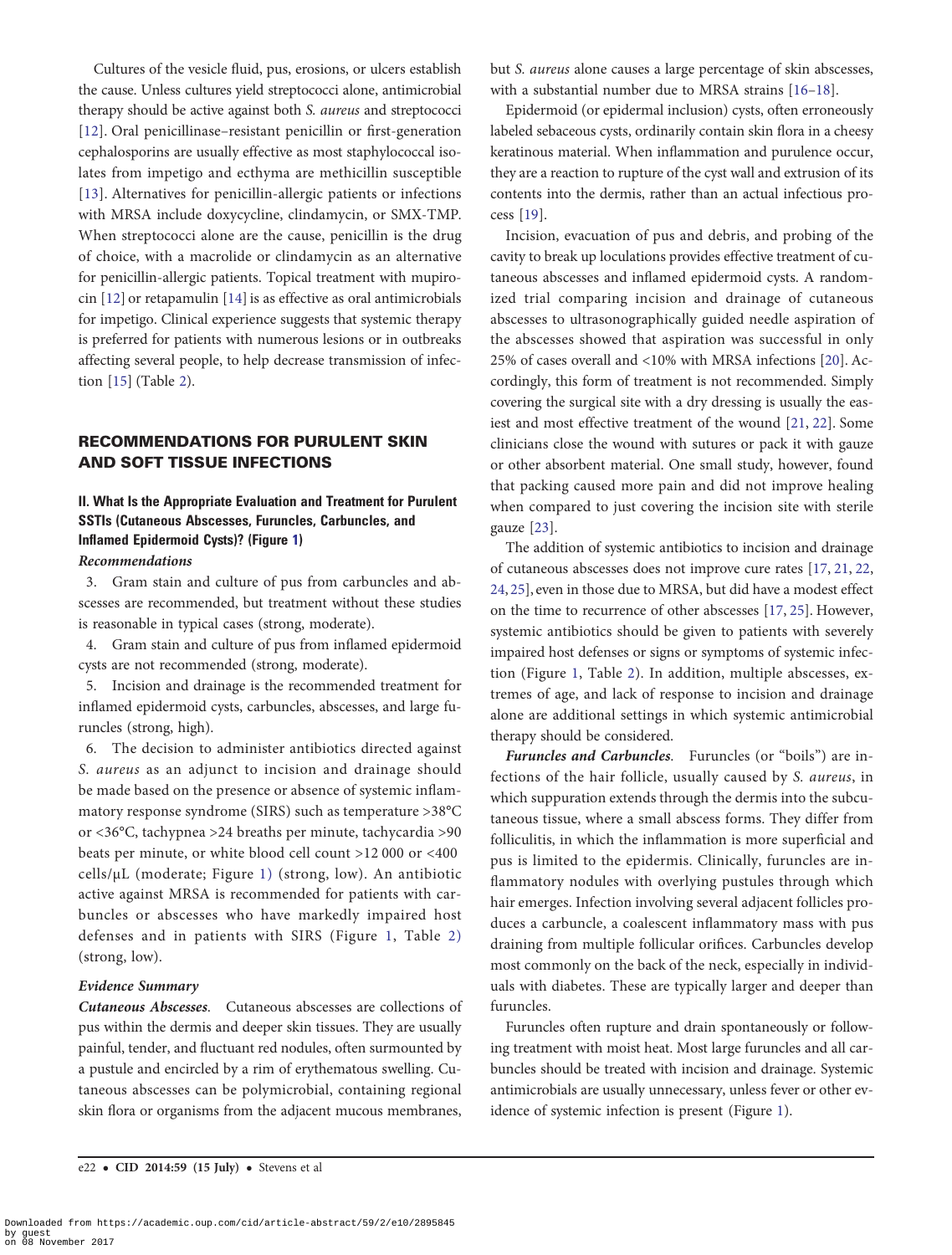Cultures of the vesicle fluid, pus, erosions, or ulcers establish the cause. Unless cultures yield streptococci alone, antimicrobial therapy should be active against both *S. aureus* and streptococci [12]. Oral penicillinase–resistant penicillin or first-generation cephalosporins are usually effective as most staphylococcal isolates from impetigo and ecthyma are methicillin susceptible [13]. Alternatives for penicillin-allergic patients or infections with MRSA include doxycycline, clindamycin, or SMX-TMP. When streptococci alone are the cause, penicillin is the drug of choice, with a macrolide or clindamycin as an alternative for penicillin-allergic patients. Topical treatment with mupirocin [12] or retapamulin [14] is as effective as oral antimicrobials for impetigo. Clinical experience suggests that systemic therapy is preferred for patients with numerous lesions or in outbreaks affecting several people, to help decrease transmission of infection [15] (Table 2).

## RECOMMENDATIONS FOR PURULENT SKIN AND SOFT TISSUE INFECTIONS

### II. What Is the Appropriate Evaluation and Treatment for Purulent SSTIs (Cutaneous Abscesses, Furuncles, Carbuncles, and Inflamed Epidermoid Cysts)? (Figure 1)

#### *Recommendations*

3. Gram stain and culture of pus from carbuncles and abscesses are recommended, but treatment without these studies is reasonable in typical cases (strong, moderate).

4. Gram stain and culture of pus from inflamed epidermoid cysts are not recommended (strong, moderate).

5. Incision and drainage is the recommended treatment for inflamed epidermoid cysts, carbuncles, abscesses, and large furuncles (strong, high).

6. The decision to administer antibiotics directed against *S. aureus* as an adjunct to incision and drainage should be made based on the presence or absence of systemic inflammatory response syndrome (SIRS) such as temperature >38°C or <36°C, tachypnea >24 breaths per minute, tachycardia >90 beats per minute, or white blood cell count >12 000 or <400 cells/µL (moderate; Figure 1) (strong, low). An antibiotic active against MRSA is recommended for patients with carbuncles or abscesses who have markedly impaired host defenses and in patients with SIRS (Figure 1, Table 2) (strong, low).

#### *Evidence Summary*

***Cutaneous Abscesses.*** Cutaneous abscesses are collections of pus within the dermis and deeper skin tissues. They are usually painful, tender, and fluctuant red nodules, often surmounted by a pustule and encircled by a rim of erythematous swelling. Cutaneous abscesses can be polymicrobial, containing regional skin flora or organisms from the adjacent mucous membranes, but *S. aureus* alone causes a large percentage of skin abscesses, with a substantial number due to MRSA strains [16–18].

Epidermoid (or epidermal inclusion) cysts, often erroneously labeled sebaceous cysts, ordinarily contain skin flora in a cheesy keratinous material. When inflammation and purulence occur, they are a reaction to rupture of the cyst wall and extrusion of its contents into the dermis, rather than an actual infectious process [19].

Incision, evacuation of pus and debris, and probing of the cavity to break up loculations provides effective treatment of cutaneous abscesses and inflamed epidermoid cysts. A randomized trial comparing incision and drainage of cutaneous abscesses to ultrasonographically guided needle aspiration of the abscesses showed that aspiration was successful in only 25% of cases overall and <10% with MRSA infections [20]. Accordingly, this form of treatment is not recommended. Simply covering the surgical site with a dry dressing is usually the easiest and most effective treatment of the wound [21, 22]. Some clinicians close the wound with sutures or pack it with gauze or other absorbent material. One small study, however, found that packing caused more pain and did not improve healing when compared to just covering the incision site with sterile gauze [23].

The addition of systemic antibiotics to incision and drainage of cutaneous abscesses does not improve cure rates [17, 21, 22, 24, 25], even in those due to MRSA, but did have a modest effect on the time to recurrence of other abscesses [17, 25]. However, systemic antibiotics should be given to patients with severely impaired host defenses or signs or symptoms of systemic infection (Figure 1, Table 2). In addition, multiple abscesses, extremes of age, and lack of response to incision and drainage alone are additional settings in which systemic antimicrobial therapy should be considered.

***Furuncles and Carbuncles.*** Furuncles (or "boils") are infections of the hair follicle, usually caused by *S. aureus*, in which suppuration extends through the dermis into the subcutaneous tissue, where a small abscess forms. They differ from folliculitis, in which the inflammation is more superficial and pus is limited to the epidermis. Clinically, furuncles are inflammatory nodules with overlying pustules through which hair emerges. Infection involving several adjacent follicles produces a carbuncle, a coalescent inflammatory mass with pus draining from multiple follicular orifices. Carbuncles develop most commonly on the back of the neck, especially in individuals with diabetes. These are typically larger and deeper than furuncles.

Furuncles often rupture and drain spontaneously or following treatment with moist heat. Most large furuncles and all carbuncles should be treated with incision and drainage. Systemic antimicrobials are usually unnecessary, unless fever or other evidence of systemic infection is present (Figure 1).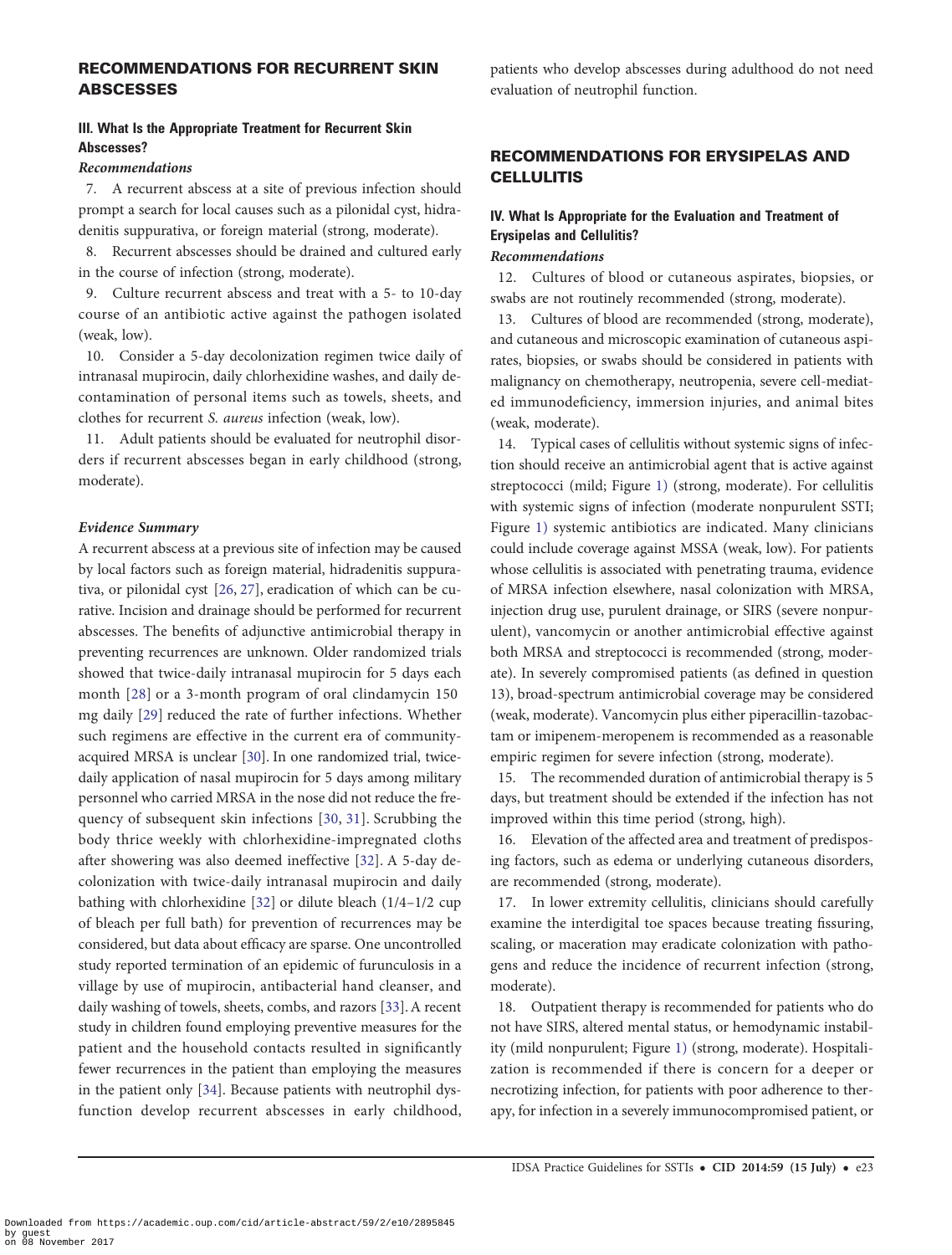## RECOMMENDATIONS FOR RECURRENT SKIN ABSCESSES

### III. What Is the Appropriate Treatment for Recurrent Skin Abscesses?

*Recommendations*

7. A recurrent abscess at a site of previous infection should prompt a search for local causes such as a pilonidal cyst, hidradenitis suppurativa, or foreign material (strong, moderate).

8. Recurrent abscesses should be drained and cultured early in the course of infection (strong, moderate).

9. Culture recurrent abscess and treat with a 5- to 10-day course of an antibiotic active against the pathogen isolated (weak, low).

10. Consider a 5-day decolonization regimen twice daily of intranasal mupirocin, daily chlorhexidine washes, and daily decontamination of personal items such as towels, sheets, and clothes for recurrent *S. aureus* infection (weak, low).

11. Adult patients should be evaluated for neutrophil disorders if recurrent abscesses began in early childhood (strong, moderate).

*Evidence Summary*

A recurrent abscess at a previous site of infection may be caused by local factors such as foreign material, hidradenitis suppurativa, or pilonidal cyst [26, 27], eradication of which can be curative. Incision and drainage should be performed for recurrent abscesses. The benefits of adjunctive antimicrobial therapy in preventing recurrences are unknown. Older randomized trials showed that twice-daily intranasal mupirocin for 5 days each month [28] or a 3-month program of oral clindamycin 150 mg daily [29] reduced the rate of further infections. Whether such regimens are effective in the current era of community-acquired MRSA is unclear [30]. In one randomized trial, twice-daily application of nasal mupirocin for 5 days among military personnel who carried MRSA in the nose did not reduce the frequency of subsequent skin infections [30, 31]. Scrubbing the body thrice weekly with chlorhexidine-impregnated cloths after showering was also deemed ineffective [32]. A 5-day decolonization with twice-daily intranasal mupirocin and daily bathing with chlorhexidine [32] or dilute bleach (1/4–1/2 cup of bleach per full bath) for prevention of recurrences may be considered, but data about efficacy are sparse. One uncontrolled study reported termination of an epidemic of furunculosis in a village by use of mupirocin, antibacterial hand cleanser, and daily washing of towels, sheets, combs, and razors [33]. A recent study in children found employing preventive measures for the patient and the household contacts resulted in significantly fewer recurrences in the patient than employing the measures in the patient only [34]. Because patients with neutrophil dysfunction develop recurrent abscesses in early childhood, patients who develop abscesses during adulthood do not need evaluation of neutrophil function.

## RECOMMENDATIONS FOR ERYSIPELAS AND CELLULITIS

### IV. What Is Appropriate for the Evaluation and Treatment of Erysipelas and Cellulitis?

*Recommendations*

12. Cultures of blood or cutaneous aspirates, biopsies, or swabs are not routinely recommended (strong, moderate).

13. Cultures of blood are recommended (strong, moderate), and cutaneous and microscopic examination of cutaneous aspirates, biopsies, or swabs should be considered in patients with malignancy on chemotherapy, neutropenia, severe cell-mediated immunodeficiency, immersion injuries, and animal bites (weak, moderate).

14. Typical cases of cellulitis without systemic signs of infection should receive an antimicrobial agent that is active against streptococci (mild; Figure 1) (strong, moderate). For cellulitis with systemic signs of infection (moderate nonpurulent SSTI; Figure 1) systemic antibiotics are indicated. Many clinicians could include coverage against MSSA (weak, low). For patients whose cellulitis is associated with penetrating trauma, evidence of MRSA infection elsewhere, nasal colonization with MRSA, injection drug use, purulent drainage, or SIRS (severe nonpurulent), vancomycin or another antimicrobial effective against both MRSA and streptococci is recommended (strong, moderate). In severely compromised patients (as defined in question 13), broad-spectrum antimicrobial coverage may be considered (weak, moderate). Vancomycin plus either piperacillin-tazobactam or imipenem-meropenem is recommended as a reasonable empiric regimen for severe infection (strong, moderate).

15. The recommended duration of antimicrobial therapy is 5 days, but treatment should be extended if the infection has not improved within this time period (strong, high).

16. Elevation of the affected area and treatment of predisposing factors, such as edema or underlying cutaneous disorders, are recommended (strong, moderate).

17. In lower extremity cellulitis, clinicians should carefully examine the interdigital toe spaces because treating fissuring, scaling, or maceration may eradicate colonization with pathogens and reduce the incidence of recurrent infection (strong, moderate).

18. Outpatient therapy is recommended for patients who do not have SIRS, altered mental status, or hemodynamic instability (mild nonpurulent; Figure 1) (strong, moderate). Hospitalization is recommended if there is concern for a deeper or necrotizing infection, for patients with poor adherence to therapy, for infection in a severely immunocompromised patient, or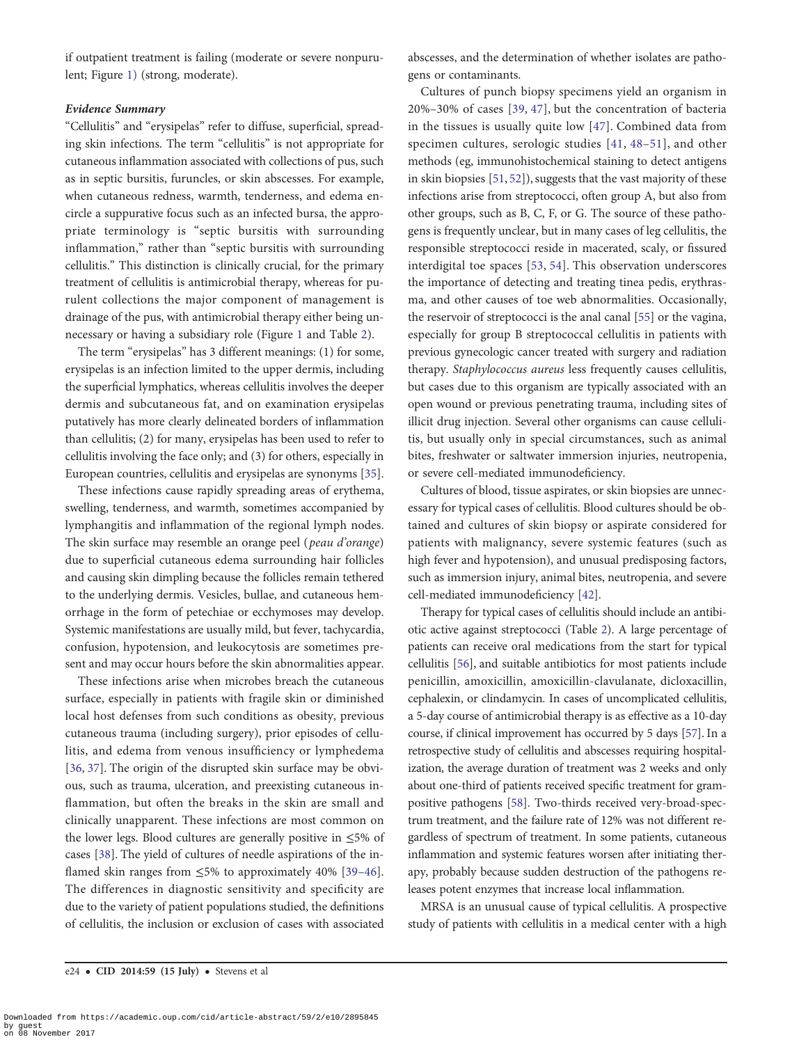if outpatient treatment is failing (moderate or severe nonpurulent; Figure 1) (strong, moderate).

#### *Evidence Summary*

"Cellulitis" and "erysipelas" refer to diffuse, superficial, spreading skin infections. The term "cellulitis" is not appropriate for cutaneous inflammation associated with collections of pus, such as in septic bursitis, furuncles, or skin abscesses. For example, when cutaneous redness, warmth, tenderness, and edema encircle a suppurative focus such as an infected bursa, the appropriate terminology is "septic bursitis with surrounding inflammation," rather than "septic bursitis with surrounding cellulitis." This distinction is clinically crucial, for the primary treatment of cellulitis is antimicrobial therapy, whereas for purulent collections the major component of management is drainage of the pus, with antimicrobial therapy either being unnecessary or having a subsidiary role (Figure 1 and Table 2).

The term "erysipelas" has 3 different meanings: (1) for some, erysipelas is an infection limited to the upper dermis, including the superficial lymphatics, whereas cellulitis involves the deeper dermis and subcutaneous fat, and on examination erysipelas putatively has more clearly delineated borders of inflammation than cellulitis; (2) for many, erysipelas has been used to refer to cellulitis involving the face only; and (3) for others, especially in European countries, cellulitis and erysipelas are synonyms [35].

These infections cause rapidly spreading areas of erythema, swelling, tenderness, and warmth, sometimes accompanied by lymphangitis and inflammation of the regional lymph nodes. The skin surface may resemble an orange peel (*peau d'orange*) due to superficial cutaneous edema surrounding hair follicles and causing skin dimpling because the follicles remain tethered to the underlying dermis. Vesicles, bullae, and cutaneous hemorrhage in the form of petechiae or ecchymoses may develop. Systemic manifestations are usually mild, but fever, tachycardia, confusion, hypotension, and leukocytosis are sometimes present and may occur hours before the skin abnormalities appear.

These infections arise when microbes breach the cutaneous surface, especially in patients with fragile skin or diminished local host defenses from such conditions as obesity, previous cutaneous trauma (including surgery), prior episodes of cellulitis, and edema from venous insufficiency or lymphedema [36, 37]. The origin of the disrupted skin surface may be obvious, such as trauma, ulceration, and preexisting cutaneous inflammation, but often the breaks in the skin are small and clinically unapparent. These infections are most common on the lower legs. Blood cultures are generally positive in ≤5% of cases [38]. The yield of cultures of needle aspirations of the inflamed skin ranges from ≤5% to approximately 40% [39–46]. The differences in diagnostic sensitivity and specificity are due to the variety of patient populations studied, the definitions of cellulitis, the inclusion or exclusion of cases with associated abscesses, and the determination of whether isolates are pathogens or contaminants.

Cultures of punch biopsy specimens yield an organism in 20%–30% of cases [39, 47], but the concentration of bacteria in the tissues is usually quite low [47]. Combined data from specimen cultures, serologic studies [41, 48–51], and other methods (eg, immunohistochemical staining to detect antigens in skin biopsies [51, 52]), suggests that the vast majority of these infections arise from streptococci, often group A, but also from other groups, such as B, C, F, or G. The source of these pathogens is frequently unclear, but in many cases of leg cellulitis, the responsible streptococci reside in macerated, scaly, or fissured interdigital toe spaces [53, 54]. This observation underscores the importance of detecting and treating tinea pedis, erythrasma, and other causes of toe web abnormalities. Occasionally, the reservoir of streptococci is the anal canal [55] or the vagina, especially for group B streptococcal cellulitis in patients with previous gynecologic cancer treated with surgery and radiation therapy. *Staphylococcus aureus* less frequently causes cellulitis, but cases due to this organism are typically associated with an open wound or previous penetrating trauma, including sites of illicit drug injection. Several other organisms can cause cellulitis, but usually only in special circumstances, such as animal bites, freshwater or saltwater immersion injuries, neutropenia, or severe cell-mediated immunodeficiency.

Cultures of blood, tissue aspirates, or skin biopsies are unnecessary for typical cases of cellulitis. Blood cultures should be obtained and cultures of skin biopsy or aspirate considered for patients with malignancy, severe systemic features (such as high fever and hypotension), and unusual predisposing factors, such as immersion injury, animal bites, neutropenia, and severe cell-mediated immunodeficiency [42].

Therapy for typical cases of cellulitis should include an antibiotic active against streptococci (Table 2). A large percentage of patients can receive oral medications from the start for typical cellulitis [56], and suitable antibiotics for most patients include penicillin, amoxicillin, amoxicillin-clavulanate, dicloxacillin, cephalexin, or clindamycin. In cases of uncomplicated cellulitis, a 5-day course of antimicrobial therapy is as effective as a 10-day course, if clinical improvement has occurred by 5 days [57]. In a retrospective study of cellulitis and abscesses requiring hospitalization, the average duration of treatment was 2 weeks and only about one-third of patients received specific treatment for gram-positive pathogens [58]. Two-thirds received very-broad-spectrum treatment, and the failure rate of 12% was not different regardless of spectrum of treatment. In some patients, cutaneous inflammation and systemic features worsen after initiating therapy, probably because sudden destruction of the pathogens releases potent enzymes that increase local inflammation.

MRSA is an unusual cause of typical cellulitis. A prospective study of patients with cellulitis in a medical center with a high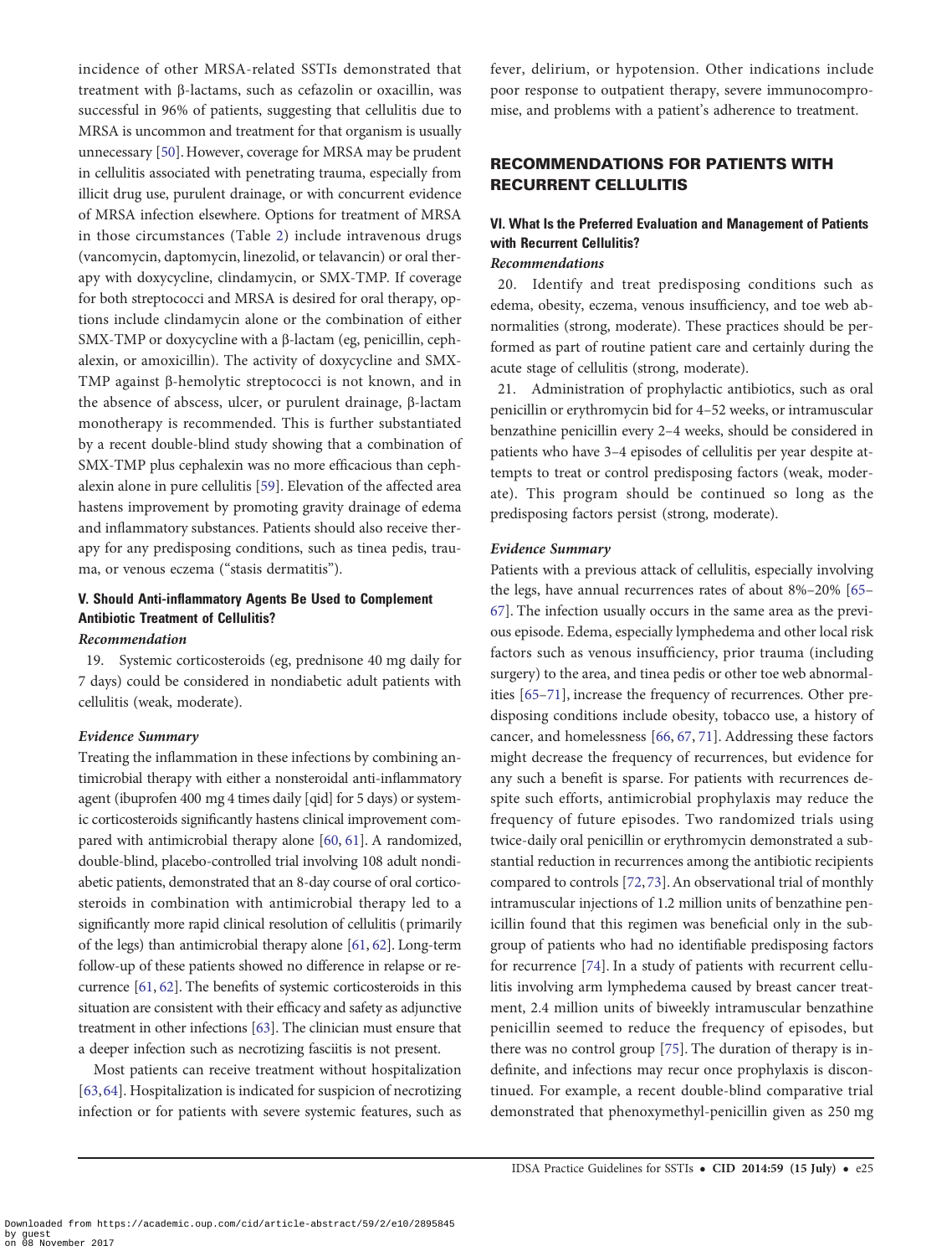incidence of other MRSA-related SSTIs demonstrated that treatment with β-lactams, such as cefazolin or oxacillin, was successful in 96% of patients, suggesting that cellulitis due to MRSA is uncommon and treatment for that organism is usually unnecessary [50]. However, coverage for MRSA may be prudent in cellulitis associated with penetrating trauma, especially from illicit drug use, purulent drainage, or with concurrent evidence of MRSA infection elsewhere. Options for treatment of MRSA in those circumstances (Table 2) include intravenous drugs (vancomycin, daptomycin, linezolid, or telavancin) or oral therapy with doxycycline, clindamycin, or SMX-TMP. If coverage for both streptococci and MRSA is desired for oral therapy, options include clindamycin alone or the combination of either SMX-TMP or doxycycline with a β-lactam (eg, penicillin, cephalexin, or amoxicillin). The activity of doxycycline and SMX-TMP against β-hemolytic streptococci is not known, and in the absence of abscess, ulcer, or purulent drainage, β-lactam monotherapy is recommended. This is further substantiated by a recent double-blind study showing that a combination of SMX-TMP plus cephalexin was no more efficacious than cephalexin alone in pure cellulitis [59]. Elevation of the affected area hastens improvement by promoting gravity drainage of edema and inflammatory substances. Patients should also receive therapy for any predisposing conditions, such as tinea pedis, trauma, or venous eczema ("stasis dermatitis").

### V. Should Anti-inflammatory Agents Be Used to Complement Antibiotic Treatment of Cellulitis?

*Recommendation*

19. Systemic corticosteroids (eg, prednisone 40 mg daily for 7 days) could be considered in nondiabetic adult patients with cellulitis (weak, moderate).

*Evidence Summary*

Treating the inflammation in these infections by combining antimicrobial therapy with either a nonsteroidal anti-inflammatory agent (ibuprofen 400 mg 4 times daily [qid] for 5 days) or systemic corticosteroids significantly hastens clinical improvement compared with antimicrobial therapy alone [60, 61]. A randomized, double-blind, placebo-controlled trial involving 108 adult nondiabetic patients, demonstrated that an 8-day course of oral corticosteroids in combination with antimicrobial therapy led to a significantly more rapid clinical resolution of cellulitis (primarily of the legs) than antimicrobial therapy alone [61, 62]. Long-term follow-up of these patients showed no difference in relapse or recurrence [61, 62]. The benefits of systemic corticosteroids in this situation are consistent with their efficacy and safety as adjunctive treatment in other infections [63]. The clinician must ensure that a deeper infection such as necrotizing fasciitis is not present.

Most patients can receive treatment without hospitalization [63, 64]. Hospitalization is indicated for suspicion of necrotizing infection or for patients with severe systemic features, such as fever, delirium, or hypotension. Other indications include poor response to outpatient therapy, severe immunocompromise, and problems with a patient's adherence to treatment.

## RECOMMENDATIONS FOR PATIENTS WITH RECURRENT CELLULITIS

### VI. What Is the Preferred Evaluation and Management of Patients with Recurrent Cellulitis?

*Recommendations*

20. Identify and treat predisposing conditions such as edema, obesity, eczema, venous insufficiency, and toe web abnormalities (strong, moderate). These practices should be performed as part of routine patient care and certainly during the acute stage of cellulitis (strong, moderate).

21. Administration of prophylactic antibiotics, such as oral penicillin or erythromycin bid for 4–52 weeks, or intramuscular benzathine penicillin every 2–4 weeks, should be considered in patients who have 3–4 episodes of cellulitis per year despite attempts to treat or control predisposing factors (weak, moderate). This program should be continued so long as the predisposing factors persist (strong, moderate).

*Evidence Summary*

Patients with a previous attack of cellulitis, especially involving the legs, have annual recurrences rates of about 8%–20% [65–67]. The infection usually occurs in the same area as the previous episode. Edema, especially lymphedema and other local risk factors such as venous insufficiency, prior trauma (including surgery) to the area, and tinea pedis or other toe web abnormalities [65–71], increase the frequency of recurrences. Other predisposing conditions include obesity, tobacco use, a history of cancer, and homelessness [66, 67, 71]. Addressing these factors might decrease the frequency of recurrences, but evidence for any such a benefit is sparse. For patients with recurrences despite such efforts, antimicrobial prophylaxis may reduce the frequency of future episodes. Two randomized trials using twice-daily oral penicillin or erythromycin demonstrated a substantial reduction in recurrences among the antibiotic recipients compared to controls [72, 73]. An observational trial of monthly intramuscular injections of 1.2 million units of benzathine penicillin found that this regimen was beneficial only in the subgroup of patients who had no identifiable predisposing factors for recurrence [74]. In a study of patients with recurrent cellulitis involving arm lymphedema caused by breast cancer treatment, 2.4 million units of biweekly intramuscular benzathine penicillin seemed to reduce the frequency of episodes, but there was no control group [75]. The duration of therapy is indefinite, and infections may recur once prophylaxis is discontinued. For example, a recent double-blind comparative trial demonstrated that phenoxymethyl-penicillin given as 250 mg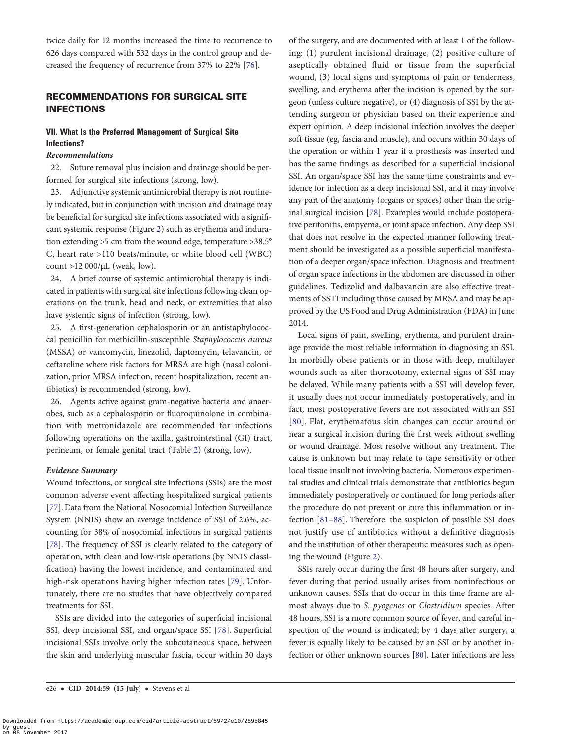twice daily for 12 months increased the time to recurrence to 626 days compared with 532 days in the control group and decreased the frequency of recurrence from 37% to 22% [76].

## RECOMMENDATIONS FOR SURGICAL SITE INFECTIONS

### VII. What Is the Preferred Management of Surgical Site Infections?

#### *Recommendations*

22. Suture removal plus incision and drainage should be performed for surgical site infections (strong, low).

23. Adjunctive systemic antimicrobial therapy is not routinely indicated, but in conjunction with incision and drainage may be beneficial for surgical site infections associated with a significant systemic response (Figure 2) such as erythema and induration extending >5 cm from the wound edge, temperature >38.5° C, heart rate >110 beats/minute, or white blood cell (WBC) count >12 000/µL (weak, low).

24. A brief course of systemic antimicrobial therapy is indicated in patients with surgical site infections following clean operations on the trunk, head and neck, or extremities that also have systemic signs of infection (strong, low).

25. A first-generation cephalosporin or an antistaphylococcal penicillin for methicillin-susceptible *Staphylococcus aureus* (MSSA) or vancomycin, linezolid, daptomycin, telavancin, or ceftaroline where risk factors for MRSA are high (nasal colonization, prior MRSA infection, recent hospitalization, recent antibiotics) is recommended (strong, low).

26. Agents active against gram-negative bacteria and anaerobes, such as a cephalosporin or fluoroquinolone in combination with metronidazole are recommended for infections following operations on the axilla, gastrointestinal (GI) tract, perineum, or female genital tract (Table 2) (strong, low).

#### *Evidence Summary*

Wound infections, or surgical site infections (SSIs) are the most common adverse event affecting hospitalized surgical patients [77]. Data from the National Nosocomial Infection Surveillance System (NNIS) show an average incidence of SSI of 2.6%, accounting for 38% of nosocomial infections in surgical patients [78]. The frequency of SSI is clearly related to the category of operation, with clean and low-risk operations (by NNIS classification) having the lowest incidence, and contaminated and high-risk operations having higher infection rates [79]. Unfortunately, there are no studies that have objectively compared treatments for SSI.

SSIs are divided into the categories of superficial incisional SSI, deep incisional SSI, and organ/space SSI [78]. Superficial incisional SSIs involve only the subcutaneous space, between the skin and underlying muscular fascia, occur within 30 days of the surgery, and are documented with at least 1 of the following: (1) purulent incisional drainage, (2) positive culture of aseptically obtained fluid or tissue from the superficial wound, (3) local signs and symptoms of pain or tenderness, swelling, and erythema after the incision is opened by the surgeon (unless culture negative), or (4) diagnosis of SSI by the attending surgeon or physician based on their experience and expert opinion. A deep incisional infection involves the deeper soft tissue (eg, fascia and muscle), and occurs within 30 days of the operation or within 1 year if a prosthesis was inserted and has the same findings as described for a superficial incisional SSI. An organ/space SSI has the same time constraints and evidence for infection as a deep incisional SSI, and it may involve any part of the anatomy (organs or spaces) other than the original surgical incision [78]. Examples would include postoperative peritonitis, empyema, or joint space infection. Any deep SSI that does not resolve in the expected manner following treatment should be investigated as a possible superficial manifestation of a deeper organ/space infection. Diagnosis and treatment of organ space infections in the abdomen are discussed in other guidelines. Tedizolid and dalbavancin are also effective treatments of SSTI including those caused by MRSA and may be approved by the US Food and Drug Administration (FDA) in June 2014.

Local signs of pain, swelling, erythema, and purulent drainage provide the most reliable information in diagnosing an SSI. In morbidly obese patients or in those with deep, multilayer wounds such as after thoracotomy, external signs of SSI may be delayed. While many patients with a SSI will develop fever, it usually does not occur immediately postoperatively, and in fact, most postoperative fevers are not associated with an SSI [80]. Flat, erythematous skin changes can occur around or near a surgical incision during the first week without swelling or wound drainage. Most resolve without any treatment. The cause is unknown but may relate to tape sensitivity or other local tissue insult not involving bacteria. Numerous experimental studies and clinical trials demonstrate that antibiotics begun immediately postoperatively or continued for long periods after the procedure do not prevent or cure this inflammation or infection [81–88]. Therefore, the suspicion of possible SSI does not justify use of antibiotics without a definitive diagnosis and the institution of other therapeutic measures such as opening the wound (Figure 2).

SSIs rarely occur during the first 48 hours after surgery, and fever during that period usually arises from noninfectious or unknown causes. SSIs that do occur in this time frame are almost always due to *S. pyogenes* or *Clostridium* species. After 48 hours, SSI is a more common source of fever, and careful inspection of the wound is indicated; by 4 days after surgery, a fever is equally likely to be caused by an SSI or by another infection or other unknown sources [80]. Later infections are less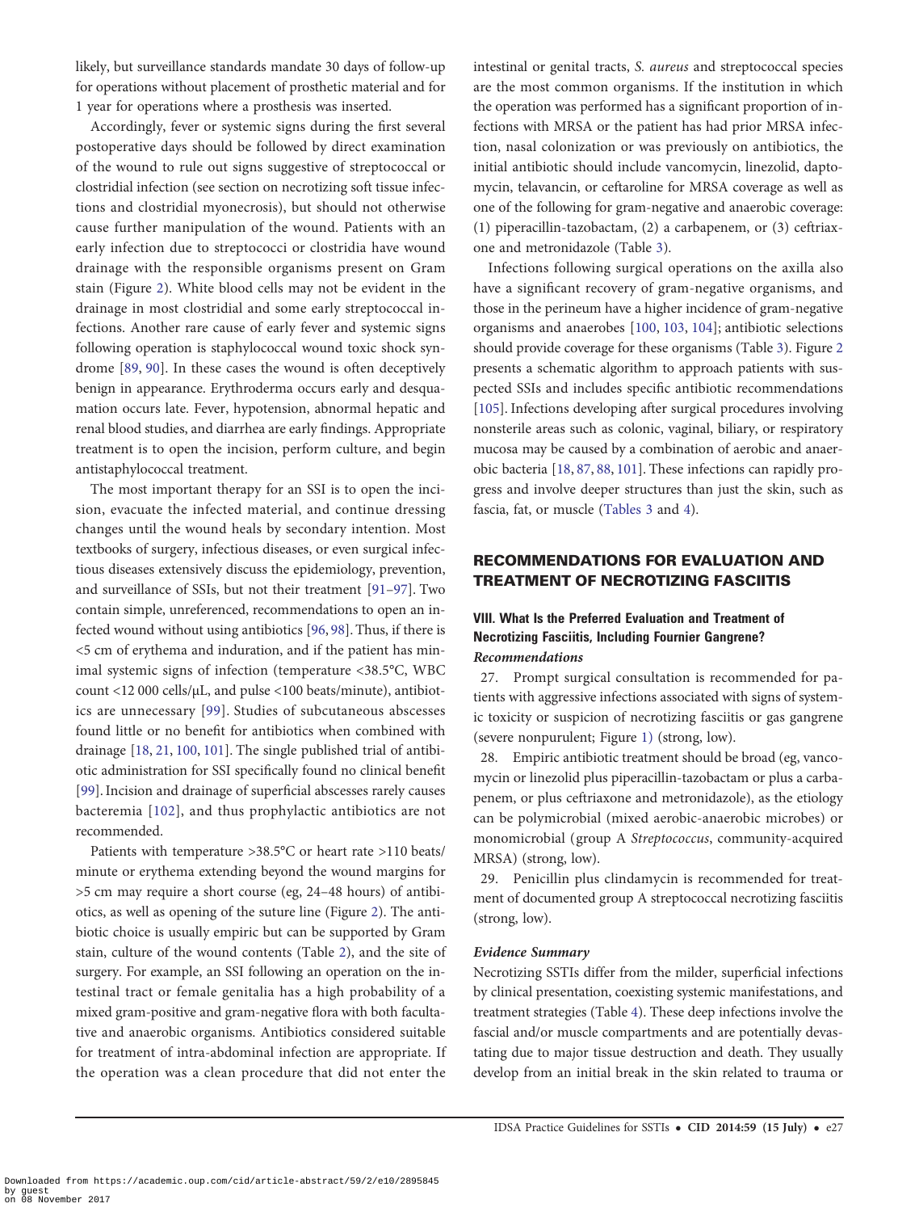likely, but surveillance standards mandate 30 days of follow-up for operations without placement of prosthetic material and for 1 year for operations where a prosthesis was inserted.

Accordingly, fever or systemic signs during the first several postoperative days should be followed by direct examination of the wound to rule out signs suggestive of streptococcal or clostridial infection (see section on necrotizing soft tissue infections and clostridial myonecrosis), but should not otherwise cause further manipulation of the wound. Patients with an early infection due to streptococci or clostridia have wound drainage with the responsible organisms present on Gram stain (Figure 2). White blood cells may not be evident in the drainage in most clostridial and some early streptococcal infections. Another rare cause of early fever and systemic signs following operation is staphylococcal wound toxic shock syndrome [89, 90]. In these cases the wound is often deceptively benign in appearance. Erythroderma occurs early and desquamation occurs late. Fever, hypotension, abnormal hepatic and renal blood studies, and diarrhea are early findings. Appropriate treatment is to open the incision, perform culture, and begin antistaphylococcal treatment.

The most important therapy for an SSI is to open the incision, evacuate the infected material, and continue dressing changes until the wound heals by secondary intention. Most textbooks of surgery, infectious diseases, or even surgical infectious diseases extensively discuss the epidemiology, prevention, and surveillance of SSIs, but not their treatment [91–97]. Two contain simple, unreferenced, recommendations to open an infected wound without using antibiotics [96, 98]. Thus, if there is <5 cm of erythema and induration, and if the patient has minimal systemic signs of infection (temperature <38.5°C, WBC count <12 000 cells/µL, and pulse <100 beats/minute), antibiotics are unnecessary [99]. Studies of subcutaneous abscesses found little or no benefit for antibiotics when combined with drainage [18, 21, 100, 101]. The single published trial of antibiotic administration for SSI specifically found no clinical benefit [99]. Incision and drainage of superficial abscesses rarely causes bacteremia [102], and thus prophylactic antibiotics are not recommended.

Patients with temperature >38.5°C or heart rate >110 beats/minute or erythema extending beyond the wound margins for >5 cm may require a short course (eg, 24–48 hours) of antibiotics, as well as opening of the suture line (Figure 2). The antibiotic choice is usually empiric but can be supported by Gram stain, culture of the wound contents (Table 2), and the site of surgery. For example, an SSI following an operation on the intestinal tract or female genitalia has a high probability of a mixed gram-positive and gram-negative flora with both facultative and anaerobic organisms. Antibiotics considered suitable for treatment of intra-abdominal infection are appropriate. If the operation was a clean procedure that did not enter the intestinal or genital tracts, *S. aureus* and streptococcal species are the most common organisms. If the institution in which the operation was performed has a significant proportion of infections with MRSA or the patient has had prior MRSA infection, nasal colonization or was previously on antibiotics, the initial antibiotic should include vancomycin, linezolid, daptomycin, telavancin, or ceftaroline for MRSA coverage as well as one of the following for gram-negative and anaerobic coverage: (1) piperacillin-tazobactam, (2) a carbapenem, or (3) ceftriaxone and metronidazole (Table 3).

Infections following surgical operations on the axilla also have a significant recovery of gram-negative organisms, and those in the perineum have a higher incidence of gram-negative organisms and anaerobes [100, 103, 104]; antibiotic selections should provide coverage for these organisms (Table 3). Figure 2 presents a schematic algorithm to approach patients with suspected SSIs and includes specific antibiotic recommendations [105]. Infections developing after surgical procedures involving nonsterile areas such as colonic, vaginal, biliary, or respiratory mucosa may be caused by a combination of aerobic and anaerobic bacteria [18, 87, 88, 101]. These infections can rapidly progress and involve deeper structures than just the skin, such as fascia, fat, or muscle (Tables 3 and 4).

## RECOMMENDATIONS FOR EVALUATION AND TREATMENT OF NECROTIZING FASCIITIS

### VIII. What Is the Preferred Evaluation and Treatment of Necrotizing Fasciitis, Including Fournier Gangrene?

#### *Recommendations*

27. Prompt surgical consultation is recommended for patients with aggressive infections associated with signs of systemic toxicity or suspicion of necrotizing fasciitis or gas gangrene (severe nonpurulent; Figure 1) (strong, low).

28. Empiric antibiotic treatment should be broad (eg, vancomycin or linezolid plus piperacillin-tazobactam or plus a carbapenem, or plus ceftriaxone and metronidazole), as the etiology can be polymicrobial (mixed aerobic-anaerobic microbes) or monomicrobial (group A *Streptococcus*, community-acquired MRSA) (strong, low).

29. Penicillin plus clindamycin is recommended for treatment of documented group A streptococcal necrotizing fasciitis (strong, low).

#### *Evidence Summary*

Necrotizing SSTIs differ from the milder, superficial infections by clinical presentation, coexisting systemic manifestations, and treatment strategies (Table 4). These deep infections involve the fascial and/or muscle compartments and are potentially devastating due to major tissue destruction and death. They usually develop from an initial break in the skin related to trauma or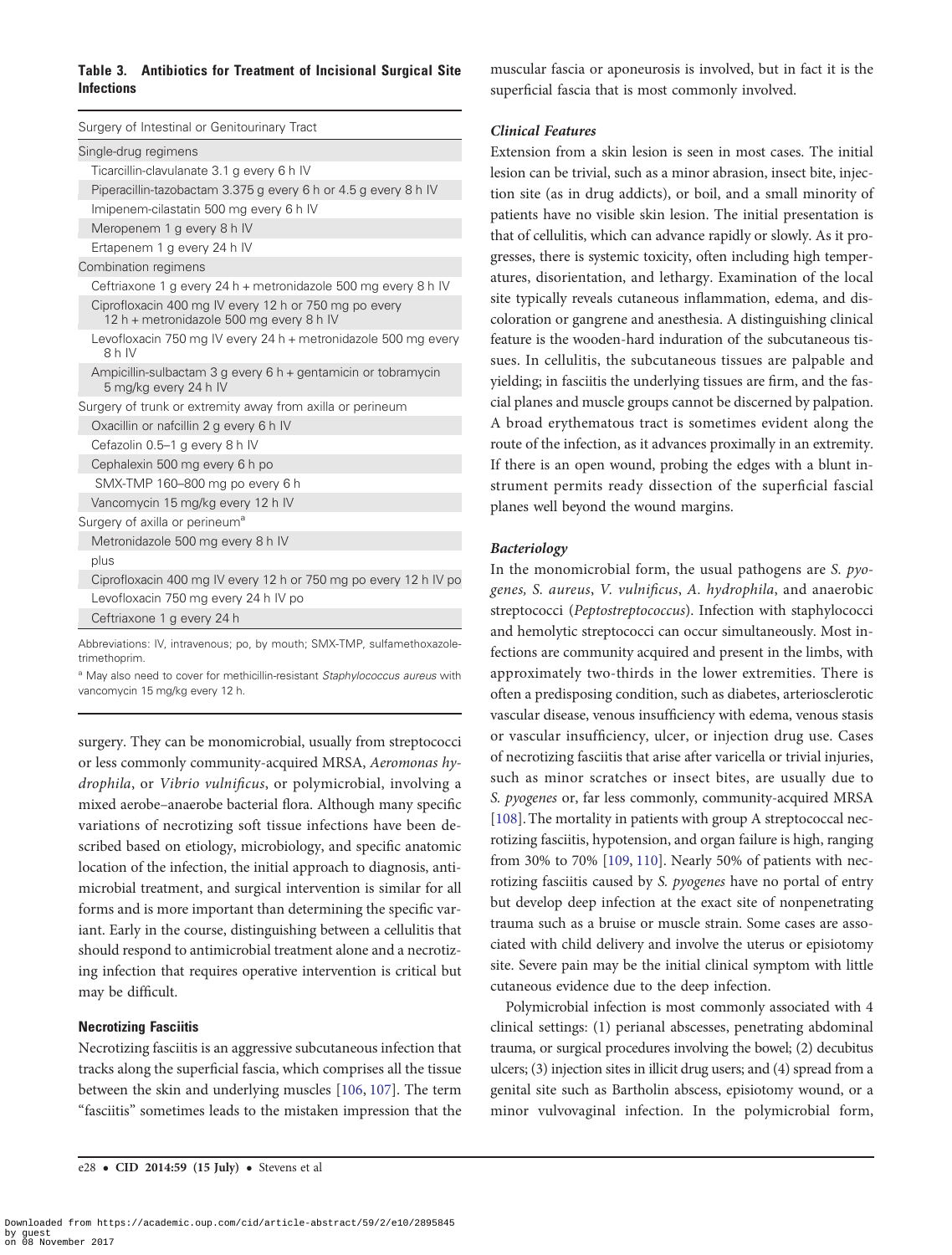**Table 3. Antibiotics for Treatment of Incisional Surgical Site Infections**

| Surgery of Intestinal or Genitourinary Tract |
| --- |
| Single-drug regimens |
| Ticarcillin-clavulanate 3.1 g every 6 h IV |
| Piperacillin-tazobactam 3.375 g every 6 h or 4.5 g every 8 h IV |
| Imipenem-cilastatin 500 mg every 6 h IV |
| Meropenem 1 g every 8 h IV |
| Ertapenem 1 g every 24 h IV |
| Combination regimens |
| Ceftriaxone 1 g every 24 h + metronidazole 500 mg every 8 h IV |
| Ciprofloxacin 400 mg IV every 12 h or 750 mg po every 12 h + metronidazole 500 mg every 8 h IV |
| Levofloxacin 750 mg IV every 24 h + metronidazole 500 mg every 8 h IV |
| Ampicillin-sulbactam 3 g every 6 h + gentamicin or tobramycin 5 mg/kg every 24 h IV |
| Surgery of trunk or extremity away from axilla or perineum |
| Oxacillin or nafcillin 2 g every 6 h IV |
| Cefazolin 0.5–1 g every 8 h IV |
| Cephalexin 500 mg every 6 h po |
| SMX-TMP 160–800 mg po every 6 h |
| Vancomycin 15 mg/kg every 12 h IV |
| Surgery of axilla or perineum[a] |
| Metronidazole 500 mg every 8 h IV |
| plus |
| Ciprofloxacin 400 mg IV every 12 h or 750 mg po every 12 h IV po |
| Levofloxacin 750 mg every 24 h IV po |
| Ceftriaxone 1 g every 24 h |

Abbreviations: IV, intravenous; po, by mouth; SMX-TMP, sulfamethoxazole-trimethoprim.

[a] May also need to cover for methicillin-resistant *Staphylococcus aureus* with vancomycin 15 mg/kg every 12 h.

surgery. They can be monomicrobial, usually from streptococci or less commonly community-acquired MRSA, *Aeromonas hydrophila*, or *Vibrio vulnificus*, or polymicrobial, involving a mixed aerobe–anaerobe bacterial flora. Although many specific variations of necrotizing soft tissue infections have been described based on etiology, microbiology, and specific anatomic location of the infection, the initial approach to diagnosis, antimicrobial treatment, and surgical intervention is similar for all forms and is more important than determining the specific variant. Early in the course, distinguishing between a cellulitis that should respond to antimicrobial treatment alone and a necrotizing infection that requires operative intervention is critical but may be difficult.

### Necrotizing Fasciitis

Necrotizing fasciitis is an aggressive subcutaneous infection that tracks along the superficial fascia, which comprises all the tissue between the skin and underlying muscles [106, 107]. The term "fasciitis" sometimes leads to the mistaken impression that the muscular fascia or aponeurosis is involved, but in fact it is the superficial fascia that is most commonly involved.

#### *Clinical Features*

Extension from a skin lesion is seen in most cases. The initial lesion can be trivial, such as a minor abrasion, insect bite, injection site (as in drug addicts), or boil, and a small minority of patients have no visible skin lesion. The initial presentation is that of cellulitis, which can advance rapidly or slowly. As it progresses, there is systemic toxicity, often including high temperatures, disorientation, and lethargy. Examination of the local site typically reveals cutaneous inflammation, edema, and discoloration or gangrene and anesthesia. A distinguishing clinical feature is the wooden-hard induration of the subcutaneous tissues. In cellulitis, the subcutaneous tissues are palpable and yielding; in fasciitis the underlying tissues are firm, and the fascial planes and muscle groups cannot be discerned by palpation. A broad erythematous tract is sometimes evident along the route of the infection, as it advances proximally in an extremity. If there is an open wound, probing the edges with a blunt instrument permits ready dissection of the superficial fascial planes well beyond the wound margins.

#### *Bacteriology*

In the monomicrobial form, the usual pathogens are *S. pyogenes, S. aureus*, *V. vulnificus*, *A. hydrophila*, and anaerobic streptococci (*Peptostreptococcus*). Infection with staphylococci and hemolytic streptococci can occur simultaneously. Most infections are community acquired and present in the limbs, with approximately two-thirds in the lower extremities. There is often a predisposing condition, such as diabetes, arteriosclerotic vascular disease, venous insufficiency with edema, venous stasis or vascular insufficiency, ulcer, or injection drug use. Cases of necrotizing fasciitis that arise after varicella or trivial injuries, such as minor scratches or insect bites, are usually due to *S. pyogenes* or, far less commonly, community-acquired MRSA [108]. The mortality in patients with group A streptococcal necrotizing fasciitis, hypotension, and organ failure is high, ranging from 30% to 70% [109, 110]. Nearly 50% of patients with necrotizing fasciitis caused by *S. pyogenes* have no portal of entry but develop deep infection at the exact site of nonpenetrating trauma such as a bruise or muscle strain. Some cases are associated with child delivery and involve the uterus or episiotomy site. Severe pain may be the initial clinical symptom with little cutaneous evidence due to the deep infection.

Polymicrobial infection is most commonly associated with 4 clinical settings: (1) perianal abscesses, penetrating abdominal trauma, or surgical procedures involving the bowel; (2) decubitus ulcers; (3) injection sites in illicit drug users; and (4) spread from a genital site such as Bartholin abscess, episiotomy wound, or a minor vulvovaginal infection. In the polymicrobial form,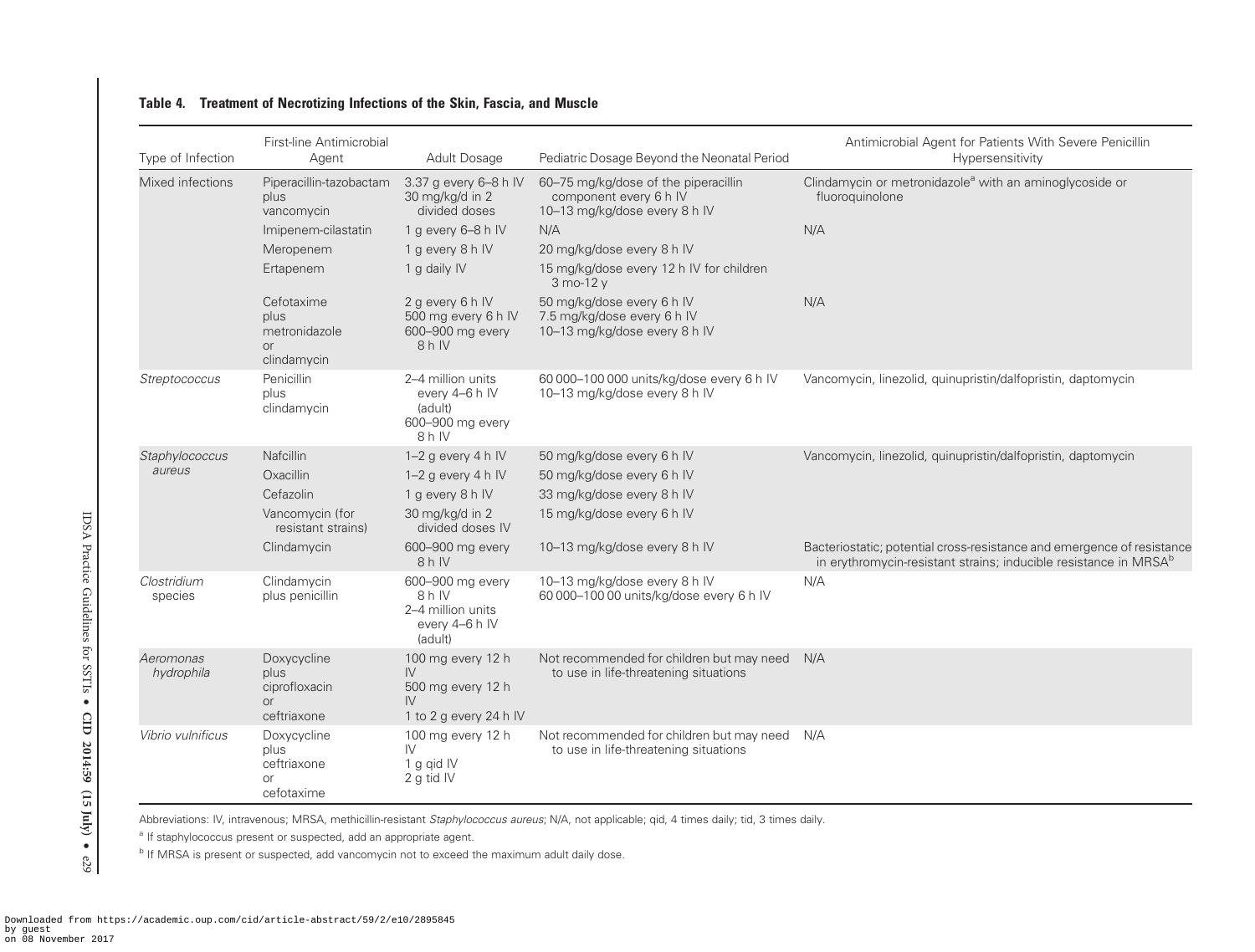**Table 4. Treatment of Necrotizing Infections of the Skin, Fascia, and Muscle**

| Type of Infection | First-line Antimicrobial Agent | Adult Dosage | Pediatric Dosage Beyond the Neonatal Period | Antimicrobial Agent for Patients With Severe Penicillin Hypersensitivity |
|---|---|---|---|---|
| Mixed infections | Piperacillin-tazobactam plus vancomycin | 3.37 g every 6–8 h IV<br>30 mg/kg/d in 2 divided doses | 60–75 mg/kg/dose of the piperacillin component every 6 h IV<br>10–13 mg/kg/dose every 8 h IV | Clindamycin or metronidazole[a] with an aminoglycoside or fluoroquinolone |
| | Imipenem-cilastatin | 1 g every 6–8 h IV | N/A | N/A |
| | Meropenem | 1 g every 8 h IV | 20 mg/kg/dose every 8 h IV | |
| | Ertapenem | 1 g daily IV | 15 mg/kg/dose every 12 h IV for children 3 mo-12 y | |
| | Cefotaxime plus metronidazole or clindamycin | 2 g every 6 h IV<br>500 mg every 6 h IV<br>600–900 mg every 8 h IV | 50 mg/kg/dose every 6 h IV<br>7.5 mg/kg/dose every 6 h IV<br>10–13 mg/kg/dose every 8 h IV | N/A |
| *Streptococcus* | Penicillin plus clindamycin | 2–4 million units every 4–6 h IV (adult)<br>600–900 mg every 8 h IV | 60 000–100 000 units/kg/dose every 6 h IV<br>10–13 mg/kg/dose every 8 h IV | Vancomycin, linezolid, quinupristin/dalfopristin, daptomycin |
| *Staphylococcus aureus* | Nafcillin | 1–2 g every 4 h IV | 50 mg/kg/dose every 6 h IV | Vancomycin, linezolid, quinupristin/dalfopristin, daptomycin |
| | Oxacillin | 1–2 g every 4 h IV | 50 mg/kg/dose every 6 h IV | |
| | Cefazolin | 1 g every 8 h IV | 33 mg/kg/dose every 8 h IV | |
| | Vancomycin (for resistant strains) | 30 mg/kg/d in 2 divided doses IV | 15 mg/kg/dose every 6 h IV | |
| | Clindamycin | 600–900 mg every 8 h IV | 10–13 mg/kg/dose every 8 h IV | Bacteriostatic; potential cross-resistance and emergence of resistance in erythromycin-resistant strains; inducible resistance in MRSA[b] |
| *Clostridium* species | Clindamycin plus penicillin | 600–900 mg every 8 h IV<br>2–4 million units every 4–6 h IV (adult) | 10–13 mg/kg/dose every 8 h IV<br>60 000–100 00 units/kg/dose every 6 h IV | N/A |
| *Aeromonas hydrophila* | Doxycycline plus ciprofloxacin or ceftriaxone | 100 mg every 12 h IV<br>500 mg every 12 h IV<br>1 to 2 g every 24 h IV | Not recommended for children but may need to use in life-threatening situations | N/A |
| *Vibrio vulnificus* | Doxycycline plus ceftriaxone or cefotaxime | 100 mg every 12 h IV<br>1 g qid IV<br>2 g tid IV | Not recommended for children but may need to use in life-threatening situations | N/A |

Abbreviations: IV, intravenous; MRSA, methicillin-resistant *Staphylococcus aureus*; N/A, not applicable; qid, 4 times daily; tid, 3 times daily.

[a] If staphylococcus present or suspected, add an appropriate agent.

[b] If MRSA is present or suspected, add vancomycin not to exceed the maximum adult daily dose.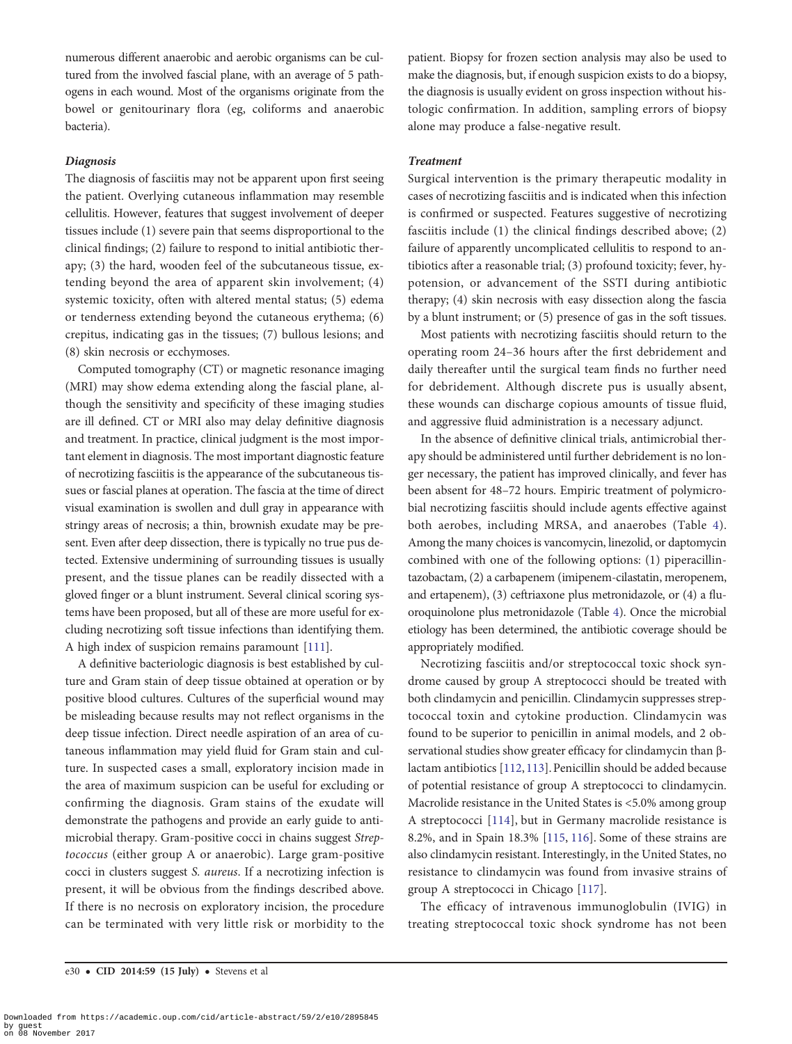numerous different anaerobic and aerobic organisms can be cultured from the involved fascial plane, with an average of 5 pathogens in each wound. Most of the organisms originate from the bowel or genitourinary flora (eg, coliforms and anaerobic bacteria).

### *Diagnosis*

The diagnosis of fasciitis may not be apparent upon first seeing the patient. Overlying cutaneous inflammation may resemble cellulitis. However, features that suggest involvement of deeper tissues include (1) severe pain that seems disproportional to the clinical findings; (2) failure to respond to initial antibiotic therapy; (3) the hard, wooden feel of the subcutaneous tissue, extending beyond the area of apparent skin involvement; (4) systemic toxicity, often with altered mental status; (5) edema or tenderness extending beyond the cutaneous erythema; (6) crepitus, indicating gas in the tissues; (7) bullous lesions; and (8) skin necrosis or ecchymoses.

Computed tomography (CT) or magnetic resonance imaging (MRI) may show edema extending along the fascial plane, although the sensitivity and specificity of these imaging studies are ill defined. CT or MRI also may delay definitive diagnosis and treatment. In practice, clinical judgment is the most important element in diagnosis. The most important diagnostic feature of necrotizing fasciitis is the appearance of the subcutaneous tissues or fascial planes at operation. The fascia at the time of direct visual examination is swollen and dull gray in appearance with stringy areas of necrosis; a thin, brownish exudate may be present. Even after deep dissection, there is typically no true pus detected. Extensive undermining of surrounding tissues is usually present, and the tissue planes can be readily dissected with a gloved finger or a blunt instrument. Several clinical scoring systems have been proposed, but all of these are more useful for excluding necrotizing soft tissue infections than identifying them. A high index of suspicion remains paramount [111].

A definitive bacteriologic diagnosis is best established by culture and Gram stain of deep tissue obtained at operation or by positive blood cultures. Cultures of the superficial wound may be misleading because results may not reflect organisms in the deep tissue infection. Direct needle aspiration of an area of cutaneous inflammation may yield fluid for Gram stain and culture. In suspected cases a small, exploratory incision made in the area of maximum suspicion can be useful for excluding or confirming the diagnosis. Gram stains of the exudate will demonstrate the pathogens and provide an early guide to antimicrobial therapy. Gram-positive cocci in chains suggest *Streptococcus* (either group A or anaerobic). Large gram-positive cocci in clusters suggest *S. aureus*. If a necrotizing infection is present, it will be obvious from the findings described above. If there is no necrosis on exploratory incision, the procedure can be terminated with very little risk or morbidity to the patient. Biopsy for frozen section analysis may also be used to make the diagnosis, but, if enough suspicion exists to do a biopsy, the diagnosis is usually evident on gross inspection without histologic confirmation. In addition, sampling errors of biopsy alone may produce a false-negative result.

### *Treatment*

Surgical intervention is the primary therapeutic modality in cases of necrotizing fasciitis and is indicated when this infection is confirmed or suspected. Features suggestive of necrotizing fasciitis include (1) the clinical findings described above; (2) failure of apparently uncomplicated cellulitis to respond to antibiotics after a reasonable trial; (3) profound toxicity; fever, hypotension, or advancement of the SSTI during antibiotic therapy; (4) skin necrosis with easy dissection along the fascia by a blunt instrument; or (5) presence of gas in the soft tissues.

Most patients with necrotizing fasciitis should return to the operating room 24–36 hours after the first debridement and daily thereafter until the surgical team finds no further need for debridement. Although discrete pus is usually absent, these wounds can discharge copious amounts of tissue fluid, and aggressive fluid administration is a necessary adjunct.

In the absence of definitive clinical trials, antimicrobial therapy should be administered until further debridement is no longer necessary, the patient has improved clinically, and fever has been absent for 48–72 hours. Empiric treatment of polymicrobial necrotizing fasciitis should include agents effective against both aerobes, including MRSA, and anaerobes (Table 4). Among the many choices is vancomycin, linezolid, or daptomycin combined with one of the following options: (1) piperacillin-tazobactam, (2) a carbapenem (imipenem-cilastatin, meropenem, and ertapenem), (3) ceftriaxone plus metronidazole, or (4) a fluoroquinolone plus metronidazole (Table 4). Once the microbial etiology has been determined, the antibiotic coverage should be appropriately modified.

Necrotizing fasciitis and/or streptococcal toxic shock syndrome caused by group A streptococci should be treated with both clindamycin and penicillin. Clindamycin suppresses streptococcal toxin and cytokine production. Clindamycin was found to be superior to penicillin in animal models, and 2 observational studies show greater efficacy for clindamycin than β-lactam antibiotics [112, 113]. Penicillin should be added because of potential resistance of group A streptococci to clindamycin. Macrolide resistance in the United States is <5.0% among group A streptococci [114], but in Germany macrolide resistance is 8.2%, and in Spain 18.3% [115, 116]. Some of these strains are also clindamycin resistant. Interestingly, in the United States, no resistance to clindamycin was found from invasive strains of group A streptococci in Chicago [117].

The efficacy of intravenous immunoglobulin (IVIG) in treating streptococcal toxic shock syndrome has not been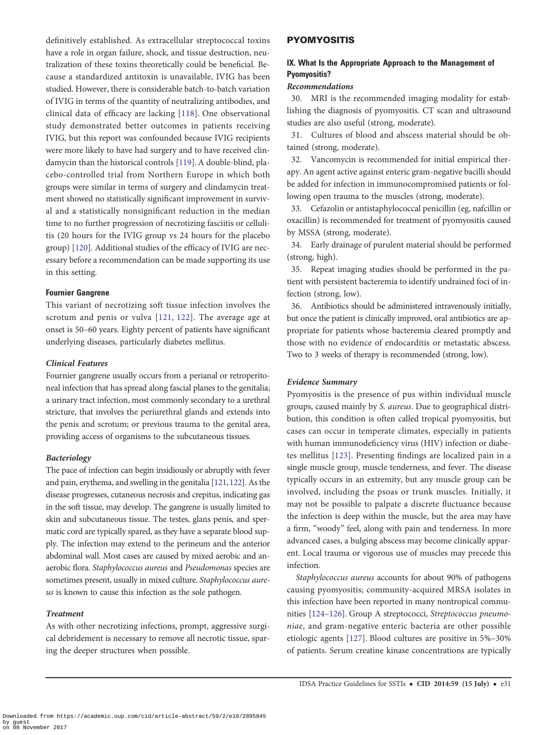definitively established. As extracellular streptococcal toxins have a role in organ failure, shock, and tissue destruction, neutralization of these toxins theoretically could be beneficial. Because a standardized antitoxin is unavailable, IVIG has been studied. However, there is considerable batch-to-batch variation of IVIG in terms of the quantity of neutralizing antibodies, and clinical data of efficacy are lacking [118]. One observational study demonstrated better outcomes in patients receiving IVIG, but this report was confounded because IVIG recipients were more likely to have had surgery and to have received clindamycin than the historical controls [119]. A double-blind, placebo-controlled trial from Northern Europe in which both groups were similar in terms of surgery and clindamycin treatment showed no statistically significant improvement in survival and a statistically nonsignificant reduction in the median time to no further progression of necrotizing fasciitis or cellulitis (20 hours for the IVIG group vs 24 hours for the placebo group) [120]. Additional studies of the efficacy of IVIG are necessary before a recommendation can be made supporting its use in this setting.

### Fournier Gangrene

This variant of necrotizing soft tissue infection involves the scrotum and penis or vulva [121, 122]. The average age at onset is 50–60 years. Eighty percent of patients have significant underlying diseases, particularly diabetes mellitus.

#### *Clinical Features*

Fournier gangrene usually occurs from a perianal or retroperitoneal infection that has spread along fascial planes to the genitalia; a urinary tract infection, most commonly secondary to a urethral stricture, that involves the periurethral glands and extends into the penis and scrotum; or previous trauma to the genital area, providing access of organisms to the subcutaneous tissues.

#### *Bacteriology*

The pace of infection can begin insidiously or abruptly with fever and pain, erythema, and swelling in the genitalia [121, 122]. As the disease progresses, cutaneous necrosis and crepitus, indicating gas in the soft tissue, may develop. The gangrene is usually limited to skin and subcutaneous tissue. The testes, glans penis, and spermatic cord are typically spared, as they have a separate blood supply. The infection may extend to the perineum and the anterior abdominal wall. Most cases are caused by mixed aerobic and anaerobic flora. *Staphylococcus aureus* and *Pseudomonas* species are sometimes present, usually in mixed culture. *Staphylococcus aureus* is known to cause this infection as the sole pathogen.

#### *Treatment*

As with other necrotizing infections, prompt, aggressive surgical debridement is necessary to remove all necrotic tissue, sparing the deeper structures when possible.

## PYOMYOSITIS

### IX. What Is the Appropriate Approach to the Management of Pyomyositis?

#### *Recommendations*

30. MRI is the recommended imaging modality for establishing the diagnosis of pyomyositis. CT scan and ultrasound studies are also useful (strong, moderate).

31. Cultures of blood and abscess material should be obtained (strong, moderate).

32. Vancomycin is recommended for initial empirical therapy. An agent active against enteric gram-negative bacilli should be added for infection in immunocompromised patients or following open trauma to the muscles (strong, moderate).

33. Cefazolin or antistaphylococcal penicillin (eg, nafcillin or oxacillin) is recommended for treatment of pyomyositis caused by MSSA (strong, moderate).

34. Early drainage of purulent material should be performed (strong, high).

35. Repeat imaging studies should be performed in the patient with persistent bacteremia to identify undrained foci of infection (strong, low).

36. Antibiotics should be administered intravenously initially, but once the patient is clinically improved, oral antibiotics are appropriate for patients whose bacteremia cleared promptly and those with no evidence of endocarditis or metastatic abscess. Two to 3 weeks of therapy is recommended (strong, low).

#### *Evidence Summary*

Pyomyositis is the presence of pus within individual muscle groups, caused mainly by *S. aureus*. Due to geographical distribution, this condition is often called tropical pyomyositis, but cases can occur in temperate climates, especially in patients with human immunodeficiency virus (HIV) infection or diabetes mellitus [123]. Presenting findings are localized pain in a single muscle group, muscle tenderness, and fever. The disease typically occurs in an extremity, but any muscle group can be involved, including the psoas or trunk muscles. Initially, it may not be possible to palpate a discrete fluctuance because the infection is deep within the muscle, but the area may have a firm, "woody" feel, along with pain and tenderness. In more advanced cases, a bulging abscess may become clinically apparent. Local trauma or vigorous use of muscles may precede this infection.

*Staphylococcus aureus* accounts for about 90% of pathogens causing pyomyositis; community-acquired MRSA isolates in this infection have been reported in many nontropical communities [124–126]. Group A streptococci, *Streptococcus pneumoniae*, and gram-negative enteric bacteria are other possible etiologic agents [127]. Blood cultures are positive in 5%–30% of patients. Serum creatine kinase concentrations are typically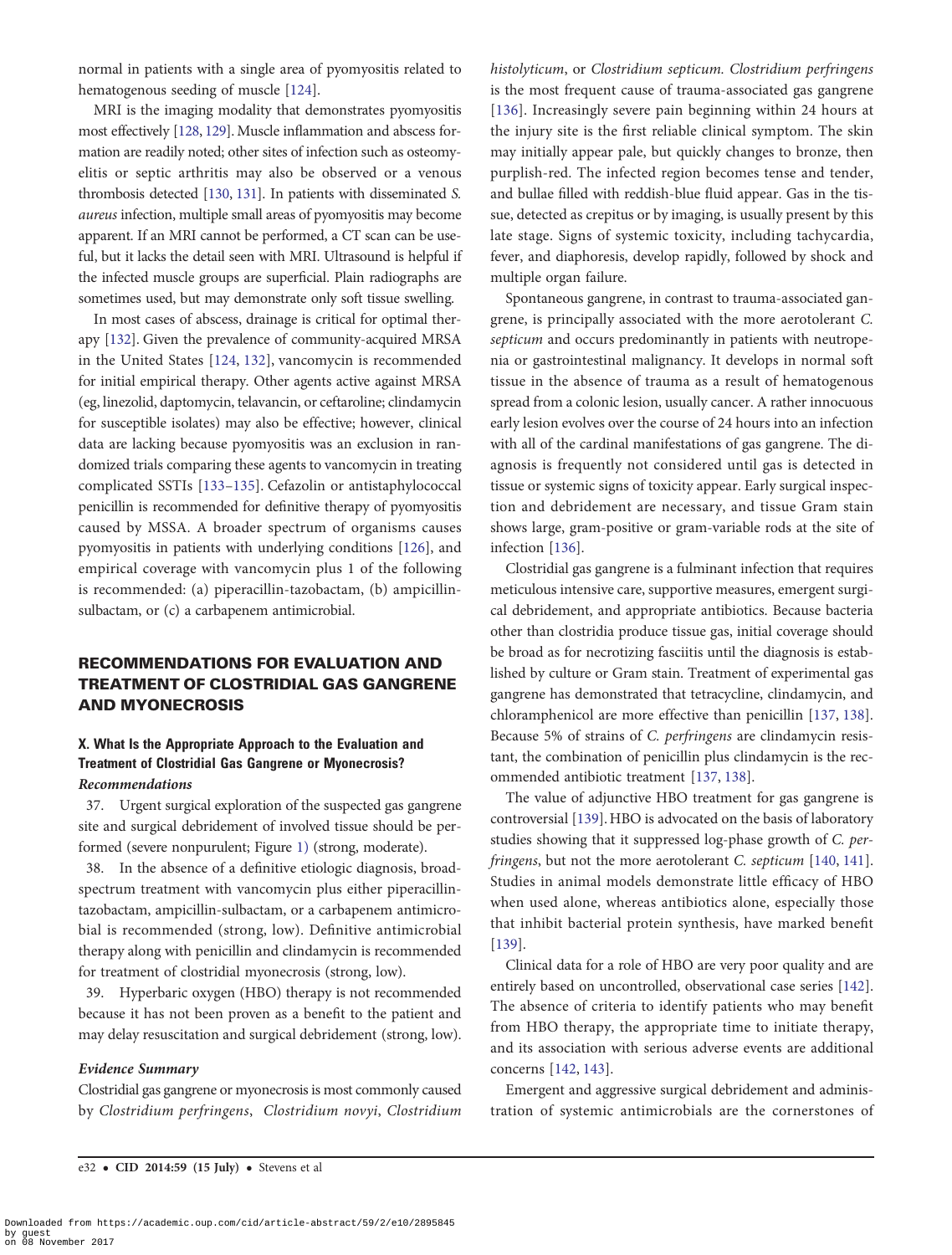normal in patients with a single area of pyomyositis related to hematogenous seeding of muscle [124].

MRI is the imaging modality that demonstrates pyomyositis most effectively [128, 129]. Muscle inflammation and abscess formation are readily noted; other sites of infection such as osteomyelitis or septic arthritis may also be observed or a venous thrombosis detected [130, 131]. In patients with disseminated *S. aureus* infection, multiple small areas of pyomyositis may become apparent. If an MRI cannot be performed, a CT scan can be useful, but it lacks the detail seen with MRI. Ultrasound is helpful if the infected muscle groups are superficial. Plain radiographs are sometimes used, but may demonstrate only soft tissue swelling.

In most cases of abscess, drainage is critical for optimal therapy [132]. Given the prevalence of community-acquired MRSA in the United States [124, 132], vancomycin is recommended for initial empirical therapy. Other agents active against MRSA (eg, linezolid, daptomycin, telavancin, or ceftaroline; clindamycin for susceptible isolates) may also be effective; however, clinical data are lacking because pyomyositis was an exclusion in randomized trials comparing these agents to vancomycin in treating complicated SSTIs [133–135]. Cefazolin or antistaphylococcal penicillin is recommended for definitive therapy of pyomyositis caused by MSSA. A broader spectrum of organisms causes pyomyositis in patients with underlying conditions [126], and empirical coverage with vancomycin plus 1 of the following is recommended: (a) piperacillin-tazobactam, (b) ampicillin-sulbactam, or (c) a carbapenem antimicrobial.

## RECOMMENDATIONS FOR EVALUATION AND TREATMENT OF CLOSTRIDIAL GAS GANGRENE AND MYONECROSIS

### X. What Is the Appropriate Approach to the Evaluation and Treatment of Clostridial Gas Gangrene or Myonecrosis?

*Recommendations*

37. Urgent surgical exploration of the suspected gas gangrene site and surgical debridement of involved tissue should be performed (severe nonpurulent; Figure 1) (strong, moderate).

38. In the absence of a definitive etiologic diagnosis, broad-spectrum treatment with vancomycin plus either piperacillin-tazobactam, ampicillin-sulbactam, or a carbapenem antimicrobial is recommended (strong, low). Definitive antimicrobial therapy along with penicillin and clindamycin is recommended for treatment of clostridial myonecrosis (strong, low).

39. Hyperbaric oxygen (HBO) therapy is not recommended because it has not been proven as a benefit to the patient and may delay resuscitation and surgical debridement (strong, low).

*Evidence Summary*

Clostridial gas gangrene or myonecrosis is most commonly caused by *Clostridium perfringens*, *Clostridium novyi*, *Clostridium histolyticum*, or *Clostridium septicum*. *Clostridium perfringens* is the most frequent cause of trauma-associated gas gangrene [136]. Increasingly severe pain beginning within 24 hours at the injury site is the first reliable clinical symptom. The skin may initially appear pale, but quickly changes to bronze, then purplish-red. The infected region becomes tense and tender, and bullae filled with reddish-blue fluid appear. Gas in the tissue, detected as crepitus or by imaging, is usually present by this late stage. Signs of systemic toxicity, including tachycardia, fever, and diaphoresis, develop rapidly, followed by shock and multiple organ failure.

Spontaneous gangrene, in contrast to trauma-associated gangrene, is principally associated with the more aerotolerant *C. septicum* and occurs predominantly in patients with neutropenia or gastrointestinal malignancy. It develops in normal soft tissue in the absence of trauma as a result of hematogenous spread from a colonic lesion, usually cancer. A rather innocuous early lesion evolves over the course of 24 hours into an infection with all of the cardinal manifestations of gas gangrene. The diagnosis is frequently not considered until gas is detected in tissue or systemic signs of toxicity appear. Early surgical inspection and debridement are necessary, and tissue Gram stain shows large, gram-positive or gram-variable rods at the site of infection [136].

Clostridial gas gangrene is a fulminant infection that requires meticulous intensive care, supportive measures, emergent surgical debridement, and appropriate antibiotics. Because bacteria other than clostridia produce tissue gas, initial coverage should be broad as for necrotizing fasciitis until the diagnosis is established by culture or Gram stain. Treatment of experimental gas gangrene has demonstrated that tetracycline, clindamycin, and chloramphenicol are more effective than penicillin [137, 138]. Because 5% of strains of *C. perfringens* are clindamycin resistant, the combination of penicillin plus clindamycin is the recommended antibiotic treatment [137, 138].

The value of adjunctive HBO treatment for gas gangrene is controversial [139]. HBO is advocated on the basis of laboratory studies showing that it suppressed log-phase growth of *C. perfringens*, but not the more aerotolerant *C. septicum* [140, 141]. Studies in animal models demonstrate little efficacy of HBO when used alone, whereas antibiotics alone, especially those that inhibit bacterial protein synthesis, have marked benefit [139].

Clinical data for a role of HBO are very poor quality and are entirely based on uncontrolled, observational case series [142]. The absence of criteria to identify patients who may benefit from HBO therapy, the appropriate time to initiate therapy, and its association with serious adverse events are additional concerns [142, 143].

Emergent and aggressive surgical debridement and administration of systemic antimicrobials are the cornerstones of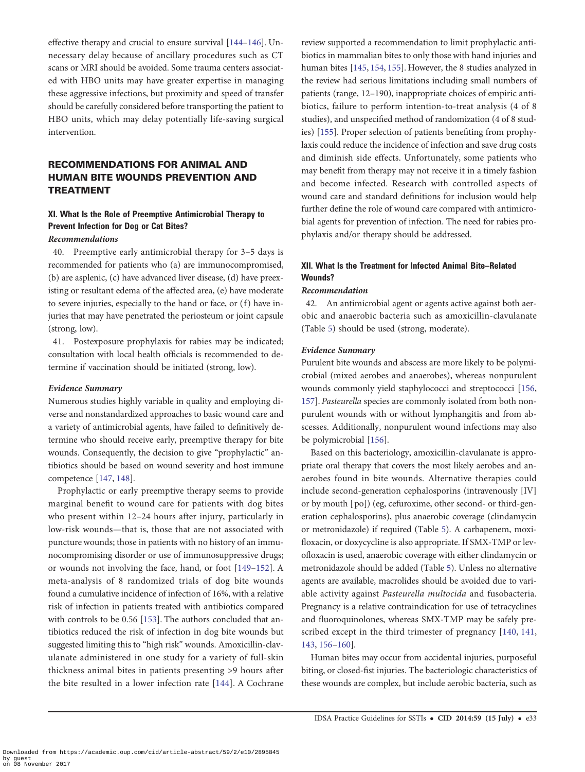effective therapy and crucial to ensure survival [144–146]. Unnecessary delay because of ancillary procedures such as CT scans or MRI should be avoided. Some trauma centers associated with HBO units may have greater expertise in managing these aggressive infections, but proximity and speed of transfer should be carefully considered before transporting the patient to HBO units, which may delay potentially life-saving surgical intervention.

## RECOMMENDATIONS FOR ANIMAL AND HUMAN BITE WOUNDS PREVENTION AND TREATMENT

### XI. What Is the Role of Preemptive Antimicrobial Therapy to Prevent Infection for Dog or Cat Bites?

#### *Recommendations*

40. Preemptive early antimicrobial therapy for 3–5 days is recommended for patients who (a) are immunocompromised, (b) are asplenic, (c) have advanced liver disease, (d) have preexisting or resultant edema of the affected area, (e) have moderate to severe injuries, especially to the hand or face, or (f) have injuries that may have penetrated the periosteum or joint capsule (strong, low).

41. Postexposure prophylaxis for rabies may be indicated; consultation with local health officials is recommended to determine if vaccination should be initiated (strong, low).

#### *Evidence Summary*

Numerous studies highly variable in quality and employing diverse and nonstandardized approaches to basic wound care and a variety of antimicrobial agents, have failed to definitively determine who should receive early, preemptive therapy for bite wounds. Consequently, the decision to give "prophylactic" antibiotics should be based on wound severity and host immune competence [147, 148].

Prophylactic or early preemptive therapy seems to provide marginal benefit to wound care for patients with dog bites who present within 12–24 hours after injury, particularly in low-risk wounds—that is, those that are not associated with puncture wounds; those in patients with no history of an immunocompromising disorder or use of immunosuppressive drugs; or wounds not involving the face, hand, or foot [149–152]. A meta-analysis of 8 randomized trials of dog bite wounds found a cumulative incidence of infection of 16%, with a relative risk of infection in patients treated with antibiotics compared with controls to be 0.56 [153]. The authors concluded that antibiotics reduced the risk of infection in dog bite wounds but suggested limiting this to "high risk" wounds. Amoxicillin-clavulanate administered in one study for a variety of full-skin thickness animal bites in patients presenting >9 hours after the bite resulted in a lower infection rate [144]. A Cochrane review supported a recommendation to limit prophylactic antibiotics in mammalian bites to only those with hand injuries and human bites [145, 154, 155]. However, the 8 studies analyzed in the review had serious limitations including small numbers of patients (range, 12–190), inappropriate choices of empiric antibiotics, failure to perform intention-to-treat analysis (4 of 8 studies), and unspecified method of randomization (4 of 8 studies) [155]. Proper selection of patients benefiting from prophylaxis could reduce the incidence of infection and save drug costs and diminish side effects. Unfortunately, some patients who may benefit from therapy may not receive it in a timely fashion and become infected. Research with controlled aspects of wound care and standard definitions for inclusion would help further define the role of wound care compared with antimicrobial agents for prevention of infection. The need for rabies prophylaxis and/or therapy should be addressed.

### XII. What Is the Treatment for Infected Animal Bite–Related Wounds?

#### *Recommendation*

42. An antimicrobial agent or agents active against both aerobic and anaerobic bacteria such as amoxicillin-clavulanate (Table 5) should be used (strong, moderate).

#### *Evidence Summary*

Purulent bite wounds and abscess are more likely to be polymicrobial (mixed aerobes and anaerobes), whereas nonpurulent wounds commonly yield staphylococci and streptococci [156, 157]. *Pasteurella* species are commonly isolated from both nonpurulent wounds with or without lymphangitis and from abscesses. Additionally, nonpurulent wound infections may also be polymicrobial [156].

Based on this bacteriology, amoxicillin-clavulanate is appropriate oral therapy that covers the most likely aerobes and anaerobes found in bite wounds. Alternative therapies could include second-generation cephalosporins (intravenously [IV] or by mouth [po]) (eg, cefuroxime, other second- or third-generation cephalosporins), plus anaerobic coverage (clindamycin or metronidazole) if required (Table 5). A carbapenem, moxifloxacin, or doxycycline is also appropriate. If SMX-TMP or levofloxacin is used, anaerobic coverage with either clindamycin or metronidazole should be added (Table 5). Unless no alternative agents are available, macrolides should be avoided due to variable activity against *Pasteurella multocida* and fusobacteria. Pregnancy is a relative contraindication for use of tetracyclines and fluoroquinolones, whereas SMX-TMP may be safely prescribed except in the third trimester of pregnancy [140, 141, 143, 156–160].

Human bites may occur from accidental injuries, purposeful biting, or closed-fist injuries. The bacteriologic characteristics of these wounds are complex, but include aerobic bacteria, such as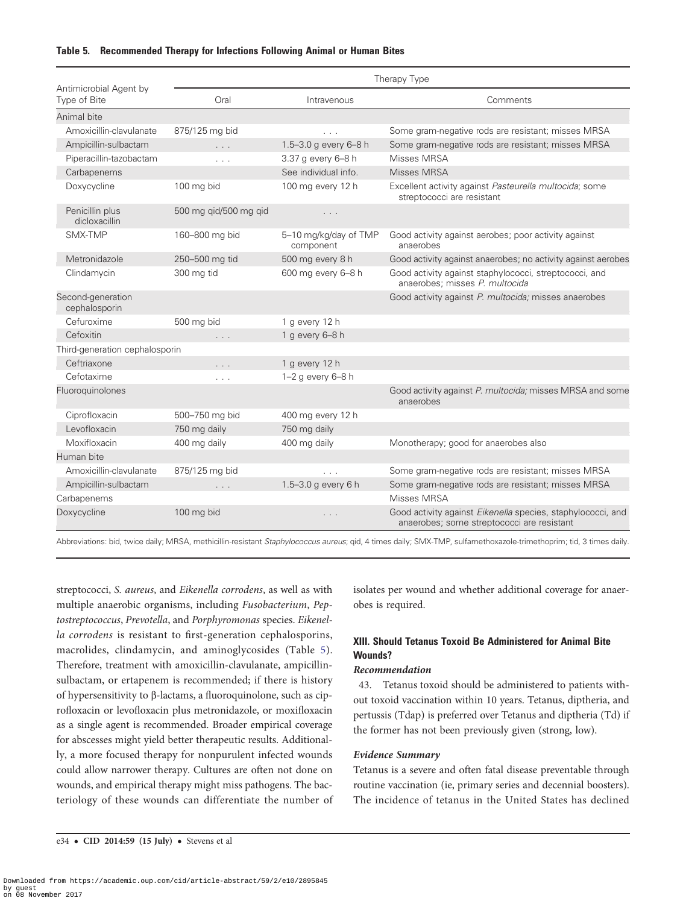**Table 5. Recommended Therapy for Infections Following Animal or Human Bites**

| Antimicrobial Agent by Type of Bite | Therapy Type | | |
|---|---|---|---|
| | Oral | Intravenous | Comments |
| Animal bite | | | |
| Amoxicillin-clavulanate | 875/125 mg bid | . . . | Some gram-negative rods are resistant; misses MRSA |
| Ampicillin-sulbactam | . . . | 1.5–3.0 g every 6–8 h | Some gram-negative rods are resistant; misses MRSA |
| Piperacillin-tazobactam | . . . | 3.37 g every 6–8 h | Misses MRSA |
| Carbapenems | | See individual info. | Misses MRSA |
| Doxycycline | 100 mg bid | 100 mg every 12 h | Excellent activity against *Pasteurella multocida*; some streptococci are resistant |
| Penicillin plus dicloxacillin | 500 mg qid/500 mg qid | . . . | |
| SMX-TMP | 160–800 mg bid | 5–10 mg/kg/day of TMP component | Good activity against aerobes; poor activity against anaerobes |
| Metronidazole | 250–500 mg tid | 500 mg every 8 h | Good activity against anaerobes; no activity against aerobes |
| Clindamycin | 300 mg tid | 600 mg every 6–8 h | Good activity against staphylococci, streptococci, and anaerobes; misses *P. multocida* |
| Second-generation cephalosporin | | | Good activity against *P. multocida;* misses anaerobes |
| Cefuroxime | 500 mg bid | 1 g every 12 h | |
| Cefoxitin | . . . | 1 g every 6–8 h | |
| Third-generation cephalosporin | | | |
| Ceftriaxone | . . . | 1 g every 12 h | |
| Cefotaxime | . . . | 1–2 g every 6–8 h | |
| Fluoroquinolones | | | Good activity against *P. multocida;* misses MRSA and some anaerobes |
| Ciprofloxacin | 500–750 mg bid | 400 mg every 12 h | |
| Levofloxacin | 750 mg daily | 750 mg daily | |
| Moxifloxacin | 400 mg daily | 400 mg daily | Monotherapy; good for anaerobes also |
| Human bite | | | |
| Amoxicillin-clavulanate | 875/125 mg bid | . . . | Some gram-negative rods are resistant; misses MRSA |
| Ampicillin-sulbactam | . . . | 1.5–3.0 g every 6 h | Some gram-negative rods are resistant; misses MRSA |
| Carbapenems | | | Misses MRSA |
| Doxycycline | 100 mg bid | . . . | Good activity against *Eikenella* species, staphylococci, and anaerobes; some streptococci are resistant |

Abbreviations: bid, twice daily; MRSA, methicillin-resistant *Staphylococcus aureus*; qid, 4 times daily; SMX-TMP, sulfamethoxazole-trimethoprim; tid, 3 times daily.

streptococci, *S. aureus*, and *Eikenella corrodens*, as well as with multiple anaerobic organisms, including *Fusobacterium*, *Peptostreptococcus*, *Prevotella*, and *Porphyromonas* species. *Eikenella corrodens* is resistant to first-generation cephalosporins, macrolides, clindamycin, and aminoglycosides (Table 5). Therefore, treatment with amoxicillin-clavulanate, ampicillin-sulbactam, or ertapenem is recommended; if there is history of hypersensitivity to β-lactams, a fluoroquinolone, such as ciprofloxacin or levofloxacin plus metronidazole, or moxifloxacin as a single agent is recommended. Broader empirical coverage for abscesses might yield better therapeutic results. Additionally, a more focused therapy for nonpurulent infected wounds could allow narrower therapy. Cultures are often not done on wounds, and empirical therapy might miss pathogens. The bacteriology of these wounds can differentiate the number of isolates per wound and whether additional coverage for anaerobes is required.

## XIII. Should Tetanus Toxoid Be Administered for Animal Bite Wounds?

### *Recommendation*

43. Tetanus toxoid should be administered to patients without toxoid vaccination within 10 years. Tetanus, diptheria, and pertussis (Tdap) is preferred over Tetanus and diptheria (Td) if the former has not been previously given (strong, low).

### *Evidence Summary*

Tetanus is a severe and often fatal disease preventable through routine vaccination (ie, primary series and decennial boosters). The incidence of tetanus in the United States has declined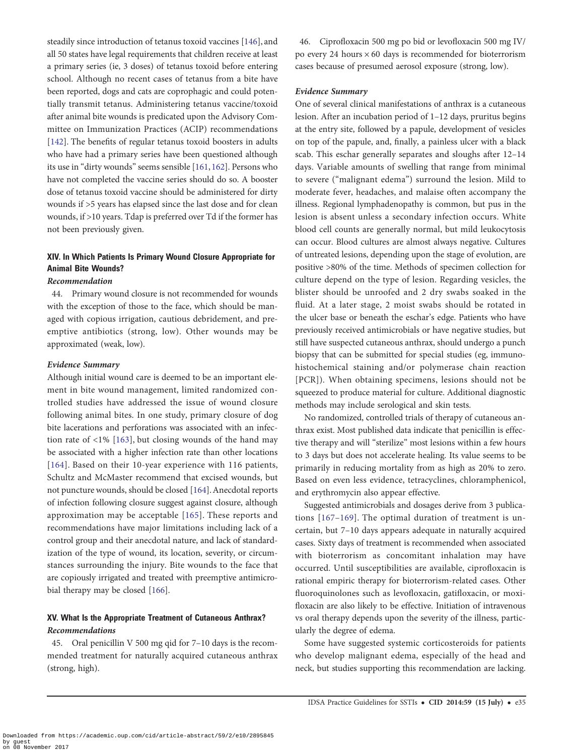steadily since introduction of tetanus toxoid vaccines [146], and all 50 states have legal requirements that children receive at least a primary series (ie, 3 doses) of tetanus toxoid before entering school. Although no recent cases of tetanus from a bite have been reported, dogs and cats are coprophagic and could potentially transmit tetanus. Administering tetanus vaccine/toxoid after animal bite wounds is predicated upon the Advisory Committee on Immunization Practices (ACIP) recommendations [142]. The benefits of regular tetanus toxoid boosters in adults who have had a primary series have been questioned although its use in "dirty wounds" seems sensible [161, 162]. Persons who have not completed the vaccine series should do so. A booster dose of tetanus toxoid vaccine should be administered for dirty wounds if >5 years has elapsed since the last dose and for clean wounds, if >10 years. Tdap is preferred over Td if the former has not been previously given.

## XIV. In Which Patients Is Primary Wound Closure Appropriate for Animal Bite Wounds?

### *Recommendation*

44. Primary wound closure is not recommended for wounds with the exception of those to the face, which should be managed with copious irrigation, cautious debridement, and preemptive antibiotics (strong, low). Other wounds may be approximated (weak, low).

### *Evidence Summary*

Although initial wound care is deemed to be an important element in bite wound management, limited randomized controlled studies have addressed the issue of wound closure following animal bites. In one study, primary closure of dog bite lacerations and perforations was associated with an infection rate of <1% [163], but closing wounds of the hand may be associated with a higher infection rate than other locations [164]. Based on their 10-year experience with 116 patients, Schultz and McMaster recommend that excised wounds, but not puncture wounds, should be closed [164]. Anecdotal reports of infection following closure suggest against closure, although approximation may be acceptable [165]. These reports and recommendations have major limitations including lack of a control group and their anecdotal nature, and lack of standardization of the type of wound, its location, severity, or circumstances surrounding the injury. Bite wounds to the face that are copiously irrigated and treated with preemptive antimicrobial therapy may be closed [166].

## XV. What Is the Appropriate Treatment of Cutaneous Anthrax?

### *Recommendations*

45. Oral penicillin V 500 mg qid for 7–10 days is the recommended treatment for naturally acquired cutaneous anthrax (strong, high).

46. Ciprofloxacin 500 mg po bid or levofloxacin 500 mg IV/po every 24 hours × 60 days is recommended for bioterrorism cases because of presumed aerosol exposure (strong, low).

### *Evidence Summary*

One of several clinical manifestations of anthrax is a cutaneous lesion. After an incubation period of 1–12 days, pruritus begins at the entry site, followed by a papule, development of vesicles on top of the papule, and, finally, a painless ulcer with a black scab. This eschar generally separates and sloughs after 12–14 days. Variable amounts of swelling that range from minimal to severe ("malignant edema") surround the lesion. Mild to moderate fever, headaches, and malaise often accompany the illness. Regional lymphadenopathy is common, but pus in the lesion is absent unless a secondary infection occurs. White blood cell counts are generally normal, but mild leukocytosis can occur. Blood cultures are almost always negative. Cultures of untreated lesions, depending upon the stage of evolution, are positive >80% of the time. Methods of specimen collection for culture depend on the type of lesion. Regarding vesicles, the blister should be unroofed and 2 dry swabs soaked in the fluid. At a later stage, 2 moist swabs should be rotated in the ulcer base or beneath the eschar's edge. Patients who have previously received antimicrobials or have negative studies, but still have suspected cutaneous anthrax, should undergo a punch biopsy that can be submitted for special studies (eg, immunohistochemical staining and/or polymerase chain reaction [PCR]). When obtaining specimens, lesions should not be squeezed to produce material for culture. Additional diagnostic methods may include serological and skin tests.

No randomized, controlled trials of therapy of cutaneous anthrax exist. Most published data indicate that penicillin is effective therapy and will "sterilize" most lesions within a few hours to 3 days but does not accelerate healing. Its value seems to be primarily in reducing mortality from as high as 20% to zero. Based on even less evidence, tetracyclines, chloramphenicol, and erythromycin also appear effective.

Suggested antimicrobials and dosages derive from 3 publications [167–169]. The optimal duration of treatment is uncertain, but 7–10 days appears adequate in naturally acquired cases. Sixty days of treatment is recommended when associated with bioterrorism as concomitant inhalation may have occurred. Until susceptibilities are available, ciprofloxacin is rational empiric therapy for bioterrorism-related cases. Other fluoroquinolones such as levofloxacin, gatifloxacin, or moxifloxacin are also likely to be effective. Initiation of intravenous vs oral therapy depends upon the severity of the illness, particularly the degree of edema.

Some have suggested systemic corticosteroids for patients who develop malignant edema, especially of the head and neck, but studies supporting this recommendation are lacking.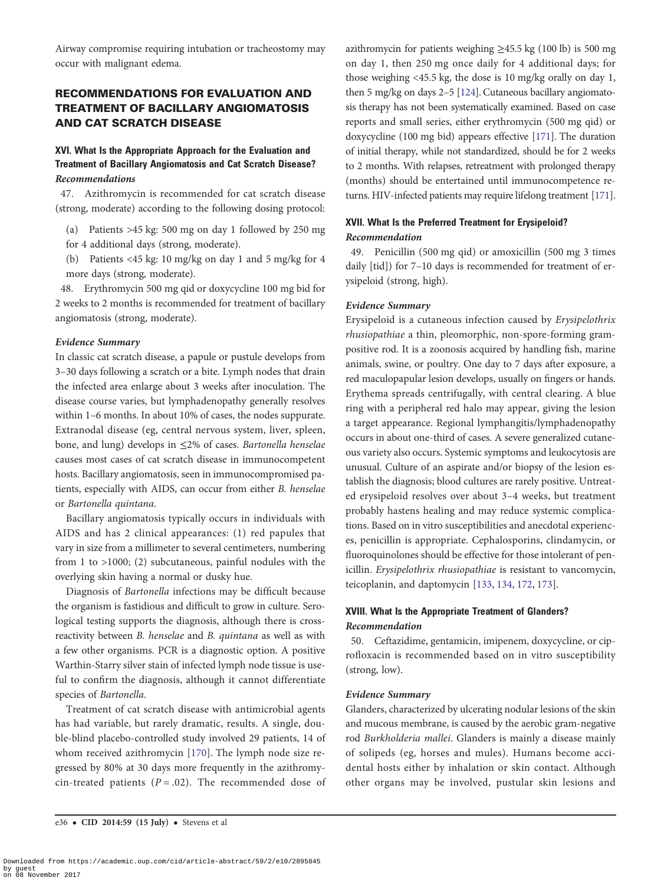Airway compromise requiring intubation or tracheostomy may occur with malignant edema.

## RECOMMENDATIONS FOR EVALUATION AND TREATMENT OF BACILLARY ANGIOMATOSIS AND CAT SCRATCH DISEASE

### XVI. What Is the Appropriate Approach for the Evaluation and Treatment of Bacillary Angiomatosis and Cat Scratch Disease?

***Recommendations***

47. Azithromycin is recommended for cat scratch disease (strong, moderate) according to the following dosing protocol:

(a) Patients >45 kg: 500 mg on day 1 followed by 250 mg for 4 additional days (strong, moderate).

(b) Patients <45 kg: 10 mg/kg on day 1 and 5 mg/kg for 4 more days (strong, moderate).

48. Erythromycin 500 mg qid or doxycycline 100 mg bid for 2 weeks to 2 months is recommended for treatment of bacillary angiomatosis (strong, moderate).

***Evidence Summary***

In classic cat scratch disease, a papule or pustule develops from 3–30 days following a scratch or a bite. Lymph nodes that drain the infected area enlarge about 3 weeks after inoculation. The disease course varies, but lymphadenopathy generally resolves within 1–6 months. In about 10% of cases, the nodes suppurate. Extranodal disease (eg, central nervous system, liver, spleen, bone, and lung) develops in ≤2% of cases. *Bartonella henselae* causes most cases of cat scratch disease in immunocompetent hosts. Bacillary angiomatosis, seen in immunocompromised patients, especially with AIDS, can occur from either *B. henselae* or *Bartonella quintana*.

Bacillary angiomatosis typically occurs in individuals with AIDS and has 2 clinical appearances: (1) red papules that vary in size from a millimeter to several centimeters, numbering from 1 to >1000; (2) subcutaneous, painful nodules with the overlying skin having a normal or dusky hue.

Diagnosis of *Bartonella* infections may be difficult because the organism is fastidious and difficult to grow in culture. Serological testing supports the diagnosis, although there is cross-reactivity between *B. henselae* and *B. quintana* as well as with a few other organisms. PCR is a diagnostic option. A positive Warthin-Starry silver stain of infected lymph node tissue is useful to confirm the diagnosis, although it cannot differentiate species of *Bartonella*.

Treatment of cat scratch disease with antimicrobial agents has had variable, but rarely dramatic, results. A single, double-blind placebo-controlled study involved 29 patients, 14 of whom received azithromycin [170]. The lymph node size regressed by 80% at 30 days more frequently in the azithromycin-treated patients ($P = .02$). The recommended dose of azithromycin for patients weighing ≥45.5 kg (100 lb) is 500 mg on day 1, then 250 mg once daily for 4 additional days; for those weighing <45.5 kg, the dose is 10 mg/kg orally on day 1, then 5 mg/kg on days 2–5 [124]. Cutaneous bacillary angiomatosis therapy has not been systematically examined. Based on case reports and small series, either erythromycin (500 mg qid) or doxycycline (100 mg bid) appears effective [171]. The duration of initial therapy, while not standardized, should be for 2 weeks to 2 months. With relapses, retreatment with prolonged therapy (months) should be entertained until immunocompetence returns. HIV-infected patients may require lifelong treatment [171].

### XVII. What Is the Preferred Treatment for Erysipeloid?

***Recommendation***

49. Penicillin (500 mg qid) or amoxicillin (500 mg 3 times daily [tid]) for 7–10 days is recommended for treatment of erysipeloid (strong, high).

***Evidence Summary***

Erysipeloid is a cutaneous infection caused by *Erysipelothrix rhusiopathiae* a thin, pleomorphic, non-spore-forming gram-positive rod. It is a zoonosis acquired by handling fish, marine animals, swine, or poultry. One day to 7 days after exposure, a red maculopapular lesion develops, usually on fingers or hands. Erythema spreads centrifugally, with central clearing. A blue ring with a peripheral red halo may appear, giving the lesion a target appearance. Regional lymphangitis/lymphadenopathy occurs in about one-third of cases. A severe generalized cutaneous variety also occurs. Systemic symptoms and leukocytosis are unusual. Culture of an aspirate and/or biopsy of the lesion establish the diagnosis; blood cultures are rarely positive. Untreated erysipeloid resolves over about 3–4 weeks, but treatment probably hastens healing and may reduce systemic complications. Based on in vitro susceptibilities and anecdotal experiences, penicillin is appropriate. Cephalosporins, clindamycin, or fluoroquinolones should be effective for those intolerant of penicillin. *Erysipelothrix rhusiopathiae* is resistant to vancomycin, teicoplanin, and daptomycin [133, 134, 172, 173].

### XVIII. What Is the Appropriate Treatment of Glanders?

***Recommendation***

50. Ceftazidime, gentamicin, imipenem, doxycycline, or ciprofloxacin is recommended based on in vitro susceptibility (strong, low).

***Evidence Summary***

Glanders, characterized by ulcerating nodular lesions of the skin and mucous membrane, is caused by the aerobic gram-negative rod *Burkholderia mallei*. Glanders is mainly a disease mainly of solipeds (eg, horses and mules). Humans become accidental hosts either by inhalation or skin contact. Although other organs may be involved, pustular skin lesions and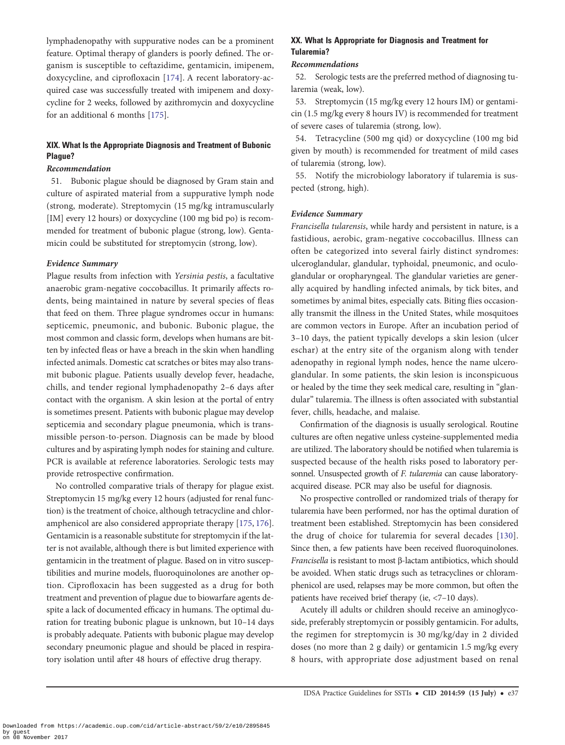lymphadenopathy with suppurative nodes can be a prominent feature. Optimal therapy of glanders is poorly defined. The organism is susceptible to ceftazidime, gentamicin, imipenem, doxycycline, and ciprofloxacin [174]. A recent laboratory-acquired case was successfully treated with imipenem and doxycycline for 2 weeks, followed by azithromycin and doxycycline for an additional 6 months [175].

## XIX. What Is the Appropriate Diagnosis and Treatment of Bubonic Plague?

### *Recommendation*

51. Bubonic plague should be diagnosed by Gram stain and culture of aspirated material from a suppurative lymph node (strong, moderate). Streptomycin (15 mg/kg intramuscularly [IM] every 12 hours) or doxycycline (100 mg bid po) is recommended for treatment of bubonic plague (strong, low). Gentamicin could be substituted for streptomycin (strong, low).

### *Evidence Summary*

Plague results from infection with *Yersinia pestis*, a facultative anaerobic gram-negative coccobacillus. It primarily affects rodents, being maintained in nature by several species of fleas that feed on them. Three plague syndromes occur in humans: septicemic, pneumonic, and bubonic. Bubonic plague, the most common and classic form, develops when humans are bitten by infected fleas or have a breach in the skin when handling infected animals. Domestic cat scratches or bites may also transmit bubonic plague. Patients usually develop fever, headache, chills, and tender regional lymphadenopathy 2–6 days after contact with the organism. A skin lesion at the portal of entry is sometimes present. Patients with bubonic plague may develop septicemia and secondary plague pneumonia, which is transmissible person-to-person. Diagnosis can be made by blood cultures and by aspirating lymph nodes for staining and culture. PCR is available at reference laboratories. Serologic tests may provide retrospective confirmation.

No controlled comparative trials of therapy for plague exist. Streptomycin 15 mg/kg every 12 hours (adjusted for renal function) is the treatment of choice, although tetracycline and chloramphenicol are also considered appropriate therapy [175, 176]. Gentamicin is a reasonable substitute for streptomycin if the latter is not available, although there is but limited experience with gentamicin in the treatment of plague. Based on in vitro susceptibilities and murine models, fluoroquinolones are another option. Ciprofloxacin has been suggested as a drug for both treatment and prevention of plague due to biowarfare agents despite a lack of documented efficacy in humans. The optimal duration for treating bubonic plague is unknown, but 10–14 days is probably adequate. Patients with bubonic plague may develop secondary pneumonic plague and should be placed in respiratory isolation until after 48 hours of effective drug therapy.

## XX. What Is Appropriate for Diagnosis and Treatment for Tularemia?

### *Recommendations*

52. Serologic tests are the preferred method of diagnosing tularemia (weak, low).

53. Streptomycin (15 mg/kg every 12 hours IM) or gentamicin (1.5 mg/kg every 8 hours IV) is recommended for treatment of severe cases of tularemia (strong, low).

54. Tetracycline (500 mg qid) or doxycycline (100 mg bid given by mouth) is recommended for treatment of mild cases of tularemia (strong, low).

55. Notify the microbiology laboratory if tularemia is suspected (strong, high).

### *Evidence Summary*

*Francisella tularensis*, while hardy and persistent in nature, is a fastidious, aerobic, gram-negative coccobacillus. Illness can often be categorized into several fairly distinct syndromes: ulceroglandular, glandular, typhoidal, pneumonic, and oculoglandular or oropharyngeal. The glandular varieties are generally acquired by handling infected animals, by tick bites, and sometimes by animal bites, especially cats. Biting flies occasionally transmit the illness in the United States, while mosquitoes are common vectors in Europe. After an incubation period of 3–10 days, the patient typically develops a skin lesion (ulcer eschar) at the entry site of the organism along with tender adenopathy in regional lymph nodes, hence the name ulceroglandular. In some patients, the skin lesion is inconspicuous or healed by the time they seek medical care, resulting in "glandular" tularemia. The illness is often associated with substantial fever, chills, headache, and malaise.

Confirmation of the diagnosis is usually serological. Routine cultures are often negative unless cysteine-supplemented media are utilized. The laboratory should be notified when tularemia is suspected because of the health risks posed to laboratory personnel. Unsuspected growth of *F. tularemia* can cause laboratory-acquired disease. PCR may also be useful for diagnosis.

No prospective controlled or randomized trials of therapy for tularemia have been performed, nor has the optimal duration of treatment been established. Streptomycin has been considered the drug of choice for tularemia for several decades [130]. Since then, a few patients have been received fluoroquinolones. *Francisella* is resistant to most β-lactam antibiotics, which should be avoided. When static drugs such as tetracyclines or chloramphenicol are used, relapses may be more common, but often the patients have received brief therapy (ie, <7–10 days).

Acutely ill adults or children should receive an aminoglycoside, preferably streptomycin or possibly gentamicin. For adults, the regimen for streptomycin is 30 mg/kg/day in 2 divided doses (no more than 2 g daily) or gentamicin 1.5 mg/kg every 8 hours, with appropriate dose adjustment based on renal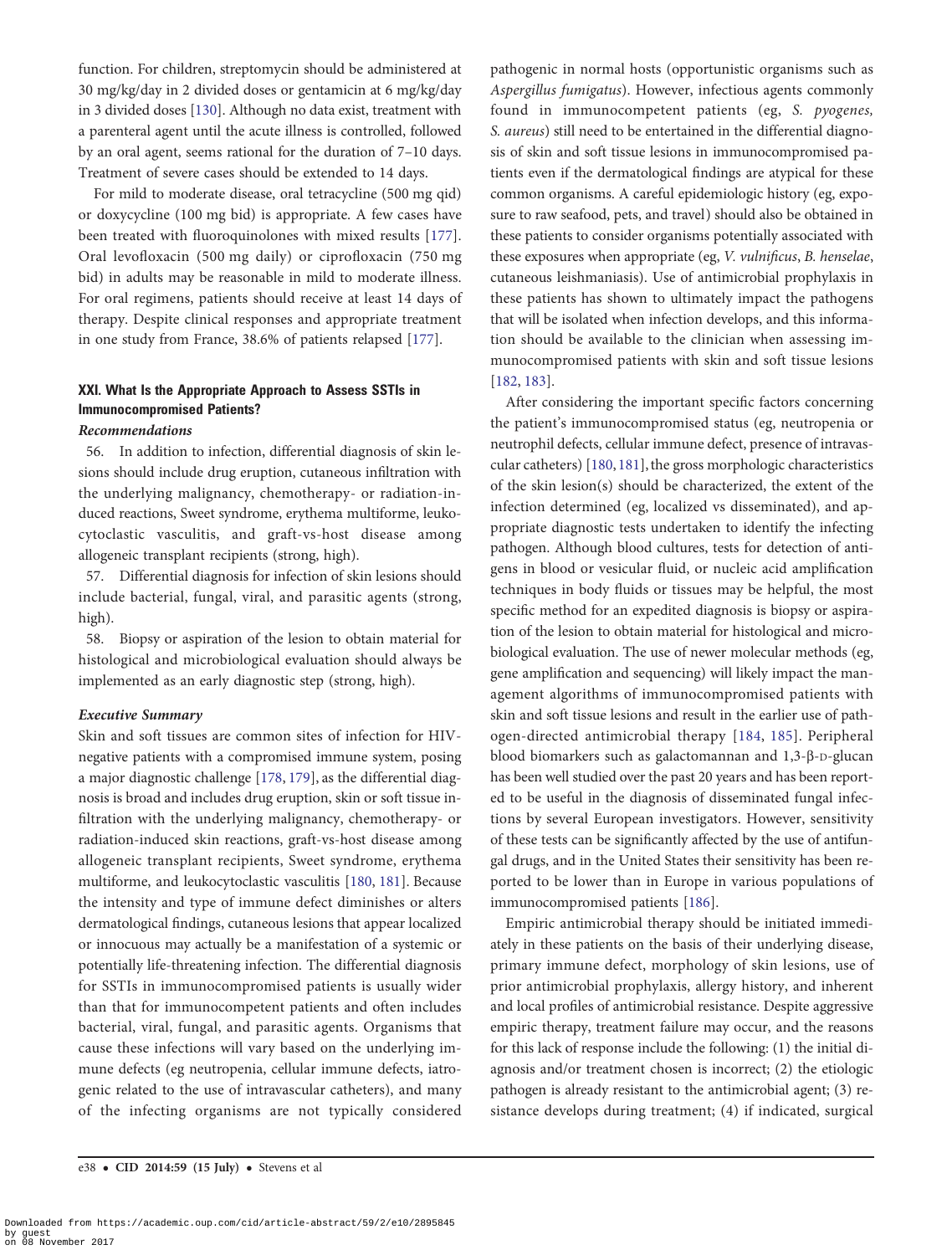function. For children, streptomycin should be administered at 30 mg/kg/day in 2 divided doses or gentamicin at 6 mg/kg/day in 3 divided doses [130]. Although no data exist, treatment with a parenteral agent until the acute illness is controlled, followed by an oral agent, seems rational for the duration of 7–10 days. Treatment of severe cases should be extended to 14 days.

For mild to moderate disease, oral tetracycline (500 mg qid) or doxycycline (100 mg bid) is appropriate. A few cases have been treated with fluoroquinolones with mixed results [177]. Oral levofloxacin (500 mg daily) or ciprofloxacin (750 mg bid) in adults may be reasonable in mild to moderate illness. For oral regimens, patients should receive at least 14 days of therapy. Despite clinical responses and appropriate treatment in one study from France, 38.6% of patients relapsed [177].

### XXI. What Is the Appropriate Approach to Assess SSTIs in Immunocompromised Patients?

#### *Recommendations*

56. In addition to infection, differential diagnosis of skin lesions should include drug eruption, cutaneous infiltration with the underlying malignancy, chemotherapy- or radiation-induced reactions, Sweet syndrome, erythema multiforme, leukocytoclastic vasculitis, and graft-vs-host disease among allogeneic transplant recipients (strong, high).

57. Differential diagnosis for infection of skin lesions should include bacterial, fungal, viral, and parasitic agents (strong, high).

58. Biopsy or aspiration of the lesion to obtain material for histological and microbiological evaluation should always be implemented as an early diagnostic step (strong, high).

#### *Executive Summary*

Skin and soft tissues are common sites of infection for HIV-negative patients with a compromised immune system, posing a major diagnostic challenge [178, 179], as the differential diagnosis is broad and includes drug eruption, skin or soft tissue infiltration with the underlying malignancy, chemotherapy- or radiation-induced skin reactions, graft-vs-host disease among allogeneic transplant recipients, Sweet syndrome, erythema multiforme, and leukocytoclastic vasculitis [180, 181]. Because the intensity and type of immune defect diminishes or alters dermatological findings, cutaneous lesions that appear localized or innocuous may actually be a manifestation of a systemic or potentially life-threatening infection. The differential diagnosis for SSTIs in immunocompromised patients is usually wider than that for immunocompetent patients and often includes bacterial, viral, fungal, and parasitic agents. Organisms that cause these infections will vary based on the underlying immune defects (eg neutropenia, cellular immune defects, iatrogenic related to the use of intravascular catheters), and many of the infecting organisms are not typically considered pathogenic in normal hosts (opportunistic organisms such as *Aspergillus fumigatus*). However, infectious agents commonly found in immunocompetent patients (eg, *S. pyogenes*, *S. aureus*) still need to be entertained in the differential diagnosis of skin and soft tissue lesions in immunocompromised patients even if the dermatological findings are atypical for these common organisms. A careful epidemiologic history (eg, exposure to raw seafood, pets, and travel) should also be obtained in these patients to consider organisms potentially associated with these exposures when appropriate (eg, *V. vulnificus*, *B. henselae*, cutaneous leishmaniasis). Use of antimicrobial prophylaxis in these patients has shown to ultimately impact the pathogens that will be isolated when infection develops, and this information should be available to the clinician when assessing immunocompromised patients with skin and soft tissue lesions [182, 183].

After considering the important specific factors concerning the patient's immunocompromised status (eg, neutropenia or neutrophil defects, cellular immune defect, presence of intravascular catheters) [180, 181], the gross morphologic characteristics of the skin lesion(s) should be characterized, the extent of the infection determined (eg, localized vs disseminated), and appropriate diagnostic tests undertaken to identify the infecting pathogen. Although blood cultures, tests for detection of antigens in blood or vesicular fluid, or nucleic acid amplification techniques in body fluids or tissues may be helpful, the most specific method for an expedited diagnosis is biopsy or aspiration of the lesion to obtain material for histological and microbiological evaluation. The use of newer molecular methods (eg, gene amplification and sequencing) will likely impact the management algorithms of immunocompromised patients with skin and soft tissue lesions and result in the earlier use of pathogen-directed antimicrobial therapy [184, 185]. Peripheral blood biomarkers such as galactomannan and 1,3-β-D-glucan has been well studied over the past 20 years and has been reported to be useful in the diagnosis of disseminated fungal infections by several European investigators. However, sensitivity of these tests can be significantly affected by the use of antifungal drugs, and in the United States their sensitivity has been reported to be lower than in Europe in various populations of immunocompromised patients [186].

Empiric antimicrobial therapy should be initiated immediately in these patients on the basis of their underlying disease, primary immune defect, morphology of skin lesions, use of prior antimicrobial prophylaxis, allergy history, and inherent and local profiles of antimicrobial resistance. Despite aggressive empiric therapy, treatment failure may occur, and the reasons for this lack of response include the following: (1) the initial diagnosis and/or treatment chosen is incorrect; (2) the etiologic pathogen is already resistant to the antimicrobial agent; (3) resistance develops during treatment; (4) if indicated, surgical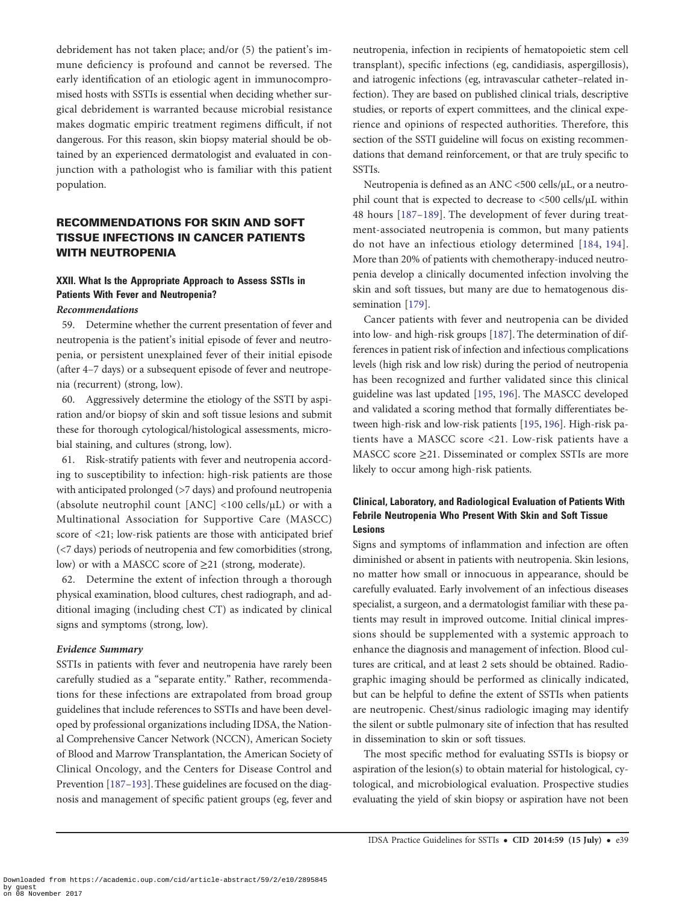debridement has not taken place; and/or (5) the patient's immune deficiency is profound and cannot be reversed. The early identification of an etiologic agent in immunocompromised hosts with SSTIs is essential when deciding whether surgical debridement is warranted because microbial resistance makes dogmatic empiric treatment regimens difficult, if not dangerous. For this reason, skin biopsy material should be obtained by an experienced dermatologist and evaluated in conjunction with a pathologist who is familiar with this patient population.

## RECOMMENDATIONS FOR SKIN AND SOFT TISSUE INFECTIONS IN CANCER PATIENTS WITH NEUTROPENIA

### XXII. What Is the Appropriate Approach to Assess SSTIs in Patients With Fever and Neutropenia?

***Recommendations***

59. Determine whether the current presentation of fever and neutropenia is the patient's initial episode of fever and neutropenia, or persistent unexplained fever of their initial episode (after 4–7 days) or a subsequent episode of fever and neutropenia (recurrent) (strong, low).

60. Aggressively determine the etiology of the SSTI by aspiration and/or biopsy of skin and soft tissue lesions and submit these for thorough cytological/histological assessments, microbial staining, and cultures (strong, low).

61. Risk-stratify patients with fever and neutropenia according to susceptibility to infection: high-risk patients are those with anticipated prolonged (>7 days) and profound neutropenia (absolute neutrophil count [ANC] <100 cells/µL) or with a Multinational Association for Supportive Care (MASCC) score of <21; low-risk patients are those with anticipated brief (<7 days) periods of neutropenia and few comorbidities (strong, low) or with a MASCC score of ≥21 (strong, moderate).

62. Determine the extent of infection through a thorough physical examination, blood cultures, chest radiograph, and additional imaging (including chest CT) as indicated by clinical signs and symptoms (strong, low).

***Evidence Summary***

SSTIs in patients with fever and neutropenia have rarely been carefully studied as a "separate entity." Rather, recommendations for these infections are extrapolated from broad group guidelines that include references to SSTIs and have been developed by professional organizations including IDSA, the National Comprehensive Cancer Network (NCCN), American Society of Blood and Marrow Transplantation, the American Society of Clinical Oncology, and the Centers for Disease Control and Prevention [187–193]. These guidelines are focused on the diagnosis and management of specific patient groups (eg, fever and neutropenia, infection in recipients of hematopoietic stem cell transplant), specific infections (eg, candidiasis, aspergillosis), and iatrogenic infections (eg, intravascular catheter–related infection). They are based on published clinical trials, descriptive studies, or reports of expert committees, and the clinical experience and opinions of respected authorities. Therefore, this section of the SSTI guideline will focus on existing recommendations that demand reinforcement, or that are truly specific to SSTIs.

Neutropenia is defined as an ANC <500 cells/µL, or a neutrophil count that is expected to decrease to <500 cells/µL within 48 hours [187–189]. The development of fever during treatment-associated neutropenia is common, but many patients do not have an infectious etiology determined [184, 194]. More than 20% of patients with chemotherapy-induced neutropenia develop a clinically documented infection involving the skin and soft tissues, but many are due to hematogenous dissemination [179].

Cancer patients with fever and neutropenia can be divided into low- and high-risk groups [187]. The determination of differences in patient risk of infection and infectious complications levels (high risk and low risk) during the period of neutropenia has been recognized and further validated since this clinical guideline was last updated [195, 196]. The MASCC developed and validated a scoring method that formally differentiates between high-risk and low-risk patients [195, 196]. High-risk patients have a MASCC score <21. Low-risk patients have a MASCC score ≥21. Disseminated or complex SSTIs are more likely to occur among high-risk patients.

#### Clinical, Laboratory, and Radiological Evaluation of Patients With Febrile Neutropenia Who Present With Skin and Soft Tissue Lesions

Signs and symptoms of inflammation and infection are often diminished or absent in patients with neutropenia. Skin lesions, no matter how small or innocuous in appearance, should be carefully evaluated. Early involvement of an infectious diseases specialist, a surgeon, and a dermatologist familiar with these patients may result in improved outcome. Initial clinical impressions should be supplemented with a systemic approach to enhance the diagnosis and management of infection. Blood cultures are critical, and at least 2 sets should be obtained. Radiographic imaging should be performed as clinically indicated, but can be helpful to define the extent of SSTIs when patients are neutropenic. Chest/sinus radiologic imaging may identify the silent or subtle pulmonary site of infection that has resulted in dissemination to skin or soft tissues.

The most specific method for evaluating SSTIs is biopsy or aspiration of the lesion(s) to obtain material for histological, cytological, and microbiological evaluation. Prospective studies evaluating the yield of skin biopsy or aspiration have not been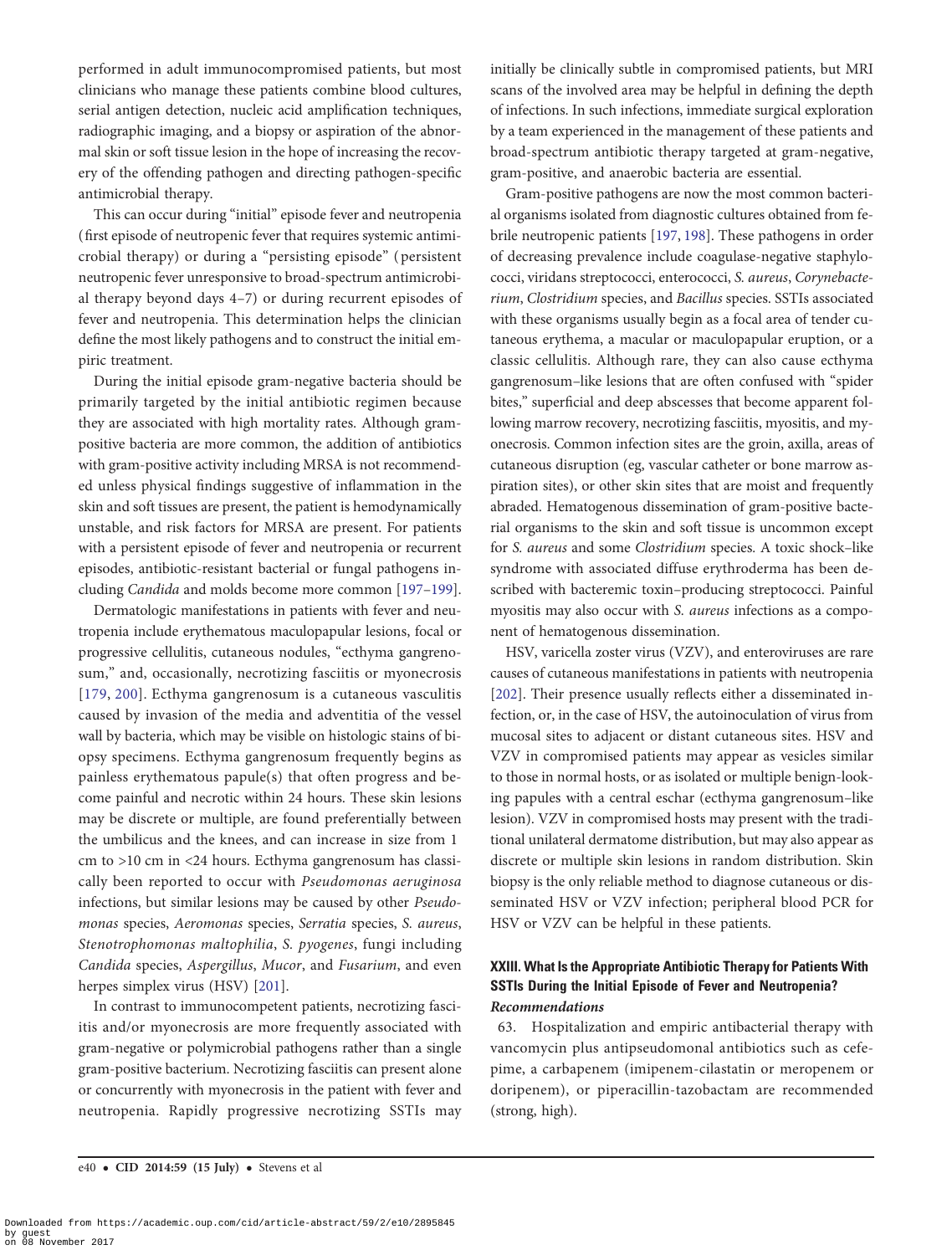performed in adult immunocompromised patients, but most clinicians who manage these patients combine blood cultures, serial antigen detection, nucleic acid amplification techniques, radiographic imaging, and a biopsy or aspiration of the abnormal skin or soft tissue lesion in the hope of increasing the recovery of the offending pathogen and directing pathogen-specific antimicrobial therapy.

This can occur during "initial" episode fever and neutropenia (first episode of neutropenic fever that requires systemic antimicrobial therapy) or during a "persisting episode" (persistent neutropenic fever unresponsive to broad-spectrum antimicrobial therapy beyond days 4–7) or during recurrent episodes of fever and neutropenia. This determination helps the clinician define the most likely pathogens and to construct the initial empiric treatment.

During the initial episode gram-negative bacteria should be primarily targeted by the initial antibiotic regimen because they are associated with high mortality rates. Although gram-positive bacteria are more common, the addition of antibiotics with gram-positive activity including MRSA is not recommended unless physical findings suggestive of inflammation in the skin and soft tissues are present, the patient is hemodynamically unstable, and risk factors for MRSA are present. For patients with a persistent episode of fever and neutropenia or recurrent episodes, antibiotic-resistant bacterial or fungal pathogens including *Candida* and molds become more common [197–199].

Dermatologic manifestations in patients with fever and neutropenia include erythematous maculopapular lesions, focal or progressive cellulitis, cutaneous nodules, "ecthyma gangrenosum," and, occasionally, necrotizing fasciitis or myonecrosis [179, 200]. Ecthyma gangrenosum is a cutaneous vasculitis caused by invasion of the media and adventitia of the vessel wall by bacteria, which may be visible on histologic stains of biopsy specimens. Ecthyma gangrenosum frequently begins as painless erythematous papule(s) that often progress and become painful and necrotic within 24 hours. These skin lesions may be discrete or multiple, are found preferentially between the umbilicus and the knees, and can increase in size from 1 cm to >10 cm in <24 hours. Ecthyma gangrenosum has classically been reported to occur with *Pseudomonas aeruginosa* infections, but similar lesions may be caused by other *Pseudomonas* species, *Aeromonas* species, *Serratia* species, *S. aureus*, *Stenotrophomonas maltophilia*, *S. pyogenes*, fungi including *Candida* species, *Aspergillus*, *Mucor*, and *Fusarium*, and even herpes simplex virus (HSV) [201].

In contrast to immunocompetent patients, necrotizing fasciitis and/or myonecrosis are more frequently associated with gram-negative or polymicrobial pathogens rather than a single gram-positive bacterium. Necrotizing fasciitis can present alone or concurrently with myonecrosis in the patient with fever and neutropenia. Rapidly progressive necrotizing SSTIs may initially be clinically subtle in compromised patients, but MRI scans of the involved area may be helpful in defining the depth of infections. In such infections, immediate surgical exploration by a team experienced in the management of these patients and broad-spectrum antibiotic therapy targeted at gram-negative, gram-positive, and anaerobic bacteria are essential.

Gram-positive pathogens are now the most common bacterial organisms isolated from diagnostic cultures obtained from febrile neutropenic patients [197, 198]. These pathogens in order of decreasing prevalence include coagulase-negative staphylococci, viridans streptococci, enterococci, *S. aureus*, *Corynebacterium*, *Clostridium* species, and *Bacillus* species. SSTIs associated with these organisms usually begin as a focal area of tender cutaneous erythema, a macular or maculopapular eruption, or a classic cellulitis. Although rare, they can also cause ecthyma gangrenosum–like lesions that are often confused with "spider bites," superficial and deep abscesses that become apparent following marrow recovery, necrotizing fasciitis, myositis, and myonecrosis. Common infection sites are the groin, axilla, areas of cutaneous disruption (eg, vascular catheter or bone marrow aspiration sites), or other skin sites that are moist and frequently abraded. Hematogenous dissemination of gram-positive bacterial organisms to the skin and soft tissue is uncommon except for *S. aureus* and some *Clostridium* species. A toxic shock–like syndrome with associated diffuse erythroderma has been described with bacteremic toxin–producing streptococci. Painful myositis may also occur with *S. aureus* infections as a component of hematogenous dissemination.

HSV, varicella zoster virus (VZV), and enteroviruses are rare causes of cutaneous manifestations in patients with neutropenia [202]. Their presence usually reflects either a disseminated infection, or, in the case of HSV, the autoinoculation of virus from mucosal sites to adjacent or distant cutaneous sites. HSV and VZV in compromised patients may appear as vesicles similar to those in normal hosts, or as isolated or multiple benign-looking papules with a central eschar (ecthyma gangrenosum–like lesion). VZV in compromised hosts may present with the traditional unilateral dermatome distribution, but may also appear as discrete or multiple skin lesions in random distribution. Skin biopsy is the only reliable method to diagnose cutaneous or disseminated HSV or VZV infection; peripheral blood PCR for HSV or VZV can be helpful in these patients.

## XXIII. What Is the Appropriate Antibiotic Therapy for Patients With SSTIs During the Initial Episode of Fever and Neutropenia?

### *Recommendations*

63. Hospitalization and empiric antibacterial therapy with vancomycin plus antipseudomonal antibiotics such as cefepime, a carbapenem (imipenem-cilastatin or meropenem or doripenem), or piperacillin-tazobactam are recommended (strong, high).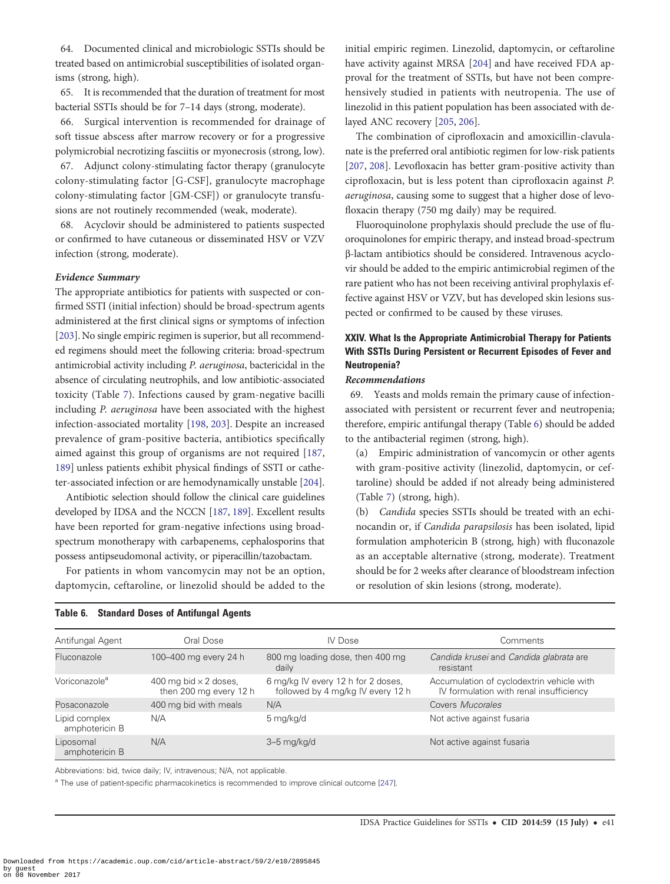64. Documented clinical and microbiologic SSTIs should be treated based on antimicrobial susceptibilities of isolated organisms (strong, high).

65. It is recommended that the duration of treatment for most bacterial SSTIs should be for 7–14 days (strong, moderate).

66. Surgical intervention is recommended for drainage of soft tissue abscess after marrow recovery or for a progressive polymicrobial necrotizing fasciitis or myonecrosis (strong, low).

67. Adjunct colony-stimulating factor therapy (granulocyte colony-stimulating factor [G-CSF], granulocyte macrophage colony-stimulating factor [GM-CSF]) or granulocyte transfusions are not routinely recommended (weak, moderate).

68. Acyclovir should be administered to patients suspected or confirmed to have cutaneous or disseminated HSV or VZV infection (strong, moderate).

### *Evidence Summary*

The appropriate antibiotics for patients with suspected or confirmed SSTI (initial infection) should be broad-spectrum agents administered at the first clinical signs or symptoms of infection [203]. No single empiric regimen is superior, but all recommended regimens should meet the following criteria: broad-spectrum antimicrobial activity including *P. aeruginosa*, bactericidal in the absence of circulating neutrophils, and low antibiotic-associated toxicity (Table 7). Infections caused by gram-negative bacilli including *P. aeruginosa* have been associated with the highest infection-associated mortality [198, 203]. Despite an increased prevalence of gram-positive bacteria, antibiotics specifically aimed against this group of organisms are not required [187, 189] unless patients exhibit physical findings of SSTI or catheter-associated infection or are hemodynamically unstable [204].

Antibiotic selection should follow the clinical care guidelines developed by IDSA and the NCCN [187, 189]. Excellent results have been reported for gram-negative infections using broad-spectrum monotherapy with carbapenems, cephalosporins that possess antipseudomonal activity, or piperacillin/tazobactam.

For patients in whom vancomycin may not be an option, daptomycin, ceftaroline, or linezolid should be added to the initial empiric regimen. Linezolid, daptomycin, or ceftaroline have activity against MRSA [204] and have received FDA approval for the treatment of SSTIs, but have not been comprehensively studied in patients with neutropenia. The use of linezolid in this patient population has been associated with delayed ANC recovery [205, 206].

The combination of ciprofloxacin and amoxicillin-clavulanate is the preferred oral antibiotic regimen for low-risk patients [207, 208]. Levofloxacin has better gram-positive activity than ciprofloxacin, but is less potent than ciprofloxacin against *P. aeruginosa*, causing some to suggest that a higher dose of levofloxacin therapy (750 mg daily) may be required.

Fluoroquinolone prophylaxis should preclude the use of fluoroquinolones for empiric therapy, and instead broad-spectrum β-lactam antibiotics should be considered. Intravenous acyclovir should be added to the empiric antimicrobial regimen of the rare patient who has not been receiving antiviral prophylaxis effective against HSV or VZV, but has developed skin lesions suspected or confirmed to be caused by these viruses.

## XXIV. What Is the Appropriate Antimicrobial Therapy for Patients With SSTIs During Persistent or Recurrent Episodes of Fever and Neutropenia?

### *Recommendations*

69. Yeasts and molds remain the primary cause of infection-associated with persistent or recurrent fever and neutropenia; therefore, empiric antifungal therapy (Table 6) should be added to the antibacterial regimen (strong, high).

(a) Empiric administration of vancomycin or other agents with gram-positive activity (linezolid, daptomycin, or ceftaroline) should be added if not already being administered (Table 7) (strong, high).

(b) *Candida* species SSTIs should be treated with an echinocandin or, if *Candida parapsilosis* has been isolated, lipid formulation amphotericin B (strong, high) with fluconazole as an acceptable alternative (strong, moderate). Treatment should be for 2 weeks after clearance of bloodstream infection or resolution of skin lesions (strong, moderate).

**Table 6. Standard Doses of Antifungal Agents**

| Antifungal Agent | Oral Dose | IV Dose | Comments |
|---|---|---|---|
| Fluconazole | 100–400 mg every 24 h | 800 mg loading dose, then 400 mg daily | *Candida krusei* and *Candida glabrata* are resistant |
| Voriconazole[a] | 400 mg bid × 2 doses, then 200 mg every 12 h | 6 mg/kg IV every 12 h for 2 doses, followed by 4 mg/kg IV every 12 h | Accumulation of cyclodextrin vehicle with IV formulation with renal insufficiency |
| Posaconazole | 400 mg bid with meals | N/A | Covers *Mucorales* |
| Lipid complex amphotericin B | N/A | 5 mg/kg/d | Not active against fusaria |
| Liposomal amphotericin B | N/A | 3–5 mg/kg/d | Not active against fusaria |

Abbreviations: bid, twice daily; IV, intravenous; N/A, not applicable.

[a] The use of patient-specific pharmacokinetics is recommended to improve clinical outcome [247].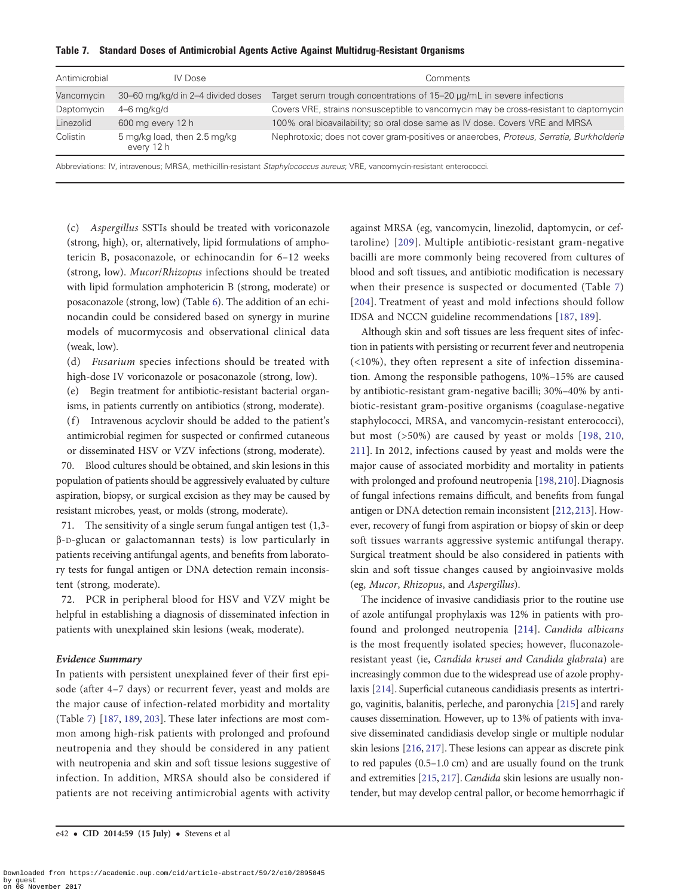**Table 7. Standard Doses of Antimicrobial Agents Active Against Multidrug-Resistant Organisms**

| Antimicrobial | IV Dose | Comments |
|---|---|---|
| Vancomycin | 30–60 mg/kg/d in 2–4 divided doses | Target serum trough concentrations of 15–20 µg/mL in severe infections |
| Daptomycin | 4–6 mg/kg/d | Covers VRE, strains nonsusceptible to vancomycin may be cross-resistant to daptomycin |
| Linezolid | 600 mg every 12 h | 100% oral bioavailability; so oral dose same as IV dose. Covers VRE and MRSA |
| Colistin | 5 mg/kg load, then 2.5 mg/kg every 12 h | Nephrotoxic; does not cover gram-positives or anaerobes, *Proteus*, *Serratia*, *Burkholderia* |

Abbreviations: IV, intravenous; MRSA, methicillin-resistant *Staphylococcus aureus*; VRE, vancomycin-resistant enterococci.

(c) *Aspergillus* SSTIs should be treated with voriconazole (strong, high), or, alternatively, lipid formulations of amphotericin B, posaconazole, or echinocandin for 6–12 weeks (strong, low). *Mucor*/*Rhizopus* infections should be treated with lipid formulation amphotericin B (strong, moderate) or posaconazole (strong, low) (Table 6). The addition of an echinocandin could be considered based on synergy in murine models of mucormycosis and observational clinical data (weak, low).

(d) *Fusarium* species infections should be treated with high-dose IV voriconazole or posaconazole (strong, low).

(e) Begin treatment for antibiotic-resistant bacterial organisms, in patients currently on antibiotics (strong, moderate).

(f) Intravenous acyclovir should be added to the patient's antimicrobial regimen for suspected or confirmed cutaneous or disseminated HSV or VZV infections (strong, moderate).

70. Blood cultures should be obtained, and skin lesions in this population of patients should be aggressively evaluated by culture aspiration, biopsy, or surgical excision as they may be caused by resistant microbes, yeast, or molds (strong, moderate).

71. The sensitivity of a single serum fungal antigen test (1,3-β-D-glucan or galactomannan tests) is low particularly in patients receiving antifungal agents, and benefits from laboratory tests for fungal antigen or DNA detection remain inconsistent (strong, moderate).

72. PCR in peripheral blood for HSV and VZV might be helpful in establishing a diagnosis of disseminated infection in patients with unexplained skin lesions (weak, moderate).

***Evidence Summary***

In patients with persistent unexplained fever of their first episode (after 4–7 days) or recurrent fever, yeast and molds are the major cause of infection-related morbidity and mortality (Table 7) [187, 189, 203]. These later infections are most common among high-risk patients with prolonged and profound neutropenia and they should be considered in any patient with neutropenia and skin and soft tissue lesions suggestive of infection. In addition, MRSA should also be considered if patients are not receiving antimicrobial agents with activity against MRSA (eg, vancomycin, linezolid, daptomycin, or ceftaroline) [209]. Multiple antibiotic-resistant gram-negative bacilli are more commonly being recovered from cultures of blood and soft tissues, and antibiotic modification is necessary when their presence is suspected or documented (Table 7) [204]. Treatment of yeast and mold infections should follow IDSA and NCCN guideline recommendations [187, 189].

Although skin and soft tissues are less frequent sites of infection in patients with persisting or recurrent fever and neutropenia (<10%), they often represent a site of infection dissemination. Among the responsible pathogens, 10%–15% are caused by antibiotic-resistant gram-negative bacilli; 30%–40% by antibiotic-resistant gram-positive organisms (coagulase-negative staphylococci, MRSA, and vancomycin-resistant enterococci), but most (>50%) are caused by yeast or molds [198, 210, 211]. In 2012, infections caused by yeast and molds were the major cause of associated morbidity and mortality in patients with prolonged and profound neutropenia [198, 210]. Diagnosis of fungal infections remains difficult, and benefits from fungal antigen or DNA detection remain inconsistent [212, 213]. However, recovery of fungi from aspiration or biopsy of skin or deep soft tissues warrants aggressive systemic antifungal therapy. Surgical treatment should be also considered in patients with skin and soft tissue changes caused by angioinvasive molds (eg, *Mucor*, *Rhizopus*, and *Aspergillus*).

The incidence of invasive candidiasis prior to the routine use of azole antifungal prophylaxis was 12% in patients with profound and prolonged neutropenia [214]. *Candida albicans* is the most frequently isolated species; however, fluconazole-resistant yeast (ie, *Candida krusei and Candida glabrata*) are increasingly common due to the widespread use of azole prophylaxis [214]. Superficial cutaneous candidiasis presents as intertrigo, vaginitis, balanitis, perleche, and paronychia [215] and rarely causes dissemination. However, up to 13% of patients with invasive disseminated candidiasis develop single or multiple nodular skin lesions [216, 217]. These lesions can appear as discrete pink to red papules (0.5–1.0 cm) and are usually found on the trunk and extremities [215, 217]. *Candida* skin lesions are usually nontender, but may develop central pallor, or become hemorrhagic if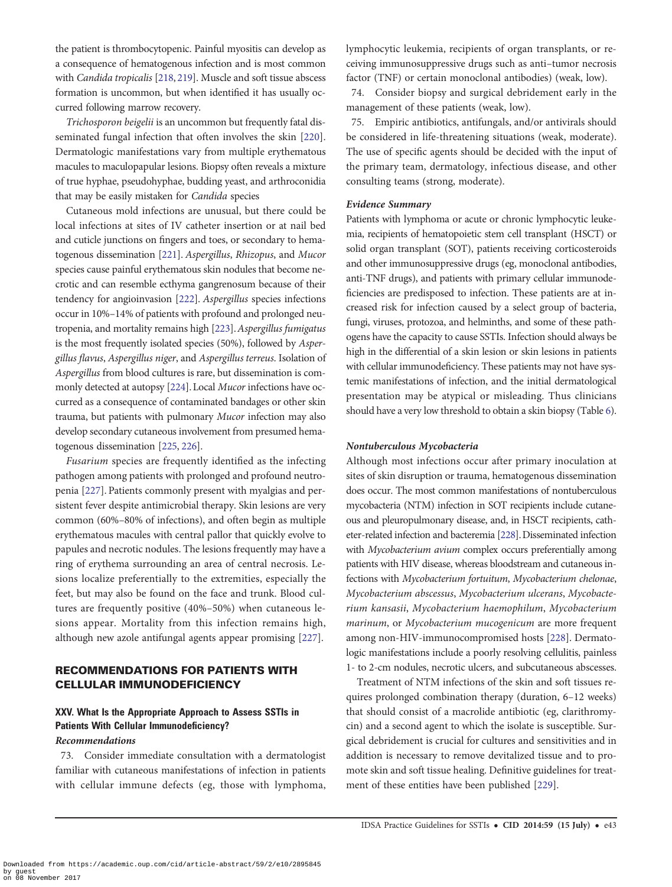the patient is thrombocytopenic. Painful myositis can develop as a consequence of hematogenous infection and is most common with *Candida tropicalis* [218, 219]. Muscle and soft tissue abscess formation is uncommon, but when identified it has usually occurred following marrow recovery.

*Trichosporon beigelii* is an uncommon but frequently fatal disseminated fungal infection that often involves the skin [220]. Dermatologic manifestations vary from multiple erythematous macules to maculopapular lesions. Biopsy often reveals a mixture of true hyphae, pseudohyphae, budding yeast, and arthroconidia that may be easily mistaken for *Candida* species

Cutaneous mold infections are unusual, but there could be local infections at sites of IV catheter insertion or at nail bed and cuticle junctions on fingers and toes, or secondary to hematogenous dissemination [221]. *Aspergillus*, *Rhizopus*, and *Mucor* species cause painful erythematous skin nodules that become necrotic and can resemble ecthyma gangrenosum because of their tendency for angioinvasion [222]. *Aspergillus* species infections occur in 10%–14% of patients with profound and prolonged neutropenia, and mortality remains high [223]. *Aspergillus fumigatus* is the most frequently isolated species (50%), followed by *Aspergillus flavus*, *Aspergillus niger*, and *Aspergillus terreus*. Isolation of *Aspergillus* from blood cultures is rare, but dissemination is commonly detected at autopsy [224]. Local *Mucor* infections have occurred as a consequence of contaminated bandages or other skin trauma, but patients with pulmonary *Mucor* infection may also develop secondary cutaneous involvement from presumed hematogenous dissemination [225, 226].

*Fusarium* species are frequently identified as the infecting pathogen among patients with prolonged and profound neutropenia [227]. Patients commonly present with myalgias and persistent fever despite antimicrobial therapy. Skin lesions are very common (60%–80% of infections), and often begin as multiple erythematous macules with central pallor that quickly evolve to papules and necrotic nodules. The lesions frequently may have a ring of erythema surrounding an area of central necrosis. Lesions localize preferentially to the extremities, especially the feet, but may also be found on the face and trunk. Blood cultures are frequently positive (40%–50%) when cutaneous lesions appear. Mortality from this infection remains high, although new azole antifungal agents appear promising [227].

## RECOMMENDATIONS FOR PATIENTS WITH CELLULAR IMMUNODEFICIENCY

### XXV. What Is the Appropriate Approach to Assess SSTIs in Patients With Cellular Immunodeficiency?

#### *Recommendations*

73. Consider immediate consultation with a dermatologist familiar with cutaneous manifestations of infection in patients with cellular immune defects (eg, those with lymphoma, lymphocytic leukemia, recipients of organ transplants, or receiving immunosuppressive drugs such as anti–tumor necrosis factor (TNF) or certain monoclonal antibodies) (weak, low).

74. Consider biopsy and surgical debridement early in the management of these patients (weak, low).

75. Empiric antibiotics, antifungals, and/or antivirals should be considered in life-threatening situations (weak, moderate). The use of specific agents should be decided with the input of the primary team, dermatology, infectious disease, and other consulting teams (strong, moderate).

#### *Evidence Summary*

Patients with lymphoma or acute or chronic lymphocytic leukemia, recipients of hematopoietic stem cell transplant (HSCT) or solid organ transplant (SOT), patients receiving corticosteroids and other immunosuppressive drugs (eg, monoclonal antibodies, anti-TNF drugs), and patients with primary cellular immunodeficiencies are predisposed to infection. These patients are at increased risk for infection caused by a select group of bacteria, fungi, viruses, protozoa, and helminths, and some of these pathogens have the capacity to cause SSTIs. Infection should always be high in the differential of a skin lesion or skin lesions in patients with cellular immunodeficiency. These patients may not have systemic manifestations of infection, and the initial dermatological presentation may be atypical or misleading. Thus clinicians should have a very low threshold to obtain a skin biopsy (Table 6).

#### *Nontuberculous Mycobacteria*

Although most infections occur after primary inoculation at sites of skin disruption or trauma, hematogenous dissemination does occur. The most common manifestations of nontuberculous mycobacteria (NTM) infection in SOT recipients include cutaneous and pleuropulmonary disease, and, in HSCT recipients, catheter-related infection and bacteremia [228]. Disseminated infection with *Mycobacterium avium* complex occurs preferentially among patients with HIV disease, whereas bloodstream and cutaneous infections with *Mycobacterium fortuitum*, *Mycobacterium chelonae*, *Mycobacterium abscessus*, *Mycobacterium ulcerans*, *Mycobacterium kansasii*, *Mycobacterium haemophilum*, *Mycobacterium marinum*, or *Mycobacterium mucogenicum* are more frequent among non-HIV-immunocompromised hosts [228]. Dermatologic manifestations include a poorly resolving cellulitis, painless 1- to 2-cm nodules, necrotic ulcers, and subcutaneous abscesses.

Treatment of NTM infections of the skin and soft tissues requires prolonged combination therapy (duration, 6–12 weeks) that should consist of a macrolide antibiotic (eg, clarithromycin) and a second agent to which the isolate is susceptible. Surgical debridement is crucial for cultures and sensitivities and in addition is necessary to remove devitalized tissue and to promote skin and soft tissue healing. Definitive guidelines for treatment of these entities have been published [229].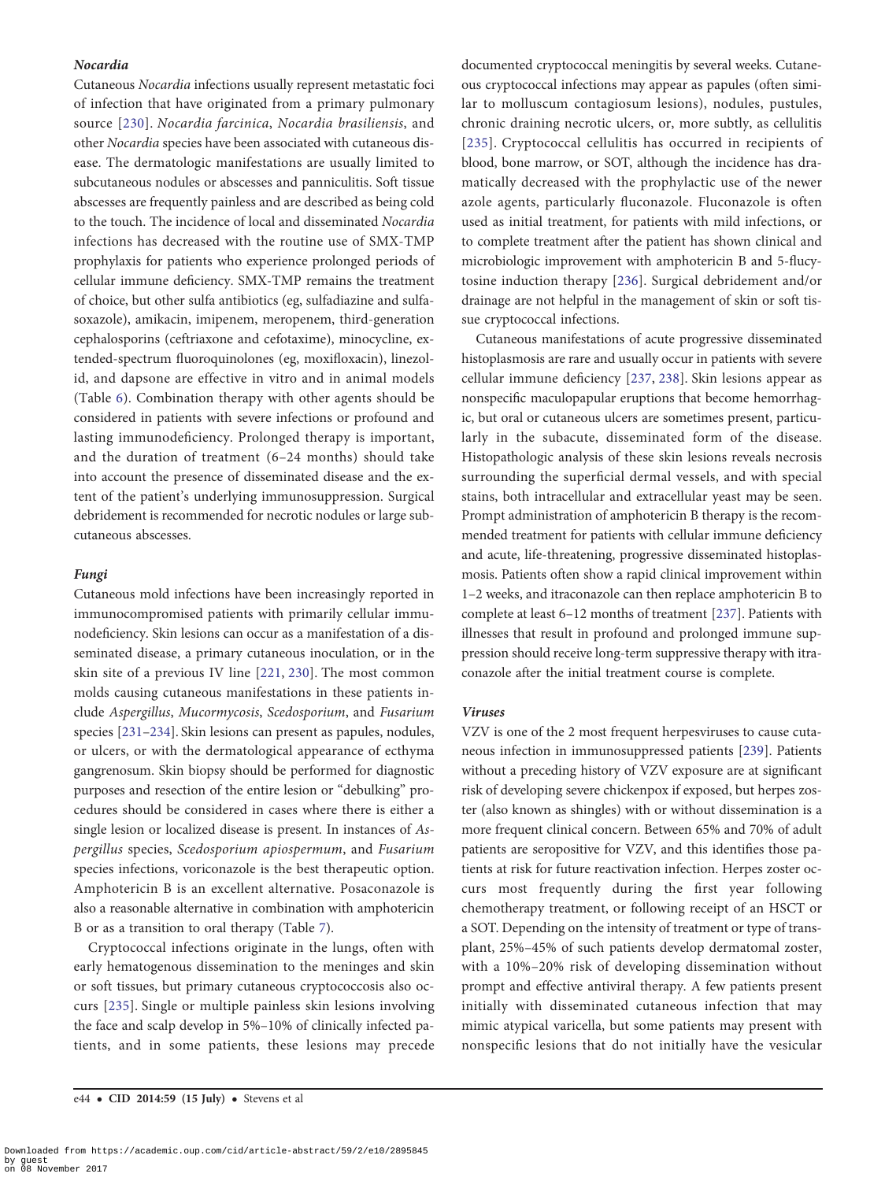### *Nocardia*

Cutaneous *Nocardia* infections usually represent metastatic foci of infection that have originated from a primary pulmonary source [230]. *Nocardia farcinica*, *Nocardia brasiliensis*, and other *Nocardia* species have been associated with cutaneous disease. The dermatologic manifestations are usually limited to subcutaneous nodules or abscesses and panniculitis. Soft tissue abscesses are frequently painless and are described as being cold to the touch. The incidence of local and disseminated *Nocardia* infections has decreased with the routine use of SMX-TMP prophylaxis for patients who experience prolonged periods of cellular immune deficiency. SMX-TMP remains the treatment of choice, but other sulfa antibiotics (eg, sulfadiazine and sulfasoxazole), amikacin, imipenem, meropenem, third-generation cephalosporins (ceftriaxone and cefotaxime), minocycline, extended-spectrum fluoroquinolones (eg, moxifloxacin), linezolid, and dapsone are effective in vitro and in animal models (Table 6). Combination therapy with other agents should be considered in patients with severe infections or profound and lasting immunodeficiency. Prolonged therapy is important, and the duration of treatment (6–24 months) should take into account the presence of disseminated disease and the extent of the patient's underlying immunosuppression. Surgical debridement is recommended for necrotic nodules or large subcutaneous abscesses.

### *Fungi*

Cutaneous mold infections have been increasingly reported in immunocompromised patients with primarily cellular immunodeficiency. Skin lesions can occur as a manifestation of a disseminated disease, a primary cutaneous inoculation, or in the skin site of a previous IV line [221, 230]. The most common molds causing cutaneous manifestations in these patients include *Aspergillus*, *Mucormycosis*, *Scedosporium*, and *Fusarium* species [231–234]. Skin lesions can present as papules, nodules, or ulcers, or with the dermatological appearance of ecthyma gangrenosum. Skin biopsy should be performed for diagnostic purposes and resection of the entire lesion or "debulking" procedures should be considered in cases where there is either a single lesion or localized disease is present. In instances of *Aspergillus* species, *Scedosporium apiospermum*, and *Fusarium* species infections, voriconazole is the best therapeutic option. Amphotericin B is an excellent alternative. Posaconazole is also a reasonable alternative in combination with amphotericin B or as a transition to oral therapy (Table 7).

Cryptococcal infections originate in the lungs, often with early hematogenous dissemination to the meninges and skin or soft tissues, but primary cutaneous cryptococcosis also occurs [235]. Single or multiple painless skin lesions involving the face and scalp develop in 5%–10% of clinically infected patients, and in some patients, these lesions may precede documented cryptococcal meningitis by several weeks. Cutaneous cryptococcal infections may appear as papules (often similar to molluscum contagiosum lesions), nodules, pustules, chronic draining necrotic ulcers, or, more subtly, as cellulitis [235]. Cryptococcal cellulitis has occurred in recipients of blood, bone marrow, or SOT, although the incidence has dramatically decreased with the prophylactic use of the newer azole agents, particularly fluconazole. Fluconazole is often used as initial treatment, for patients with mild infections, or to complete treatment after the patient has shown clinical and microbiologic improvement with amphotericin B and 5-flucytosine induction therapy [236]. Surgical debridement and/or drainage are not helpful in the management of skin or soft tissue cryptococcal infections.

Cutaneous manifestations of acute progressive disseminated histoplasmosis are rare and usually occur in patients with severe cellular immune deficiency [237, 238]. Skin lesions appear as nonspecific maculopapular eruptions that become hemorrhagic, but oral or cutaneous ulcers are sometimes present, particularly in the subacute, disseminated form of the disease. Histopathologic analysis of these skin lesions reveals necrosis surrounding the superficial dermal vessels, and with special stains, both intracellular and extracellular yeast may be seen. Prompt administration of amphotericin B therapy is the recommended treatment for patients with cellular immune deficiency and acute, life-threatening, progressive disseminated histoplasmosis. Patients often show a rapid clinical improvement within 1–2 weeks, and itraconazole can then replace amphotericin B to complete at least 6–12 months of treatment [237]. Patients with illnesses that result in profound and prolonged immune suppression should receive long-term suppressive therapy with itraconazole after the initial treatment course is complete.

### *Viruses*

VZV is one of the 2 most frequent herpesviruses to cause cutaneous infection in immunosuppressed patients [239]. Patients without a preceding history of VZV exposure are at significant risk of developing severe chickenpox if exposed, but herpes zoster (also known as shingles) with or without dissemination is a more frequent clinical concern. Between 65% and 70% of adult patients are seropositive for VZV, and this identifies those patients at risk for future reactivation infection. Herpes zoster occurs most frequently during the first year following chemotherapy treatment, or following receipt of an HSCT or a SOT. Depending on the intensity of treatment or type of transplant, 25%–45% of such patients develop dermatomal zoster, with a 10%–20% risk of developing dissemination without prompt and effective antiviral therapy. A few patients present initially with disseminated cutaneous infection that may mimic atypical varicella, but some patients may present with nonspecific lesions that do not initially have the vesicular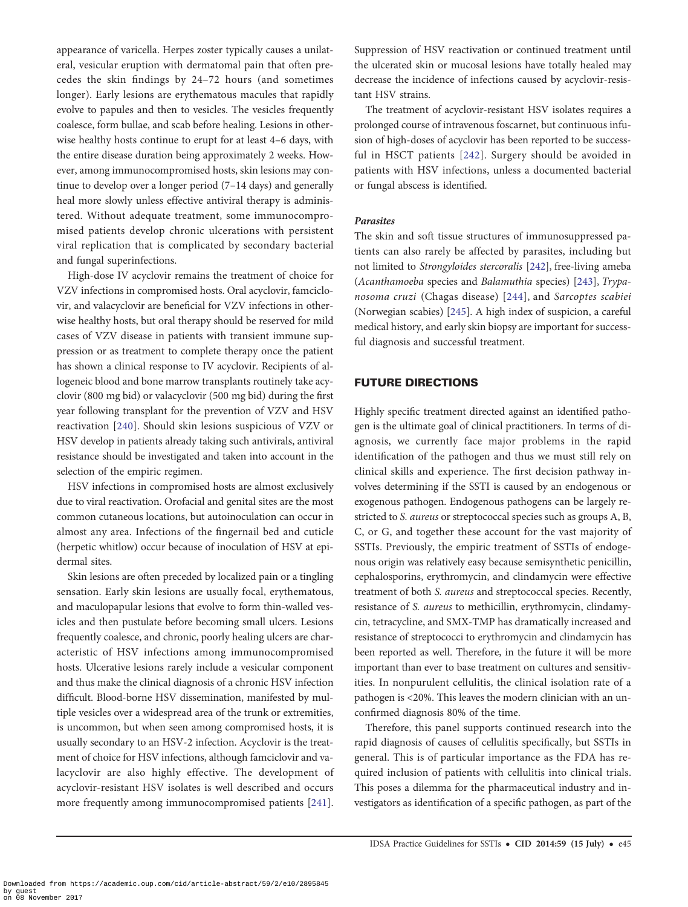appearance of varicella. Herpes zoster typically causes a unilateral, vesicular eruption with dermatomal pain that often precedes the skin findings by 24–72 hours (and sometimes longer). Early lesions are erythematous macules that rapidly evolve to papules and then to vesicles. The vesicles frequently coalesce, form bullae, and scab before healing. Lesions in otherwise healthy hosts continue to erupt for at least 4–6 days, with the entire disease duration being approximately 2 weeks. However, among immunocompromised hosts, skin lesions may continue to develop over a longer period (7–14 days) and generally heal more slowly unless effective antiviral therapy is administered. Without adequate treatment, some immunocompromised patients develop chronic ulcerations with persistent viral replication that is complicated by secondary bacterial and fungal superinfections.

High-dose IV acyclovir remains the treatment of choice for VZV infections in compromised hosts. Oral acyclovir, famciclovir, and valacyclovir are beneficial for VZV infections in otherwise healthy hosts, but oral therapy should be reserved for mild cases of VZV disease in patients with transient immune suppression or as treatment to complete therapy once the patient has shown a clinical response to IV acyclovir. Recipients of allogeneic blood and bone marrow transplants routinely take acyclovir (800 mg bid) or valacyclovir (500 mg bid) during the first year following transplant for the prevention of VZV and HSV reactivation [240]. Should skin lesions suspicious of VZV or HSV develop in patients already taking such antivirals, antiviral resistance should be investigated and taken into account in the selection of the empiric regimen.

HSV infections in compromised hosts are almost exclusively due to viral reactivation. Orofacial and genital sites are the most common cutaneous locations, but autoinoculation can occur in almost any area. Infections of the fingernail bed and cuticle (herpetic whitlow) occur because of inoculation of HSV at epidermal sites.

Skin lesions are often preceded by localized pain or a tingling sensation. Early skin lesions are usually focal, erythematous, and maculopapular lesions that evolve to form thin-walled vesicles and then pustulate before becoming small ulcers. Lesions frequently coalesce, and chronic, poorly healing ulcers are characteristic of HSV infections among immunocompromised hosts. Ulcerative lesions rarely include a vesicular component and thus make the clinical diagnosis of a chronic HSV infection difficult. Blood-borne HSV dissemination, manifested by multiple vesicles over a widespread area of the trunk or extremities, is uncommon, but when seen among compromised hosts, it is usually secondary to an HSV-2 infection. Acyclovir is the treatment of choice for HSV infections, although famciclovir and valacyclovir are also highly effective. The development of acyclovir-resistant HSV isolates is well described and occurs more frequently among immunocompromised patients [241]. Suppression of HSV reactivation or continued treatment until the ulcerated skin or mucosal lesions have totally healed may decrease the incidence of infections caused by acyclovir-resistant HSV strains.

The treatment of acyclovir-resistant HSV isolates requires a prolonged course of intravenous foscarnet, but continuous infusion of high-doses of acyclovir has been reported to be successful in HSCT patients [242]. Surgery should be avoided in patients with HSV infections, unless a documented bacterial or fungal abscess is identified.

#### *Parasites*

The skin and soft tissue structures of immunosuppressed patients can also rarely be affected by parasites, including but not limited to *Strongyloides stercoralis* [242], free-living ameba (*Acanthamoeba* species and *Balamuthia* species) [243], *Trypanosoma cruzi* (Chagas disease) [244], and *Sarcoptes scabiei* (Norwegian scabies) [245]. A high index of suspicion, a careful medical history, and early skin biopsy are important for successful diagnosis and successful treatment.

## FUTURE DIRECTIONS

Highly specific treatment directed against an identified pathogen is the ultimate goal of clinical practitioners. In terms of diagnosis, we currently face major problems in the rapid identification of the pathogen and thus we must still rely on clinical skills and experience. The first decision pathway involves determining if the SSTI is caused by an endogenous or exogenous pathogen. Endogenous pathogens can be largely restricted to *S. aureus* or streptococcal species such as groups A, B, C, or G, and together these account for the vast majority of SSTIs. Previously, the empiric treatment of SSTIs of endogenous origin was relatively easy because semisynthetic penicillin, cephalosporins, erythromycin, and clindamycin were effective treatment of both *S. aureus* and streptococcal species. Recently, resistance of *S. aureus* to methicillin, erythromycin, clindamycin, tetracycline, and SMX-TMP has dramatically increased and resistance of streptococci to erythromycin and clindamycin has been reported as well. Therefore, in the future it will be more important than ever to base treatment on cultures and sensitivities. In nonpurulent cellulitis, the clinical isolation rate of a pathogen is <20%. This leaves the modern clinician with an unconfirmed diagnosis 80% of the time.

Therefore, this panel supports continued research into the rapid diagnosis of causes of cellulitis specifically, but SSTIs in general. This is of particular importance as the FDA has required inclusion of patients with cellulitis into clinical trials. This poses a dilemma for the pharmaceutical industry and investigators as identification of a specific pathogen, as part of the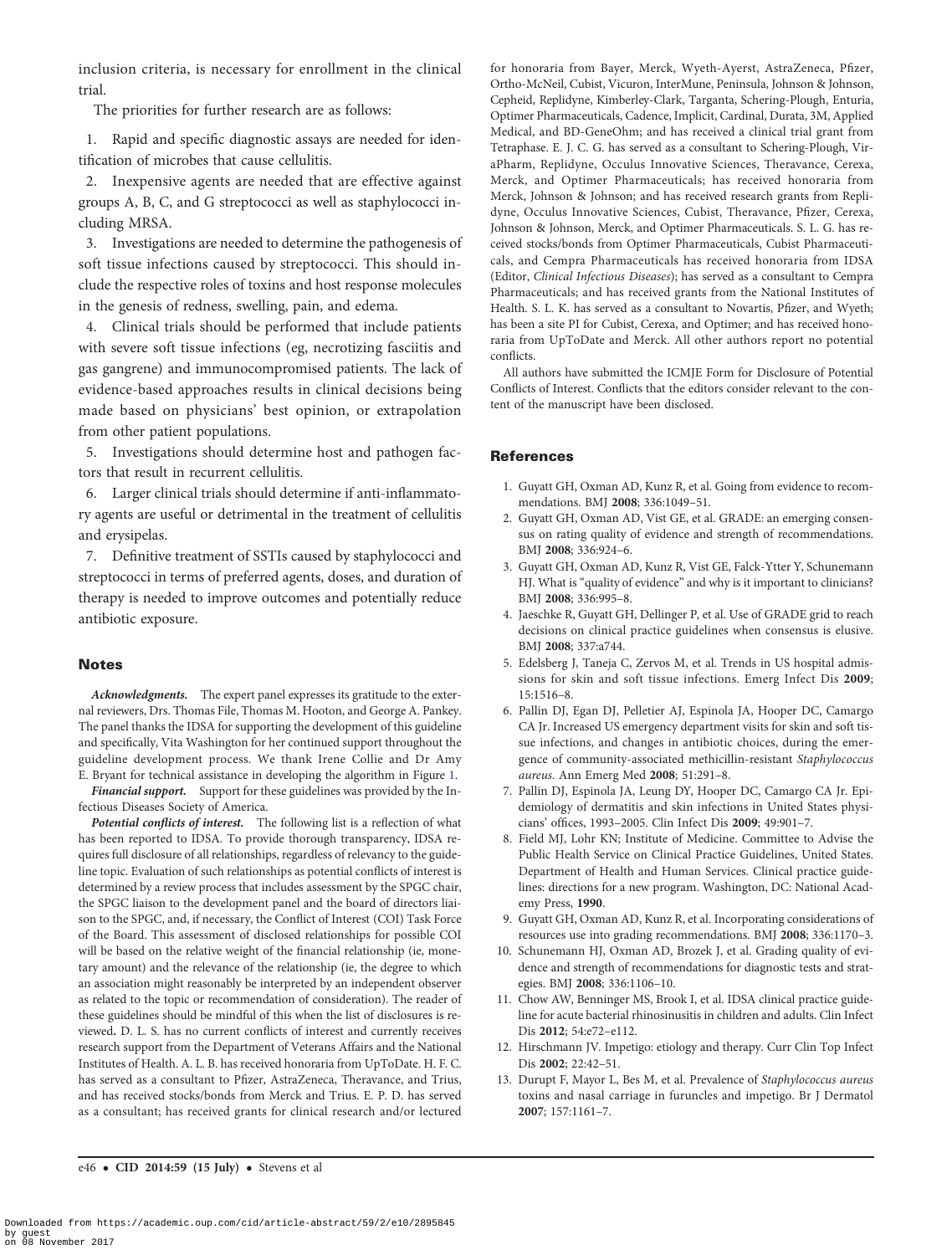inclusion criteria, is necessary for enrollment in the clinical trial.

The priorities for further research are as follows:

1. Rapid and specific diagnostic assays are needed for identification of microbes that cause cellulitis.
2. Inexpensive agents are needed that are effective against groups A, B, C, and G streptococci as well as staphylococci including MRSA.
3. Investigations are needed to determine the pathogenesis of soft tissue infections caused by streptococci. This should include the respective roles of toxins and host response molecules in the genesis of redness, swelling, pain, and edema.
4. Clinical trials should be performed that include patients with severe soft tissue infections (eg, necrotizing fasciitis and gas gangrene) and immunocompromised patients. The lack of evidence-based approaches results in clinical decisions being made based on physicians' best opinion, or extrapolation from other patient populations.
5. Investigations should determine host and pathogen factors that result in recurrent cellulitis.
6. Larger clinical trials should determine if anti-inflammatory agents are useful or detrimental in the treatment of cellulitis and erysipelas.
7. Definitive treatment of SSTIs caused by staphylococci and streptococci in terms of preferred agents, doses, and duration of therapy is needed to improve outcomes and potentially reduce antibiotic exposure.

## Notes

***Acknowledgments.*** The expert panel expresses its gratitude to the external reviewers, Drs. Thomas File, Thomas M. Hooton, and George A. Pankey. The panel thanks the IDSA for supporting the development of this guideline and specifically, Vita Washington for her continued support throughout the guideline development process. We thank Irene Collie and Dr Amy E. Bryant for technical assistance in developing the algorithm in Figure 1.

***Financial support.*** Support for these guidelines was provided by the Infectious Diseases Society of America.

***Potential conflicts of interest.*** The following list is a reflection of what has been reported to IDSA. To provide thorough transparency, IDSA requires full disclosure of all relationships, regardless of relevancy to the guideline topic. Evaluation of such relationships as potential conflicts of interest is determined by a review process that includes assessment by the SPGC chair, the SPGC liaison to the development panel and the board of directors liaison to the SPGC, and, if necessary, the Conflict of Interest (COI) Task Force of the Board. This assessment of disclosed relationships for possible COI will be based on the relative weight of the financial relationship (ie, monetary amount) and the relevance of the relationship (ie, the degree to which an association might reasonably be interpreted by an independent observer as related to the topic or recommendation of consideration). The reader of these guidelines should be mindful of this when the list of disclosures is reviewed**.** D. L. S. has no current conflicts of interest and currently receives research support from the Department of Veterans Affairs and the National Institutes of Health. A. L. B. has received honoraria from UpToDate. H. F. C. has served as a consultant to Pfizer, AstraZeneca, Theravance, and Trius, and has received stocks/bonds from Merck and Trius. E. P. D. has served as a consultant; has received grants for clinical research and/or lectured for honoraria from Bayer, Merck, Wyeth-Ayerst, AstraZeneca, Pfizer, Ortho-McNeil, Cubist, Vicuron, InterMune, Peninsula, Johnson & Johnson, Cepheid, Replidyne, Kimberley-Clark, Targanta, Schering-Plough, Enturia, Optimer Pharmaceuticals, Cadence, Implicit, Cardinal, Durata, 3M, Applied Medical, and BD-GeneOhm; and has received a clinical trial grant from Tetraphase. E. J. C. G. has served as a consultant to Schering-Plough, ViraPharm, Replidyne, Occulus Innovative Sciences, Theravance, Cerexa, Merck, and Optimer Pharmaceuticals; has received honoraria from Merck, Johnson & Johnson; and has received research grants from Replidyne, Occulus Innovative Sciences, Cubist, Theravance, Pfizer, Cerexa, Johnson & Johnson, Merck, and Optimer Pharmaceuticals. S. L. G. has received stocks/bonds from Optimer Pharmaceuticals, Cubist Pharmaceuticals, and Cempra Pharmaceuticals has received honoraria from IDSA (Editor, *Clinical Infectious Diseases*); has served as a consultant to Cempra Pharmaceuticals; and has received grants from the National Institutes of Health. S. L. K. has served as a consultant to Novartis, Pfizer, and Wyeth; has been a site PI for Cubist, Cerexa, and Optimer; and has received honoraria from UpToDate and Merck. All other authors report no potential conflicts.

All authors have submitted the ICMJE Form for Disclosure of Potential Conflicts of Interest. Conflicts that the editors consider relevant to the content of the manuscript have been disclosed.

## References

1. Guyatt GH, Oxman AD, Kunz R, et al. Going from evidence to recommendations. BMJ **2008**; 336:1049–51.
2. Guyatt GH, Oxman AD, Vist GE, et al. GRADE: an emerging consensus on rating quality of evidence and strength of recommendations. BMJ **2008**; 336:924–6.
3. Guyatt GH, Oxman AD, Kunz R, Vist GE, Falck-Ytter Y, Schunemann HJ. What is "quality of evidence" and why is it important to clinicians? BMJ **2008**; 336:995–8.
4. Jaeschke R, Guyatt GH, Dellinger P, et al. Use of GRADE grid to reach decisions on clinical practice guidelines when consensus is elusive. BMJ **2008**; 337:a744.
5. Edelsberg J, Taneja C, Zervos M, et al. Trends in US hospital admissions for skin and soft tissue infections. Emerg Infect Dis **2009**; 15:1516–8.
6. Pallin DJ, Egan DJ, Pelletier AJ, Espinola JA, Hooper DC, Camargo CA Jr. Increased US emergency department visits for skin and soft tissue infections, and changes in antibiotic choices, during the emergence of community-associated methicillin-resistant *Staphylococcus aureus*. Ann Emerg Med **2008**; 51:291–8.
7. Pallin DJ, Espinola JA, Leung DY, Hooper DC, Camargo CA Jr. Epidemiology of dermatitis and skin infections in United States physicians' offices, 1993–2005. Clin Infect Dis **2009**; 49:901–7.
8. Field MJ, Lohr KN; Institute of Medicine. Committee to Advise the Public Health Service on Clinical Practice Guidelines, United States. Department of Health and Human Services. Clinical practice guidelines: directions for a new program. Washington, DC: National Academy Press, **1990**.
9. Guyatt GH, Oxman AD, Kunz R, et al. Incorporating considerations of resources use into grading recommendations. BMJ **2008**; 336:1170–3.
10. Schunemann HJ, Oxman AD, Brozek J, et al. Grading quality of evidence and strength of recommendations for diagnostic tests and strategies. BMJ **2008**; 336:1106–10.
11. Chow AW, Benninger MS, Brook I, et al. IDSA clinical practice guideline for acute bacterial rhinosinusitis in children and adults. Clin Infect Dis **2012**; 54:e72–e112.
12. Hirschmann JV. Impetigo: etiology and therapy. Curr Clin Top Infect Dis **2002**; 22:42–51.
13. Durupt F, Mayor L, Bes M, et al. Prevalence of *Staphylococcus aureus* toxins and nasal carriage in furuncles and impetigo. Br J Dermatol **2007**; 157:1161–7.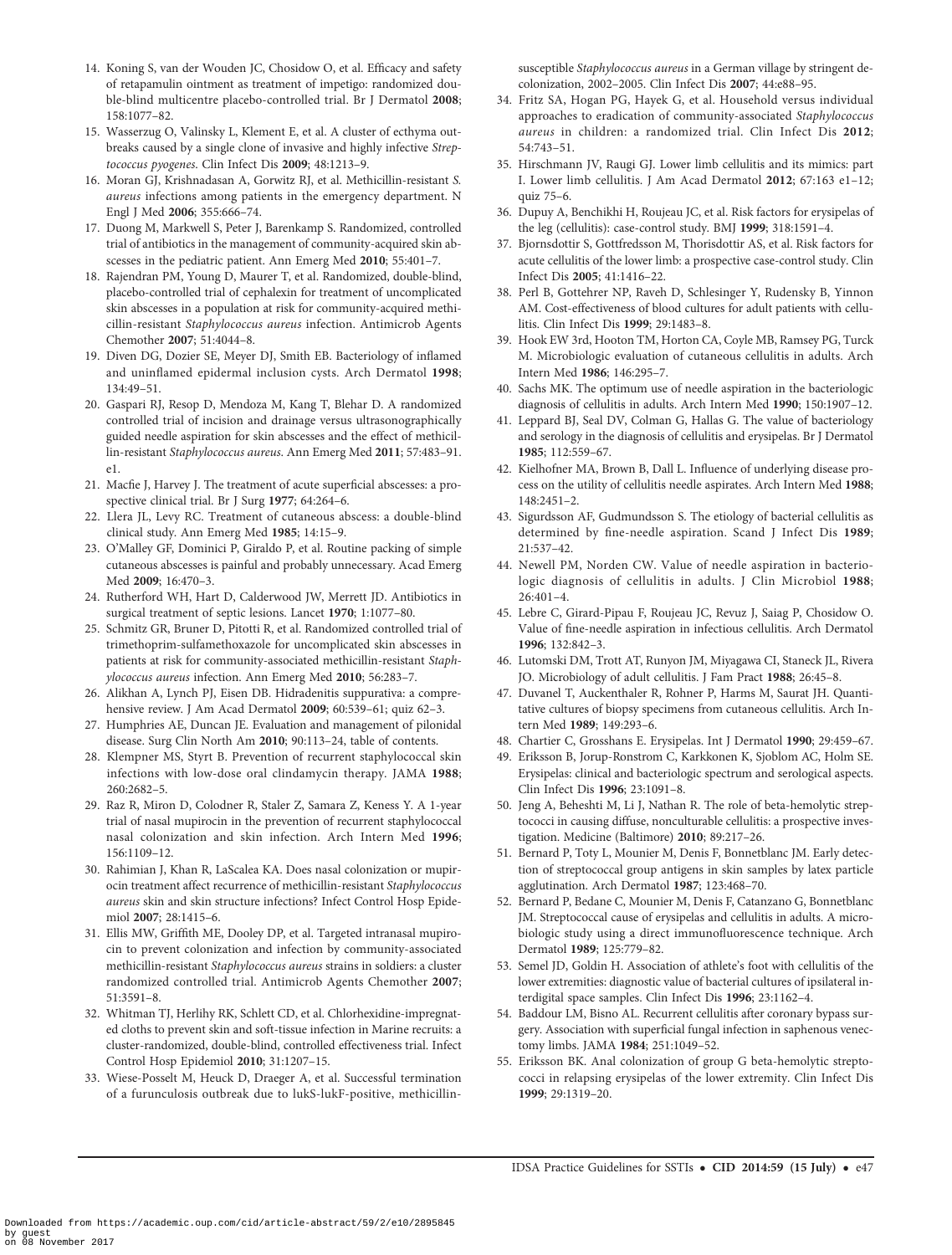14. Koning S, van der Wouden JC, Chosidow O, et al. Efficacy and safety of retapamulin ointment as treatment of impetigo: randomized double-blind multicentre placebo-controlled trial. Br J Dermatol **2008**; 158:1077–82.
15. Wasserzug O, Valinsky L, Klement E, et al. A cluster of ecthyma outbreaks caused by a single clone of invasive and highly infective *Streptococcus pyogenes*. Clin Infect Dis **2009**; 48:1213–9.
16. Moran GJ, Krishnadasan A, Gorwitz RJ, et al. Methicillin-resistant *S. aureus* infections among patients in the emergency department. N Engl J Med **2006**; 355:666–74.
17. Duong M, Markwell S, Peter J, Barenkamp S. Randomized, controlled trial of antibiotics in the management of community-acquired skin abscesses in the pediatric patient. Ann Emerg Med **2010**; 55:401–7.
18. Rajendran PM, Young D, Maurer T, et al. Randomized, double-blind, placebo-controlled trial of cephalexin for treatment of uncomplicated skin abscesses in a population at risk for community-acquired methicillin-resistant *Staphylococcus aureus* infection. Antimicrob Agents Chemother **2007**; 51:4044–8.
19. Diven DG, Dozier SE, Meyer DJ, Smith EB. Bacteriology of inflamed and uninflamed epidermal inclusion cysts. Arch Dermatol **1998**; 134:49–51.
20. Gaspari RJ, Resop D, Mendoza M, Kang T, Blehar D. A randomized controlled trial of incision and drainage versus ultrasonographically guided needle aspiration for skin abscesses and the effect of methicillin-resistant *Staphylococcus aureus*. Ann Emerg Med **2011**; 57:483–91. e1.
21. Macfie J, Harvey J. The treatment of acute superficial abscesses: a prospective clinical trial. Br J Surg **1977**; 64:264–6.
22. Llera JL, Levy RC. Treatment of cutaneous abscess: a double-blind clinical study. Ann Emerg Med **1985**; 14:15–9.
23. O'Malley GF, Dominici P, Giraldo P, et al. Routine packing of simple cutaneous abscesses is painful and probably unnecessary. Acad Emerg Med **2009**; 16:470–3.
24. Rutherford WH, Hart D, Calderwood JW, Merrett JD. Antibiotics in surgical treatment of septic lesions. Lancet **1970**; 1:1077–80.
25. Schmitz GR, Bruner D, Pitotti R, et al. Randomized controlled trial of trimethoprim-sulfamethoxazole for uncomplicated skin abscesses in patients at risk for community-associated methicillin-resistant *Staphylococcus aureus* infection. Ann Emerg Med **2010**; 56:283–7.
26. Alikhan A, Lynch PJ, Eisen DB. Hidradenitis suppurativa: a comprehensive review. J Am Acad Dermatol **2009**; 60:539–61; quiz 62–3.
27. Humphries AE, Duncan JE. Evaluation and management of pilonidal disease. Surg Clin North Am **2010**; 90:113–24, table of contents.
28. Klempner MS, Styrt B. Prevention of recurrent staphylococcal skin infections with low-dose oral clindamycin therapy. JAMA **1988**; 260:2682–5.
29. Raz R, Miron D, Colodner R, Staler Z, Samara Z, Keness Y. A 1-year trial of nasal mupirocin in the prevention of recurrent staphylococcal nasal colonization and skin infection. Arch Intern Med **1996**; 156:1109–12.
30. Rahimian J, Khan R, LaScalea KA. Does nasal colonization or mupirocin treatment affect recurrence of methicillin-resistant *Staphylococcus aureus* skin and skin structure infections? Infect Control Hosp Epidemiol **2007**; 28:1415–6.
31. Ellis MW, Griffith ME, Dooley DP, et al. Targeted intranasal mupirocin to prevent colonization and infection by community-associated methicillin-resistant *Staphylococcus aureus* strains in soldiers: a cluster randomized controlled trial. Antimicrob Agents Chemother **2007**; 51:3591–8.
32. Whitman TJ, Herlihy RK, Schlett CD, et al. Chlorhexidine-impregnated cloths to prevent skin and soft-tissue infection in Marine recruits: a cluster-randomized, double-blind, controlled effectiveness trial. Infect Control Hosp Epidemiol **2010**; 31:1207–15.
33. Wiese-Posselt M, Heuck D, Draeger A, et al. Successful termination of a furunculosis outbreak due to lukS-lukF-positive, methicillin-susceptible *Staphylococcus aureus* in a German village by stringent decolonization, 2002–2005. Clin Infect Dis **2007**; 44:e88–95.
34. Fritz SA, Hogan PG, Hayek G, et al. Household versus individual approaches to eradication of community-associated *Staphylococcus aureus* in children: a randomized trial. Clin Infect Dis **2012**; 54:743–51.
35. Hirschmann JV, Raugi GJ. Lower limb cellulitis and its mimics: part I. Lower limb cellulitis. J Am Acad Dermatol **2012**; 67:163 e1–12; quiz 75–6.
36. Dupuy A, Benchikhi H, Roujeau JC, et al. Risk factors for erysipelas of the leg (cellulitis): case-control study. BMJ **1999**; 318:1591–4.
37. Bjornsdottir S, Gottfredsson M, Thorisdottir AS, et al. Risk factors for acute cellulitis of the lower limb: a prospective case-control study. Clin Infect Dis **2005**; 41:1416–22.
38. Perl B, Gottehrer NP, Raveh D, Schlesinger Y, Rudensky B, Yinnon AM. Cost-effectiveness of blood cultures for adult patients with cellulitis. Clin Infect Dis **1999**; 29:1483–8.
39. Hook EW 3rd, Hooton TM, Horton CA, Coyle MB, Ramsey PG, Turck M. Microbiologic evaluation of cutaneous cellulitis in adults. Arch Intern Med **1986**; 146:295–7.
40. Sachs MK. The optimum use of needle aspiration in the bacteriologic diagnosis of cellulitis in adults. Arch Intern Med **1990**; 150:1907–12.
41. Leppard BJ, Seal DV, Colman G, Hallas G. The value of bacteriology and serology in the diagnosis of cellulitis and erysipelas. Br J Dermatol **1985**; 112:559–67.
42. Kielhofner MA, Brown B, Dall L. Influence of underlying disease process on the utility of cellulitis needle aspirates. Arch Intern Med **1988**; 148:2451–2.
43. Sigurdsson AF, Gudmundsson S. The etiology of bacterial cellulitis as determined by fine-needle aspiration. Scand J Infect Dis **1989**; 21:537–42.
44. Newell PM, Norden CW. Value of needle aspiration in bacteriologic diagnosis of cellulitis in adults. J Clin Microbiol **1988**; 26:401–4.
45. Lebre C, Girard-Pipau F, Roujeau JC, Revuz J, Saiag P, Chosidow O. Value of fine-needle aspiration in infectious cellulitis. Arch Dermatol **1996**; 132:842–3.
46. Lutomski DM, Trott AT, Runyon JM, Miyagawa CI, Staneck JL, Rivera JO. Microbiology of adult cellulitis. J Fam Pract **1988**; 26:45–8.
47. Duvanel T, Auckenthaler R, Rohner P, Harms M, Saurat JH. Quantitative cultures of biopsy specimens from cutaneous cellulitis. Arch Intern Med **1989**; 149:293–6.
48. Chartier C, Grosshans E. Erysipelas. Int J Dermatol **1990**; 29:459–67.
49. Eriksson B, Jorup-Ronstrom C, Karkkonen K, Sjoblom AC, Holm SE. Erysipelas: clinical and bacteriologic spectrum and serological aspects. Clin Infect Dis **1996**; 23:1091–8.
50. Jeng A, Beheshti M, Li J, Nathan R. The role of beta-hemolytic streptococci in causing diffuse, nonculturable cellulitis: a prospective investigation. Medicine (Baltimore) **2010**; 89:217–26.
51. Bernard P, Toty L, Mounier M, Denis F, Bonnetblanc JM. Early detection of streptococcal group antigens in skin samples by latex particle agglutination. Arch Dermatol **1987**; 123:468–70.
52. Bernard P, Bedane C, Mounier M, Denis F, Catanzano G, Bonnetblanc JM. Streptococcal cause of erysipelas and cellulitis in adults. A microbiologic study using a direct immunofluorescence technique. Arch Dermatol **1989**; 125:779–82.
53. Semel JD, Goldin H. Association of athlete's foot with cellulitis of the lower extremities: diagnostic value of bacterial cultures of ipsilateral interdigital space samples. Clin Infect Dis **1996**; 23:1162–4.
54. Baddour LM, Bisno AL. Recurrent cellulitis after coronary bypass surgery. Association with superficial fungal infection in saphenous venectomy limbs. JAMA **1984**; 251:1049–52.
55. Eriksson BK. Anal colonization of group G beta-hemolytic streptococci in relapsing erysipelas of the lower extremity. Clin Infect Dis **1999**; 29:1319–20.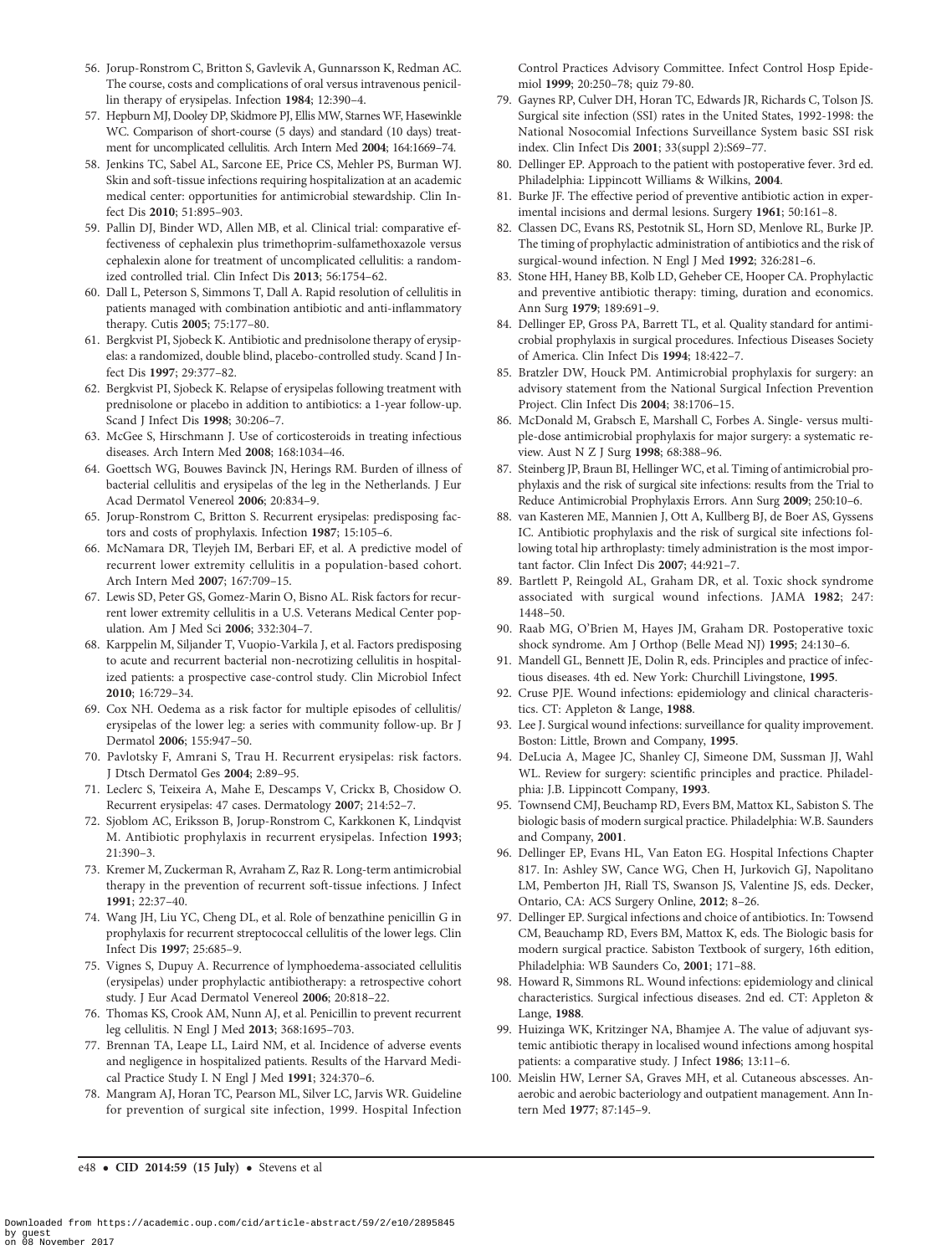56. Jorup-Ronstrom C, Britton S, Gavlevik A, Gunnarsson K, Redman AC. The course, costs and complications of oral versus intravenous penicillin therapy of erysipelas. Infection **1984**; 12:390–4.
57. Hepburn MJ, Dooley DP, Skidmore PJ, Ellis MW, Starnes WF, Hasewinkle WC. Comparison of short-course (5 days) and standard (10 days) treatment for uncomplicated cellulitis. Arch Intern Med **2004**; 164:1669–74.
58. Jenkins TC, Sabel AL, Sarcone EE, Price CS, Mehler PS, Burman WJ. Skin and soft-tissue infections requiring hospitalization at an academic medical center: opportunities for antimicrobial stewardship. Clin Infect Dis **2010**; 51:895–903.
59. Pallin DJ, Binder WD, Allen MB, et al. Clinical trial: comparative effectiveness of cephalexin plus trimethoprim-sulfamethoxazole versus cephalexin alone for treatment of uncomplicated cellulitis: a randomized controlled trial. Clin Infect Dis **2013**; 56:1754–62.
60. Dall L, Peterson S, Simmons T, Dall A. Rapid resolution of cellulitis in patients managed with combination antibiotic and anti-inflammatory therapy. Cutis **2005**; 75:177–80.
61. Bergkvist PI, Sjobeck K. Antibiotic and prednisolone therapy of erysipelas: a randomized, double blind, placebo-controlled study. Scand J Infect Dis **1997**; 29:377–82.
62. Bergkvist PI, Sjobeck K. Relapse of erysipelas following treatment with prednisolone or placebo in addition to antibiotics: a 1-year follow-up. Scand J Infect Dis **1998**; 30:206–7.
63. McGee S, Hirschmann J. Use of corticosteroids in treating infectious diseases. Arch Intern Med **2008**; 168:1034–46.
64. Goettsch WG, Bouwes Bavinck JN, Herings RM. Burden of illness of bacterial cellulitis and erysipelas of the leg in the Netherlands. J Eur Acad Dermatol Venereol **2006**; 20:834–9.
65. Jorup-Ronstrom C, Britton S. Recurrent erysipelas: predisposing factors and costs of prophylaxis. Infection **1987**; 15:105–6.
66. McNamara DR, Tleyjeh IM, Berbari EF, et al. A predictive model of recurrent lower extremity cellulitis in a population-based cohort. Arch Intern Med **2007**; 167:709–15.
67. Lewis SD, Peter GS, Gomez-Marin O, Bisno AL. Risk factors for recurrent lower extremity cellulitis in a U.S. Veterans Medical Center population. Am J Med Sci **2006**; 332:304–7.
68. Karppelin M, Siljander T, Vuopio-Varkila J, et al. Factors predisposing to acute and recurrent bacterial non-necrotizing cellulitis in hospitalized patients: a prospective case-control study. Clin Microbiol Infect **2010**; 16:729–34.
69. Cox NH. Oedema as a risk factor for multiple episodes of cellulitis/erysipelas of the lower leg: a series with community follow-up. Br J Dermatol **2006**; 155:947–50.
70. Pavlotsky F, Amrani S, Trau H. Recurrent erysipelas: risk factors. J Dtsch Dermatol Ges **2004**; 2:89–95.
71. Leclerc S, Teixeira A, Mahe E, Descamps V, Crickx B, Chosidow O. Recurrent erysipelas: 47 cases. Dermatology **2007**; 214:52–7.
72. Sjoblom AC, Eriksson B, Jorup-Ronstrom C, Karkkonen K, Lindqvist M. Antibiotic prophylaxis in recurrent erysipelas. Infection **1993**; 21:390–3.
73. Kremer M, Zuckerman R, Avraham Z, Raz R. Long-term antimicrobial therapy in the prevention of recurrent soft-tissue infections. J Infect **1991**; 22:37–40.
74. Wang JH, Liu YC, Cheng DL, et al. Role of benzathine penicillin G in prophylaxis for recurrent streptococcal cellulitis of the lower legs. Clin Infect Dis **1997**; 25:685–9.
75. Vignes S, Dupuy A. Recurrence of lymphoedema-associated cellulitis (erysipelas) under prophylactic antibiotherapy: a retrospective cohort study. J Eur Acad Dermatol Venereol **2006**; 20:818–22.
76. Thomas KS, Crook AM, Nunn AJ, et al. Penicillin to prevent recurrent leg cellulitis. N Engl J Med **2013**; 368:1695–703.
77. Brennan TA, Leape LL, Laird NM, et al. Incidence of adverse events and negligence in hospitalized patients. Results of the Harvard Medical Practice Study I. N Engl J Med **1991**; 324:370–6.
78. Mangram AJ, Horan TC, Pearson ML, Silver LC, Jarvis WR. Guideline for prevention of surgical site infection, 1999. Hospital Infection Control Practices Advisory Committee. Infect Control Hosp Epidemiol **1999**; 20:250–78; quiz 79-80.
79. Gaynes RP, Culver DH, Horan TC, Edwards JR, Richards C, Tolson JS. Surgical site infection (SSI) rates in the United States, 1992-1998: the National Nosocomial Infections Surveillance System basic SSI risk index. Clin Infect Dis **2001**; 33(suppl 2):S69–77.
80. Dellinger EP. Approach to the patient with postoperative fever. 3rd ed. Philadelphia: Lippincott Williams & Wilkins, **2004**.
81. Burke JF. The effective period of preventive antibiotic action in experimental incisions and dermal lesions. Surgery **1961**; 50:161–8.
82. Classen DC, Evans RS, Pestotnik SL, Horn SD, Menlove RL, Burke JP. The timing of prophylactic administration of antibiotics and the risk of surgical-wound infection. N Engl J Med **1992**; 326:281–6.
83. Stone HH, Haney BB, Kolb LD, Geheber CE, Hooper CA. Prophylactic and preventive antibiotic therapy: timing, duration and economics. Ann Surg **1979**; 189:691–9.
84. Dellinger EP, Gross PA, Barrett TL, et al. Quality standard for antimicrobial prophylaxis in surgical procedures. Infectious Diseases Society of America. Clin Infect Dis **1994**; 18:422–7.
85. Bratzler DW, Houck PM. Antimicrobial prophylaxis for surgery: an advisory statement from the National Surgical Infection Prevention Project. Clin Infect Dis **2004**; 38:1706–15.
86. McDonald M, Grabsch E, Marshall C, Forbes A. Single- versus multiple-dose antimicrobial prophylaxis for major surgery: a systematic review. Aust N Z J Surg **1998**; 68:388–96.
87. Steinberg JP, Braun BI, Hellinger WC, et al. Timing of antimicrobial prophylaxis and the risk of surgical site infections: results from the Trial to Reduce Antimicrobial Prophylaxis Errors. Ann Surg **2009**; 250:10–6.
88. van Kasteren ME, Mannien J, Ott A, Kullberg BJ, de Boer AS, Gyssens IC. Antibiotic prophylaxis and the risk of surgical site infections following total hip arthroplasty: timely administration is the most important factor. Clin Infect Dis **2007**; 44:921–7.
89. Bartlett P, Reingold AL, Graham DR, et al. Toxic shock syndrome associated with surgical wound infections. JAMA **1982**; 247: 1448–50.
90. Raab MG, O'Brien M, Hayes JM, Graham DR. Postoperative toxic shock syndrome. Am J Orthop (Belle Mead NJ) **1995**; 24:130–6.
91. Mandell GL, Bennett JE, Dolin R, eds. Principles and practice of infectious diseases. 4th ed. New York: Churchill Livingstone, **1995**.
92. Cruse PJE. Wound infections: epidemiology and clinical characteristics. CT: Appleton & Lange, **1988**.
93. Lee J. Surgical wound infections: surveillance for quality improvement. Boston: Little, Brown and Company, **1995**.
94. DeLucia A, Magee JC, Shanley CJ, Simeone DM, Sussman JJ, Wahl WL. Review for surgery: scientific principles and practice. Philadelphia: J.B. Lippincott Company, **1993**.
95. Townsend CMJ, Beuchamp RD, Evers BM, Mattox KL, Sabiston S. The biologic basis of modern surgical practice. Philadelphia: W.B. Saunders and Company, **2001**.
96. Dellinger EP, Evans HL, Van Eaton EG. Hospital Infections Chapter 817. In: Ashley SW, Cance WG, Chen H, Jurkovich GJ, Napolitano LM, Pemberton JH, Riall TS, Swanson JS, Valentine JS, eds. Decker, Ontario, CA: ACS Surgery Online, **2012**; 8–26.
97. Dellinger EP. Surgical infections and choice of antibiotics. In: Towsend CM, Beauchamp RD, Evers BM, Mattox K, eds. The Biologic basis for modern surgical practice. Sabiston Textbook of surgery, 16th edition, Philadelphia: WB Saunders Co, **2001**; 171–88.
98. Howard R, Simmons RL. Wound infections: epidemiology and clinical characteristics. Surgical infectious diseases. 2nd ed. CT: Appleton & Lange, **1988**.
99. Huizinga WK, Kritzinger NA, Bhamjee A. The value of adjuvant systemic antibiotic therapy in localised wound infections among hospital patients: a comparative study. J Infect **1986**; 13:11–6.
100. Meislin HW, Lerner SA, Graves MH, et al. Cutaneous abscesses. Anaerobic and aerobic bacteriology and outpatient management. Ann Intern Med **1977**; 87:145–9.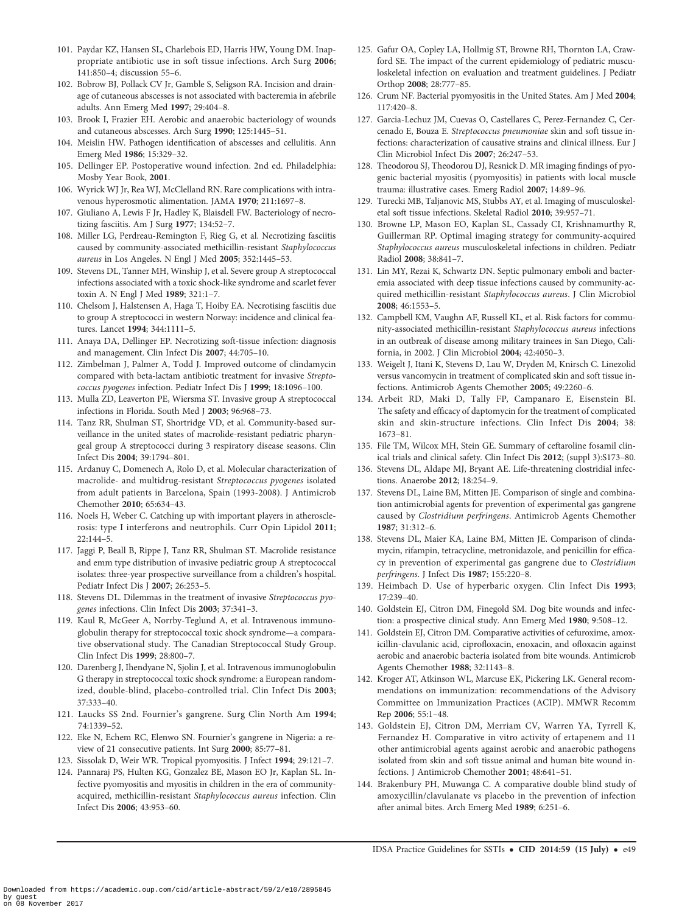101. Paydar KZ, Hansen SL, Charlebois ED, Harris HW, Young DM. Inappropriate antibiotic use in soft tissue infections. Arch Surg **2006**; 141:850–4; discussion 55–6.
102. Bobrow BJ, Pollack CV Jr, Gamble S, Seligson RA. Incision and drainage of cutaneous abscesses is not associated with bacteremia in afebrile adults. Ann Emerg Med **1997**; 29:404–8.
103. Brook I, Frazier EH. Aerobic and anaerobic bacteriology of wounds and cutaneous abscesses. Arch Surg **1990**; 125:1445–51.
104. Meislin HW. Pathogen identification of abscesses and cellulitis. Ann Emerg Med **1986**; 15:329–32.
105. Dellinger EP. Postoperative wound infection. 2nd ed. Philadelphia: Mosby Year Book, **2001**.
106. Wyrick WJ Jr, Rea WJ, McClelland RN. Rare complications with intravenous hyperosmotic alimentation. JAMA **1970**; 211:1697–8.
107. Giuliano A, Lewis F Jr, Hadley K, Blaisdell FW. Bacteriology of necrotizing fasciitis. Am J Surg **1977**; 134:52–7.
108. Miller LG, Perdreau-Remington F, Rieg G, et al. Necrotizing fasciitis caused by community-associated methicillin-resistant *Staphylococcus aureus* in Los Angeles. N Engl J Med **2005**; 352:1445–53.
109. Stevens DL, Tanner MH, Winship J, et al. Severe group A streptococcal infections associated with a toxic shock-like syndrome and scarlet fever toxin A. N Engl J Med **1989**; 321:1–7.
110. Chelsom J, Halstensen A, Haga T, Hoiby EA. Necrotising fasciitis due to group A streptococci in western Norway: incidence and clinical features. Lancet **1994**; 344:1111–5.
111. Anaya DA, Dellinger EP. Necrotizing soft-tissue infection: diagnosis and management. Clin Infect Dis **2007**; 44:705–10.
112. Zimbelman J, Palmer A, Todd J. Improved outcome of clindamycin compared with beta-lactam antibiotic treatment for invasive *Streptococcus pyogenes* infection. Pediatr Infect Dis J **1999**; 18:1096–100.
113. Mulla ZD, Leaverton PE, Wiersma ST. Invasive group A streptococcal infections in Florida. South Med J **2003**; 96:968–73.
114. Tanz RR, Shulman ST, Shortridge VD, et al. Community-based surveillance in the united states of macrolide-resistant pediatric pharyngeal group A streptococci during 3 respiratory disease seasons. Clin Infect Dis **2004**; 39:1794–801.
115. Ardanuy C, Domenech A, Rolo D, et al. Molecular characterization of macrolide- and multidrug-resistant *Streptococcus pyogenes* isolated from adult patients in Barcelona, Spain (1993-2008). J Antimicrob Chemother **2010**; 65:634–43.
116. Noels H, Weber C. Catching up with important players in atherosclerosis: type I interferons and neutrophils. Curr Opin Lipidol **2011**; 22:144–5.
117. Jaggi P, Beall B, Rippe J, Tanz RR, Shulman ST. Macrolide resistance and emm type distribution of invasive pediatric group A streptococcal isolates: three-year prospective surveillance from a children's hospital. Pediatr Infect Dis J **2007**; 26:253–5.
118. Stevens DL. Dilemmas in the treatment of invasive *Streptococcus pyogenes* infections. Clin Infect Dis **2003**; 37:341–3.
119. Kaul R, McGeer A, Norrby-Teglund A, et al. Intravenous immunoglobulin therapy for streptococcal toxic shock syndrome—a comparative observational study. The Canadian Streptococcal Study Group. Clin Infect Dis **1999**; 28:800–7.
120. Darenberg J, Ihendyane N, Sjolin J, et al. Intravenous immunoglobulin G therapy in streptococcal toxic shock syndrome: a European randomized, double-blind, placebo-controlled trial. Clin Infect Dis **2003**; 37:333–40.
121. Laucks SS 2nd. Fournier's gangrene. Surg Clin North Am **1994**; 74:1339–52.
122. Eke N, Echem RC, Elenwo SN. Fournier's gangrene in Nigeria: a review of 21 consecutive patients. Int Surg **2000**; 85:77–81.
123. Sissolak D, Weir WR. Tropical pyomyositis. J Infect **1994**; 29:121–7.
124. Pannaraj PS, Hulten KG, Gonzalez BE, Mason EO Jr, Kaplan SL. Infective pyomyositis and myositis in children in the era of community-acquired, methicillin-resistant *Staphylococcus aureus* infection. Clin Infect Dis **2006**; 43:953–60.
125. Gafur OA, Copley LA, Hollmig ST, Browne RH, Thornton LA, Crawford SE. The impact of the current epidemiology of pediatric musculoskeletal infection on evaluation and treatment guidelines. J Pediatr Orthop **2008**; 28:777–85.
126. Crum NF. Bacterial pyomyositis in the United States. Am J Med **2004**; 117:420–8.
127. Garcia-Lechuz JM, Cuevas O, Castellares C, Perez-Fernandez C, Cercenado E, Bouza E. *Streptococcus pneumoniae* skin and soft tissue infections: characterization of causative strains and clinical illness. Eur J Clin Microbiol Infect Dis **2007**; 26:247–53.
128. Theodorou SJ, Theodorou DJ, Resnick D. MR imaging findings of pyogenic bacterial myositis (pyomyositis) in patients with local muscle trauma: illustrative cases. Emerg Radiol **2007**; 14:89–96.
129. Turecki MB, Taljanovic MS, Stubbs AY, et al. Imaging of musculoskeletal soft tissue infections. Skeletal Radiol **2010**; 39:957–71.
130. Browne LP, Mason EO, Kaplan SL, Cassady CI, Krishnamurthy R, Guillerman RP. Optimal imaging strategy for community-acquired *Staphylococcus aureus* musculoskeletal infections in children. Pediatr Radiol **2008**; 38:841–7.
131. Lin MY, Rezai K, Schwartz DN. Septic pulmonary emboli and bacteremia associated with deep tissue infections caused by community-acquired methicillin-resistant *Staphylococcus aureus*. J Clin Microbiol **2008**; 46:1553–5.
132. Campbell KM, Vaughn AF, Russell KL, et al. Risk factors for community-associated methicillin-resistant *Staphylococcus aureus* infections in an outbreak of disease among military trainees in San Diego, California, in 2002. J Clin Microbiol **2004**; 42:4050–3.
133. Weigelt J, Itani K, Stevens D, Lau W, Dryden M, Knirsch C. Linezolid versus vancomycin in treatment of complicated skin and soft tissue infections. Antimicrob Agents Chemother **2005**; 49:2260–6.
134. Arbeit RD, Maki D, Tally FP, Campanaro E, Eisenstein BI. The safety and efficacy of daptomycin for the treatment of complicated skin and skin-structure infections. Clin Infect Dis **2004**; 38: 1673–81.
135. File TM, Wilcox MH, Stein GE. Summary of ceftaroline fosamil clinical trials and clinical safety. Clin Infect Dis **2012**; (suppl 3):S173–80.
136. Stevens DL, Aldape MJ, Bryant AE. Life-threatening clostridial infections. Anaerobe **2012**; 18:254–9.
137. Stevens DL, Laine BM, Mitten JE. Comparison of single and combination antimicrobial agents for prevention of experimental gas gangrene caused by *Clostridium perfringens*. Antimicrob Agents Chemother **1987**; 31:312–6.
138. Stevens DL, Maier KA, Laine BM, Mitten JE. Comparison of clindamycin, rifampin, tetracycline, metronidazole, and penicillin for efficacy in prevention of experimental gas gangrene due to *Clostridium perfringens*. J Infect Dis **1987**; 155:220–8.
139. Heimbach D. Use of hyperbaric oxygen. Clin Infect Dis **1993**; 17:239–40.
140. Goldstein EJ, Citron DM, Finegold SM. Dog bite wounds and infection: a prospective clinical study. Ann Emerg Med **1980**; 9:508–12.
141. Goldstein EJ, Citron DM. Comparative activities of cefuroxime, amoxicillin-clavulanic acid, ciprofloxacin, enoxacin, and ofloxacin against aerobic and anaerobic bacteria isolated from bite wounds. Antimicrob Agents Chemother **1988**; 32:1143–8.
142. Kroger AT, Atkinson WL, Marcuse EK, Pickering LK. General recommendations on immunization: recommendations of the Advisory Committee on Immunization Practices (ACIP). MMWR Recomm Rep **2006**; 55:1–48.
143. Goldstein EJ, Citron DM, Merriam CV, Warren YA, Tyrrell K, Fernandez H. Comparative in vitro activity of ertapenem and 11 other antimicrobial agents against aerobic and anaerobic pathogens isolated from skin and soft tissue animal and human bite wound infections. J Antimicrob Chemother **2001**; 48:641–51.
144. Brakenbury PH, Muwanga C. A comparative double blind study of amoxycillin/clavulanate vs placebo in the prevention of infection after animal bites. Arch Emerg Med **1989**; 6:251–6.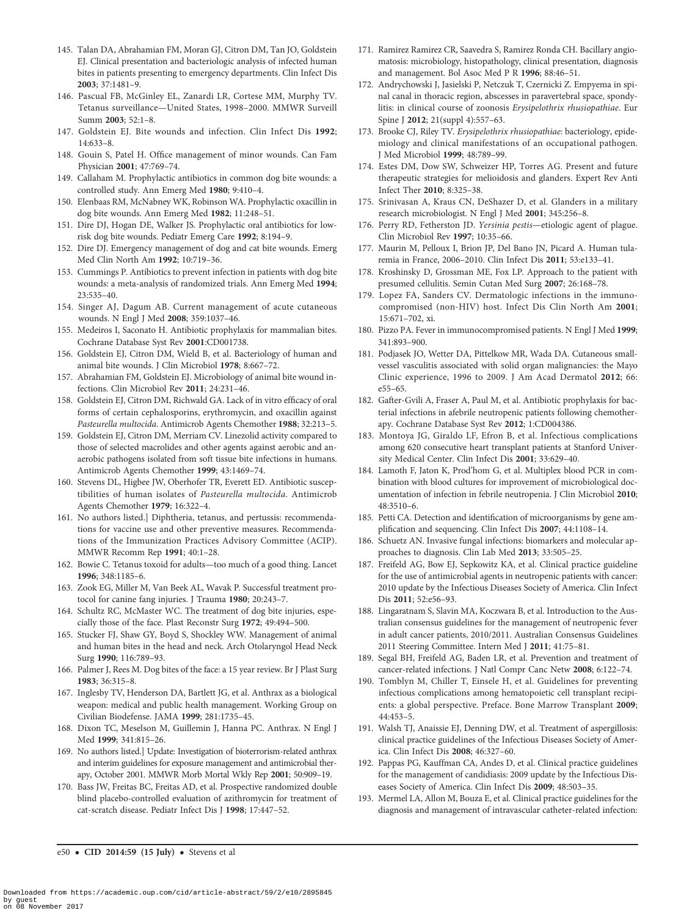145. Talan DA, Abrahamian FM, Moran GJ, Citron DM, Tan JO, Goldstein EJ. Clinical presentation and bacteriologic analysis of infected human bites in patients presenting to emergency departments. Clin Infect Dis **2003**; 37:1481–9.
146. Pascual FB, McGinley EL, Zanardi LR, Cortese MM, Murphy TV. Tetanus surveillance—United States, 1998–2000. MMWR Surveill Summ **2003**; 52:1–8.
147. Goldstein EJ. Bite wounds and infection. Clin Infect Dis **1992**; 14:633–8.
148. Gouin S, Patel H. Office management of minor wounds. Can Fam Physician **2001**; 47:769–74.
149. Callaham M. Prophylactic antibiotics in common dog bite wounds: a controlled study. Ann Emerg Med **1980**; 9:410–4.
150. Elenbaas RM, McNabney WK, Robinson WA. Prophylactic oxacillin in dog bite wounds. Ann Emerg Med **1982**; 11:248–51.
151. Dire DJ, Hogan DE, Walker JS. Prophylactic oral antibiotics for low-risk dog bite wounds. Pediatr Emerg Care **1992**; 8:194–9.
152. Dire DJ. Emergency management of dog and cat bite wounds. Emerg Med Clin North Am **1992**; 10:719–36.
153. Cummings P. Antibiotics to prevent infection in patients with dog bite wounds: a meta-analysis of randomized trials. Ann Emerg Med **1994**; 23:535–40.
154. Singer AJ, Dagum AB. Current management of acute cutaneous wounds. N Engl J Med **2008**; 359:1037–46.
155. Medeiros I, Saconato H. Antibiotic prophylaxis for mammalian bites. Cochrane Database Syst Rev **2001**:CD001738.
156. Goldstein EJ, Citron DM, Wield B, et al. Bacteriology of human and animal bite wounds. J Clin Microbiol **1978**; 8:667–72.
157. Abrahamian FM, Goldstein EJ. Microbiology of animal bite wound infections. Clin Microbiol Rev **2011**; 24:231–46.
158. Goldstein EJ, Citron DM, Richwald GA. Lack of in vitro efficacy of oral forms of certain cephalosporins, erythromycin, and oxacillin against *Pasteurella multocida*. Antimicrob Agents Chemother **1988**; 32:213–5.
159. Goldstein EJ, Citron DM, Merriam CV. Linezolid activity compared to those of selected macrolides and other agents against aerobic and anaerobic pathogens isolated from soft tissue bite infections in humans. Antimicrob Agents Chemother **1999**; 43:1469–74.
160. Stevens DL, Higbee JW, Oberhofer TR, Everett ED. Antibiotic susceptibilities of human isolates of *Pasteurella multocida*. Antimicrob Agents Chemother **1979**; 16:322–4.
161. No authors listed.] Diphtheria, tetanus, and pertussis: recommendations for vaccine use and other preventive measures. Recommendations of the Immunization Practices Advisory Committee (ACIP). MMWR Recomm Rep **1991**; 40:1–28.
162. Bowie C. Tetanus toxoid for adults—too much of a good thing. Lancet **1996**; 348:1185–6.
163. Zook EG, Miller M, Van Beek AL, Wavak P. Successful treatment protocol for canine fang injuries. J Trauma **1980**; 20:243–7.
164. Schultz RC, McMaster WC. The treatment of dog bite injuries, especially those of the face. Plast Reconstr Surg **1972**; 49:494–500.
165. Stucker FJ, Shaw GY, Boyd S, Shockley WW. Management of animal and human bites in the head and neck. Arch Otolaryngol Head Neck Surg **1990**; 116:789–93.
166. Palmer J, Rees M. Dog bites of the face: a 15 year review. Br J Plast Surg **1983**; 36:315–8.
167. Inglesby TV, Henderson DA, Bartlett JG, et al. Anthrax as a biological weapon: medical and public health management. Working Group on Civilian Biodefense. JAMA **1999**; 281:1735–45.
168. Dixon TC, Meselson M, Guillemin J, Hanna PC. Anthrax. N Engl J Med **1999**; 341:815–26.
169. No authors listed.] Update: Investigation of bioterrorism-related anthrax and interim guidelines for exposure management and antimicrobial therapy, October 2001. MMWR Morb Mortal Wkly Rep **2001**; 50:909–19.
170. Bass JW, Freitas BC, Freitas AD, et al. Prospective randomized double blind placebo-controlled evaluation of azithromycin for treatment of cat-scratch disease. Pediatr Infect Dis J **1998**; 17:447–52.
171. Ramirez Ramirez CR, Saavedra S, Ramirez Ronda CH. Bacillary angiomatosis: microbiology, histopathology, clinical presentation, diagnosis and management. Bol Asoc Med P R **1996**; 88:46–51.
172. Andrychowski J, Jasielski P, Netczuk T, Czernicki Z. Empyema in spinal canal in thoracic region, abscesses in paravertebral space, spondylitis: in clinical course of zoonosis *Erysipelothrix rhusiopathiae*. Eur Spine J **2012**; 21(suppl 4):557–63.
173. Brooke CJ, Riley TV. *Erysipelothrix rhusiopathiae*: bacteriology, epidemiology and clinical manifestations of an occupational pathogen. J Med Microbiol **1999**; 48:789–99.
174. Estes DM, Dow SW, Schweizer HP, Torres AG. Present and future therapeutic strategies for melioidosis and glanders. Expert Rev Anti Infect Ther **2010**; 8:325–38.
175. Srinivasan A, Kraus CN, DeShazer D, et al. Glanders in a military research microbiologist. N Engl J Med **2001**; 345:256–8.
176. Perry RD, Fetherston JD. *Yersinia pestis*—etiologic agent of plague. Clin Microbiol Rev **1997**; 10:35–66.
177. Maurin M, Pelloux I, Brion JP, Del Bano JN, Picard A. Human tularemia in France, 2006–2010. Clin Infect Dis **2011**; 53:e133–41.
178. Kroshinsky D, Grossman ME, Fox LP. Approach to the patient with presumed cellulitis. Semin Cutan Med Surg **2007**; 26:168–78.
179. Lopez FA, Sanders CV. Dermatologic infections in the immunocompromised (non-HIV) host. Infect Dis Clin North Am **2001**; 15:671–702, xi.
180. Pizzo PA. Fever in immunocompromised patients. N Engl J Med **1999**; 341:893–900.
181. Podjasek JO, Wetter DA, Pittelkow MR, Wada DA. Cutaneous small-vessel vasculitis associated with solid organ malignancies: the Mayo Clinic experience, 1996 to 2009. J Am Acad Dermatol **2012**; 66: e55–65.
182. Gafter-Gvili A, Fraser A, Paul M, et al. Antibiotic prophylaxis for bacterial infections in afebrile neutropenic patients following chemotherapy. Cochrane Database Syst Rev **2012**; 1:CD004386.
183. Montoya JG, Giraldo LF, Efron B, et al. Infectious complications among 620 consecutive heart transplant patients at Stanford University Medical Center. Clin Infect Dis **2001**; 33:629–40.
184. Lamoth F, Jaton K, Prod'hom G, et al. Multiplex blood PCR in combination with blood cultures for improvement of microbiological documentation of infection in febrile neutropenia. J Clin Microbiol **2010**; 48:3510–6.
185. Petti CA. Detection and identification of microorganisms by gene amplification and sequencing. Clin Infect Dis **2007**; 44:1108–14.
186. Schuetz AN. Invasive fungal infections: biomarkers and molecular approaches to diagnosis. Clin Lab Med **2013**; 33:505–25.
187. Freifeld AG, Bow EJ, Sepkowitz KA, et al. Clinical practice guideline for the use of antimicrobial agents in neutropenic patients with cancer: 2010 update by the Infectious Diseases Society of America. Clin Infect Dis **2011**; 52:e56–93.
188. Lingaratnam S, Slavin MA, Koczwara B, et al. Introduction to the Australian consensus guidelines for the management of neutropenic fever in adult cancer patients, 2010/2011. Australian Consensus Guidelines 2011 Steering Committee. Intern Med J **2011**; 41:75–81.
189. Segal BH, Freifeld AG, Baden LR, et al. Prevention and treatment of cancer-related infections. J Natl Compr Canc Netw **2008**; 6:122–74.
190. Tomblyn M, Chiller T, Einsele H, et al. Guidelines for preventing infectious complications among hematopoietic cell transplant recipients: a global perspective. Preface. Bone Marrow Transplant **2009**; 44:453–5.
191. Walsh TJ, Anaissie EJ, Denning DW, et al. Treatment of aspergillosis: clinical practice guidelines of the Infectious Diseases Society of America. Clin Infect Dis **2008**; 46:327–60.
192. Pappas PG, Kauffman CA, Andes D, et al. Clinical practice guidelines for the management of candidiasis: 2009 update by the Infectious Diseases Society of America. Clin Infect Dis **2009**; 48:503–35.
193. Mermel LA, Allon M, Bouza E, et al. Clinical practice guidelines for the diagnosis and management of intravascular catheter-related infection: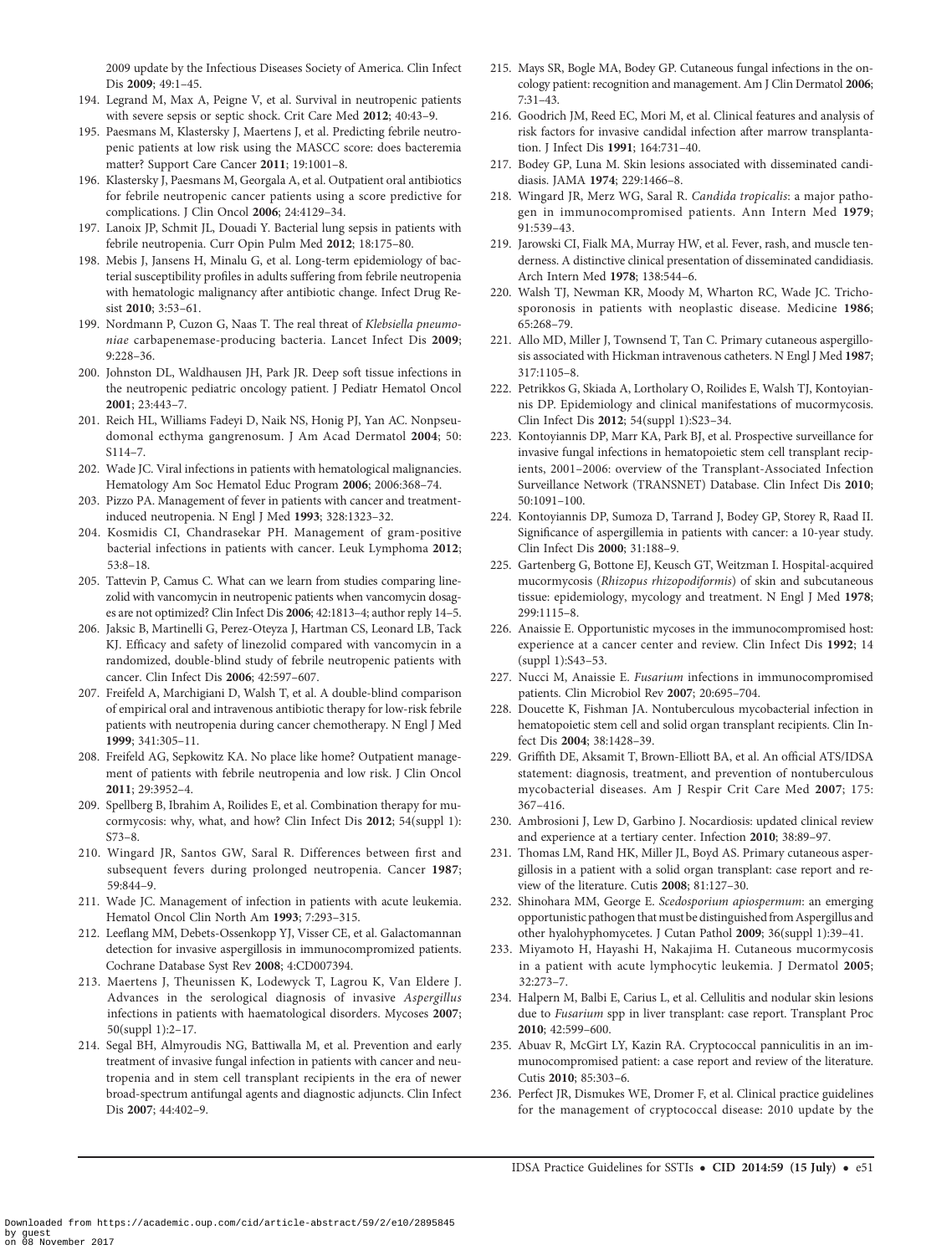2009 update by the Infectious Diseases Society of America. Clin Infect Dis **2009**; 49:1–45.

194. Legrand M, Max A, Peigne V, et al. Survival in neutropenic patients with severe sepsis or septic shock. Crit Care Med **2012**; 40:43–9.
195. Paesmans M, Klastersky J, Maertens J, et al. Predicting febrile neutropenic patients at low risk using the MASCC score: does bacteremia matter? Support Care Cancer **2011**; 19:1001–8.
196. Klastersky J, Paesmans M, Georgala A, et al. Outpatient oral antibiotics for febrile neutropenic cancer patients using a score predictive for complications. J Clin Oncol **2006**; 24:4129–34.
197. Lanoix JP, Schmit JL, Douadi Y. Bacterial lung sepsis in patients with febrile neutropenia. Curr Opin Pulm Med **2012**; 18:175–80.
198. Mebis J, Jansens H, Minalu G, et al. Long-term epidemiology of bacterial susceptibility profiles in adults suffering from febrile neutropenia with hematologic malignancy after antibiotic change. Infect Drug Resist **2010**; 3:53–61.
199. Nordmann P, Cuzon G, Naas T. The real threat of *Klebsiella pneumoniae* carbapenemase-producing bacteria. Lancet Infect Dis **2009**; 9:228–36.
200. Johnston DL, Waldhausen JH, Park JR. Deep soft tissue infections in the neutropenic pediatric oncology patient. J Pediatr Hematol Oncol **2001**; 23:443–7.
201. Reich HL, Williams Fadeyi D, Naik NS, Honig PJ, Yan AC. Nonpseudomonal ecthyma gangrenosum. J Am Acad Dermatol **2004**; 50: S114–7.
202. Wade JC. Viral infections in patients with hematological malignancies. Hematology Am Soc Hematol Educ Program **2006**; 2006:368–74.
203. Pizzo PA. Management of fever in patients with cancer and treatment-induced neutropenia. N Engl J Med **1993**; 328:1323–32.
204. Kosmidis CI, Chandrasekar PH. Management of gram-positive bacterial infections in patients with cancer. Leuk Lymphoma **2012**; 53:8–18.
205. Tattevin P, Camus C. What can we learn from studies comparing linezolid with vancomycin in neutropenic patients when vancomycin dosages are not optimized? Clin Infect Dis **2006**; 42:1813–4; author reply 14–5.
206. Jaksic B, Martinelli G, Perez-Oteyza J, Hartman CS, Leonard LB, Tack KJ. Efficacy and safety of linezolid compared with vancomycin in a randomized, double-blind study of febrile neutropenic patients with cancer. Clin Infect Dis **2006**; 42:597–607.
207. Freifeld A, Marchigiani D, Walsh T, et al. A double-blind comparison of empirical oral and intravenous antibiotic therapy for low-risk febrile patients with neutropenia during cancer chemotherapy. N Engl J Med **1999**; 341:305–11.
208. Freifeld AG, Sepkowitz KA. No place like home? Outpatient management of patients with febrile neutropenia and low risk. J Clin Oncol **2011**; 29:3952–4.
209. Spellberg B, Ibrahim A, Roilides E, et al. Combination therapy for mucormycosis: why, what, and how? Clin Infect Dis **2012**; 54(suppl 1): S73–8.
210. Wingard JR, Santos GW, Saral R. Differences between first and subsequent fevers during prolonged neutropenia. Cancer **1987**; 59:844–9.
211. Wade JC. Management of infection in patients with acute leukemia. Hematol Oncol Clin North Am **1993**; 7:293–315.
212. Leeflang MM, Debets-Ossenkopp YJ, Visser CE, et al. Galactomannan detection for invasive aspergillosis in immunocompromized patients. Cochrane Database Syst Rev **2008**; 4:CD007394.
213. Maertens J, Theunissen K, Lodewyck T, Lagrou K, Van Eldere J. Advances in the serological diagnosis of invasive *Aspergillus* infections in patients with haematological disorders. Mycoses **2007**; 50(suppl 1):2–17.
214. Segal BH, Almyroudis NG, Battiwalla M, et al. Prevention and early treatment of invasive fungal infection in patients with cancer and neutropenia and in stem cell transplant recipients in the era of newer broad-spectrum antifungal agents and diagnostic adjuncts. Clin Infect Dis **2007**; 44:402–9.
215. Mays SR, Bogle MA, Bodey GP. Cutaneous fungal infections in the oncology patient: recognition and management. Am J Clin Dermatol **2006**; 7:31–43.
216. Goodrich JM, Reed EC, Mori M, et al. Clinical features and analysis of risk factors for invasive candidal infection after marrow transplantation. J Infect Dis **1991**; 164:731–40.
217. Bodey GP, Luna M. Skin lesions associated with disseminated candidiasis. JAMA **1974**; 229:1466–8.
218. Wingard JR, Merz WG, Saral R. *Candida tropicalis*: a major pathogen in immunocompromised patients. Ann Intern Med **1979**; 91:539–43.
219. Jarowski CI, Fialk MA, Murray HW, et al. Fever, rash, and muscle tenderness. A distinctive clinical presentation of disseminated candidiasis. Arch Intern Med **1978**; 138:544–6.
220. Walsh TJ, Newman KR, Moody M, Wharton RC, Wade JC. Trichosporonosis in patients with neoplastic disease. Medicine **1986**; 65:268–79.
221. Allo MD, Miller J, Townsend T, Tan C. Primary cutaneous aspergillosis associated with Hickman intravenous catheters. N Engl J Med **1987**; 317:1105–8.
222. Petrikkos G, Skiada A, Lortholary O, Roilides E, Walsh TJ, Kontoyiannis DP. Epidemiology and clinical manifestations of mucormycosis. Clin Infect Dis **2012**; 54(suppl 1):S23–34.
223. Kontoyiannis DP, Marr KA, Park BJ, et al. Prospective surveillance for invasive fungal infections in hematopoietic stem cell transplant recipients, 2001–2006: overview of the Transplant-Associated Infection Surveillance Network (TRANSNET) Database. Clin Infect Dis **2010**; 50:1091–100.
224. Kontoyiannis DP, Sumoza D, Tarrand J, Bodey GP, Storey R, Raad II. Significance of aspergillemia in patients with cancer: a 10-year study. Clin Infect Dis **2000**; 31:188–9.
225. Gartenberg G, Bottone EJ, Keusch GT, Weitzman I. Hospital-acquired mucormycosis (*Rhizopus rhizopodiformis*) of skin and subcutaneous tissue: epidemiology, mycology and treatment. N Engl J Med **1978**; 299:1115–8.
226. Anaissie E. Opportunistic mycoses in the immunocompromised host: experience at a cancer center and review. Clin Infect Dis **1992**; 14 (suppl 1):S43–53.
227. Nucci M, Anaissie E. *Fusarium* infections in immunocompromised patients. Clin Microbiol Rev **2007**; 20:695–704.
228. Doucette K, Fishman JA. Nontuberculous mycobacterial infection in hematopoietic stem cell and solid organ transplant recipients. Clin Infect Dis **2004**; 38:1428–39.
229. Griffith DE, Aksamit T, Brown-Elliott BA, et al. An official ATS/IDSA statement: diagnosis, treatment, and prevention of nontuberculous mycobacterial diseases. Am J Respir Crit Care Med **2007**; 175: 367–416.
230. Ambrosioni J, Lew D, Garbino J. Nocardiosis: updated clinical review and experience at a tertiary center. Infection **2010**; 38:89–97.
231. Thomas LM, Rand HK, Miller JL, Boyd AS. Primary cutaneous aspergillosis in a patient with a solid organ transplant: case report and review of the literature. Cutis **2008**; 81:127–30.
232. Shinohara MM, George E. *Scedosporium apiospermum*: an emerging opportunistic pathogen that must be distinguished from Aspergillus and other hyalohyphomycetes. J Cutan Pathol **2009**; 36(suppl 1):39–41.
233. Miyamoto H, Hayashi H, Nakajima H. Cutaneous mucormycosis in a patient with acute lymphocytic leukemia. J Dermatol **2005**; 32:273–7.
234. Halpern M, Balbi E, Carius L, et al. Cellulitis and nodular skin lesions due to *Fusarium* spp in liver transplant: case report. Transplant Proc **2010**; 42:599–600.
235. Abuav R, McGirt LY, Kazin RA. Cryptococcal panniculitis in an immunocompromised patient: a case report and review of the literature. Cutis **2010**; 85:303–6.
236. Perfect JR, Dismukes WE, Dromer F, et al. Clinical practice guidelines for the management of cryptococcal disease: 2010 update by the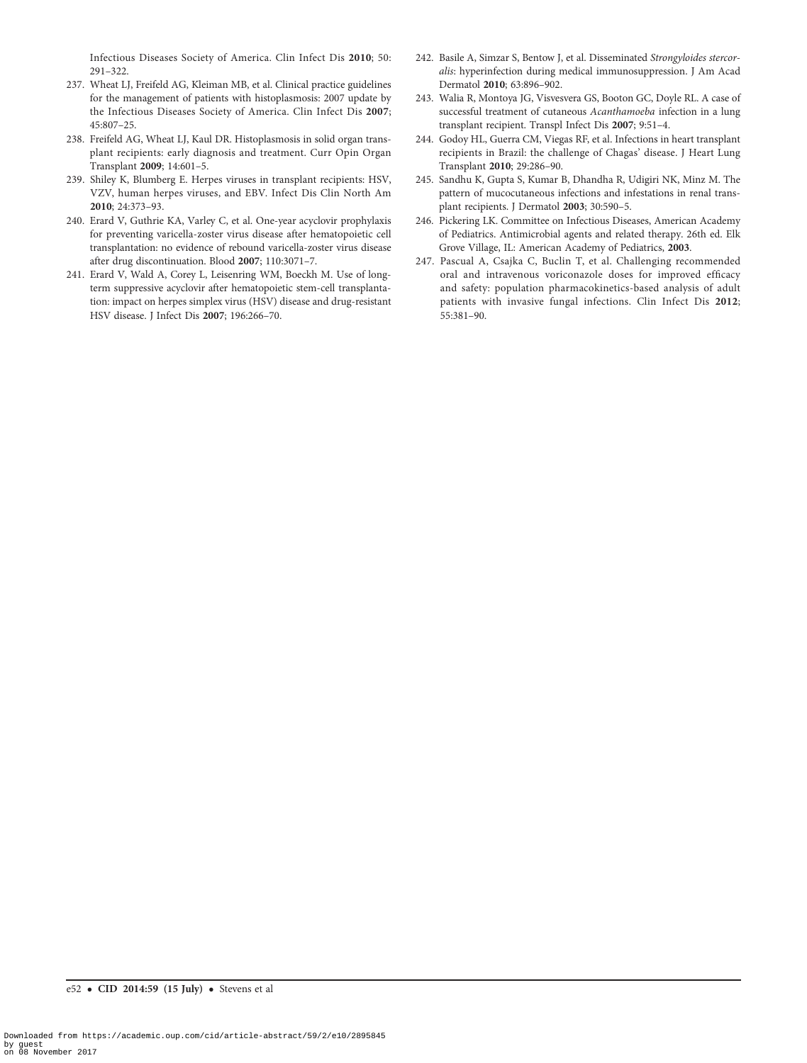Infectious Diseases Society of America. Clin Infect Dis **2010**; 50: 291–322.

237. Wheat LJ, Freifeld AG, Kleiman MB, et al. Clinical practice guidelines for the management of patients with histoplasmosis: 2007 update by the Infectious Diseases Society of America. Clin Infect Dis **2007**; 45:807–25.
238. Freifeld AG, Wheat LJ, Kaul DR. Histoplasmosis in solid organ transplant recipients: early diagnosis and treatment. Curr Opin Organ Transplant **2009**; 14:601–5.
239. Shiley K, Blumberg E. Herpes viruses in transplant recipients: HSV, VZV, human herpes viruses, and EBV. Infect Dis Clin North Am **2010**; 24:373–93.
240. Erard V, Guthrie KA, Varley C, et al. One-year acyclovir prophylaxis for preventing varicella-zoster virus disease after hematopoietic cell transplantation: no evidence of rebound varicella-zoster virus disease after drug discontinuation. Blood **2007**; 110:3071–7.
241. Erard V, Wald A, Corey L, Leisenring WM, Boeckh M. Use of long-term suppressive acyclovir after hematopoietic stem-cell transplantation: impact on herpes simplex virus (HSV) disease and drug-resistant HSV disease. J Infect Dis **2007**; 196:266–70.
242. Basile A, Simzar S, Bentow J, et al. Disseminated *Strongyloides stercoralis*: hyperinfection during medical immunosuppression. J Am Acad Dermatol **2010**; 63:896–902.
243. Walia R, Montoya JG, Visvesvera GS, Booton GC, Doyle RL. A case of successful treatment of cutaneous *Acanthamoeba* infection in a lung transplant recipient. Transpl Infect Dis **2007**; 9:51–4.
244. Godoy HL, Guerra CM, Viegas RF, et al. Infections in heart transplant recipients in Brazil: the challenge of Chagas' disease. J Heart Lung Transplant **2010**; 29:286–90.
245. Sandhu K, Gupta S, Kumar B, Dhandha R, Udigiri NK, Minz M. The pattern of mucocutaneous infections and infestations in renal transplant recipients. J Dermatol **2003**; 30:590–5.
246. Pickering LK. Committee on Infectious Diseases, American Academy of Pediatrics. Antimicrobial agents and related therapy. 26th ed. Elk Grove Village, IL: American Academy of Pediatrics, **2003**.
247. Pascual A, Csajka C, Buclin T, et al. Challenging recommended oral and intravenous voriconazole doses for improved efficacy and safety: population pharmacokinetics-based analysis of adult patients with invasive fungal infections. Clin Infect Dis **2012**; 55:381–90.